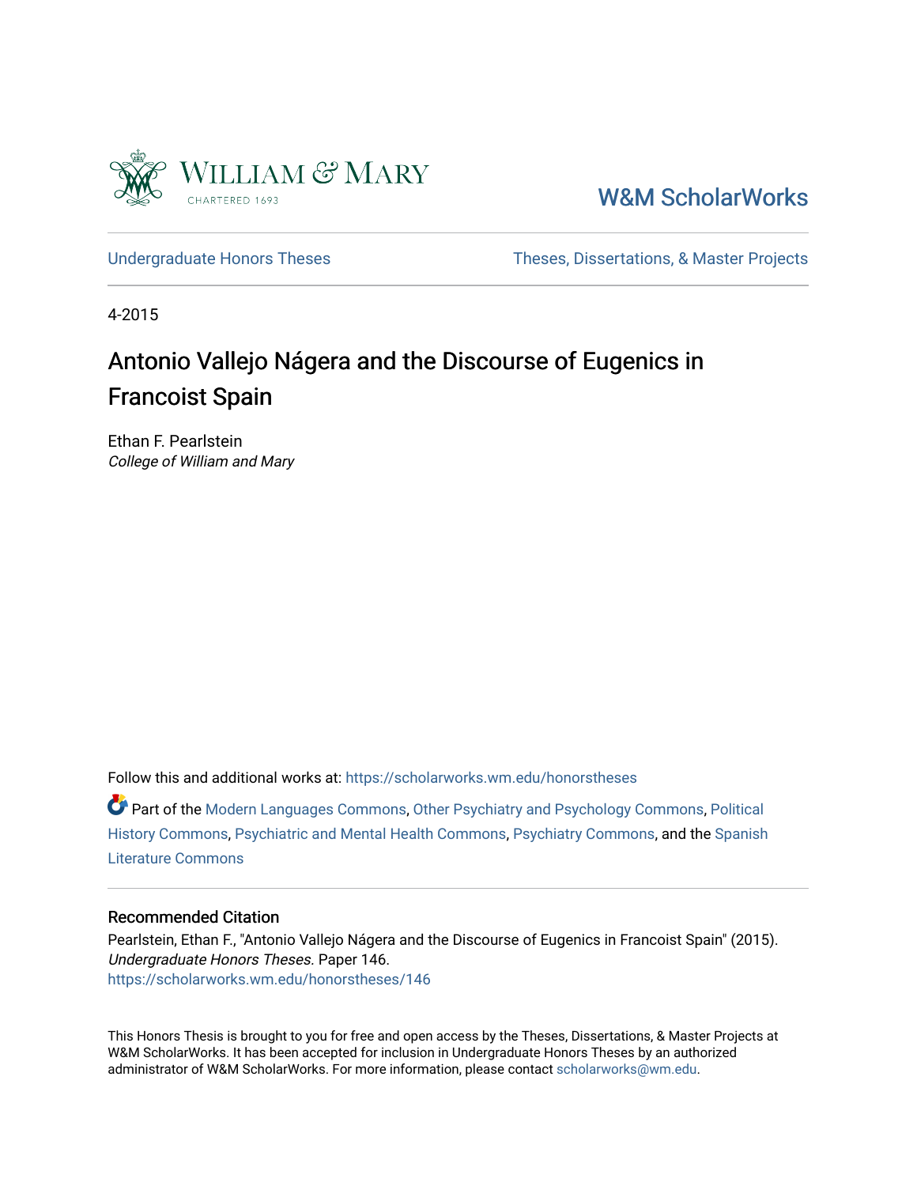William & Mary

CHARTERED 1693

W&M ScholarWorks

Undergraduate Honors Theses

Theses, Dissertations, & Master Projects

4-2015

# Antonio Vallejo Nágera and the Discourse of Eugenics in Francoist Spain

Ethan F. Pearlstein
*College of William and Mary*

Follow this and additional works at: https://scholarworks.wm.edu/honorstheses

Part of the Modern Languages Commons, Other Psychiatry and Psychology Commons, Political History Commons, Psychiatric and Mental Health Commons, Psychiatry Commons, and the Spanish Literature Commons

## Recommended Citation

Pearlstein, Ethan F., "Antonio Vallejo Nágera and the Discourse of Eugenics in Francoist Spain" (2015). *Undergraduate Honors Theses.* Paper 146.
https://scholarworks.wm.edu/honorstheses/146

This Honors Thesis is brought to you for free and open access by the Theses, Dissertations, & Master Projects at W&M ScholarWorks. It has been accepted for inclusion in Undergraduate Honors Theses by an authorized administrator of W&M ScholarWorks. For more information, please contact scholarworks@wm.edu.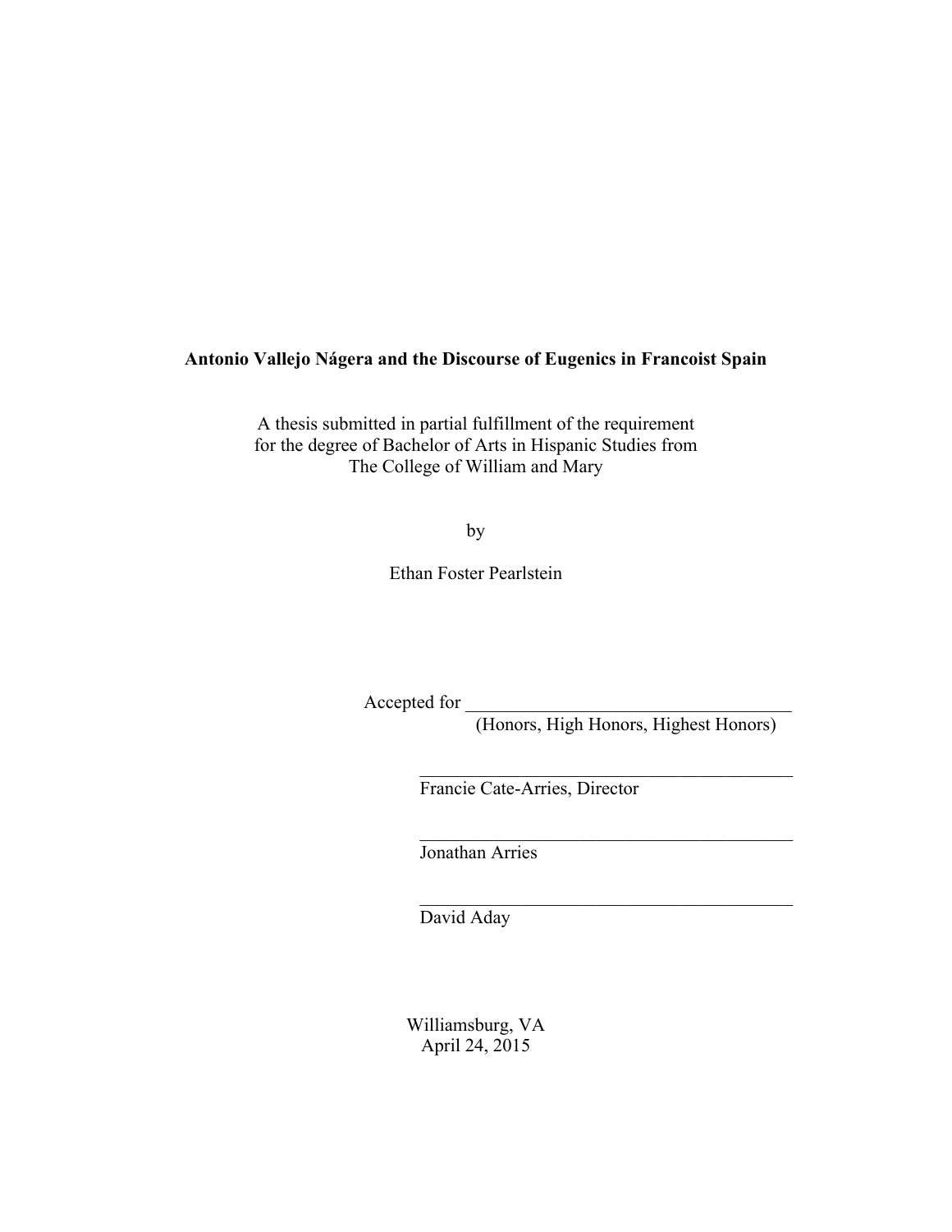**Antonio Vallejo Nágera and the Discourse of Eugenics in Francoist Spain**

A thesis submitted in partial fulfillment of the requirement
for the degree of Bachelor of Arts in Hispanic Studies from
The College of William and Mary

by

Ethan Foster Pearlstein

Accepted for ___________________________________
(Honors, High Honors, Highest Honors)

________________________________________
Francie Cate-Arries, Director

________________________________________
Jonathan Arries

________________________________________
David Aday

Williamsburg, VA
April 24, 2015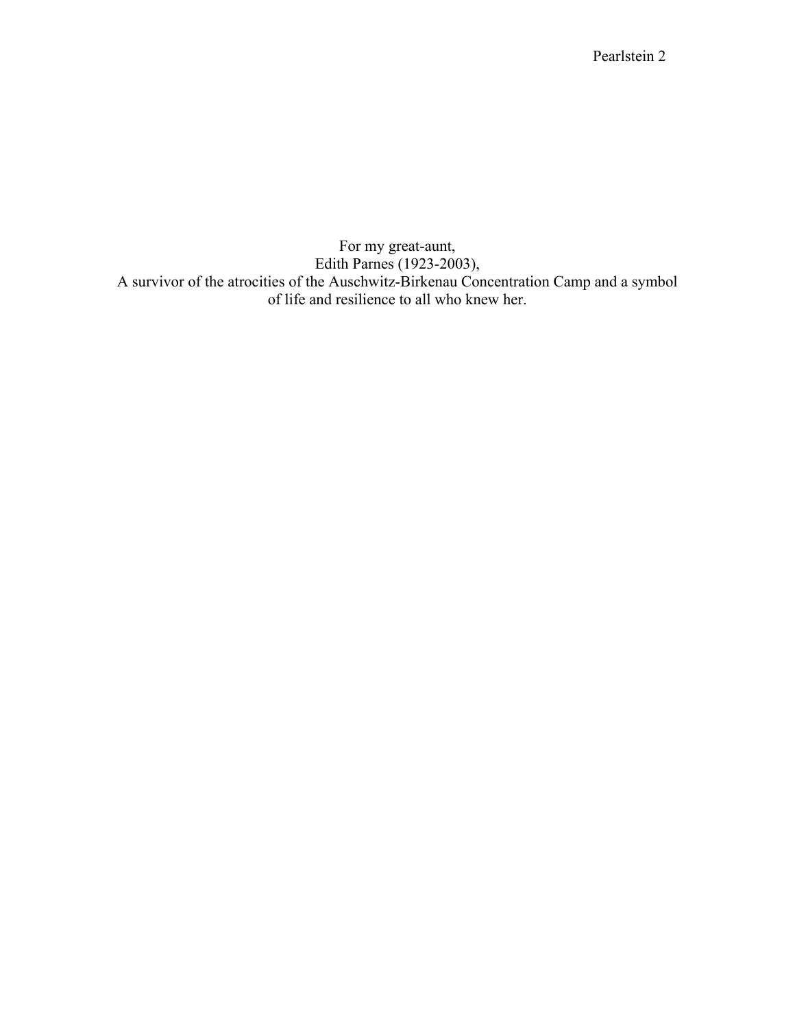For my great-aunt,
Edith Parnes (1923-2003),
A survivor of the atrocities of the Auschwitz-Birkenau Concentration Camp and a symbol of life and resilience to all who knew her.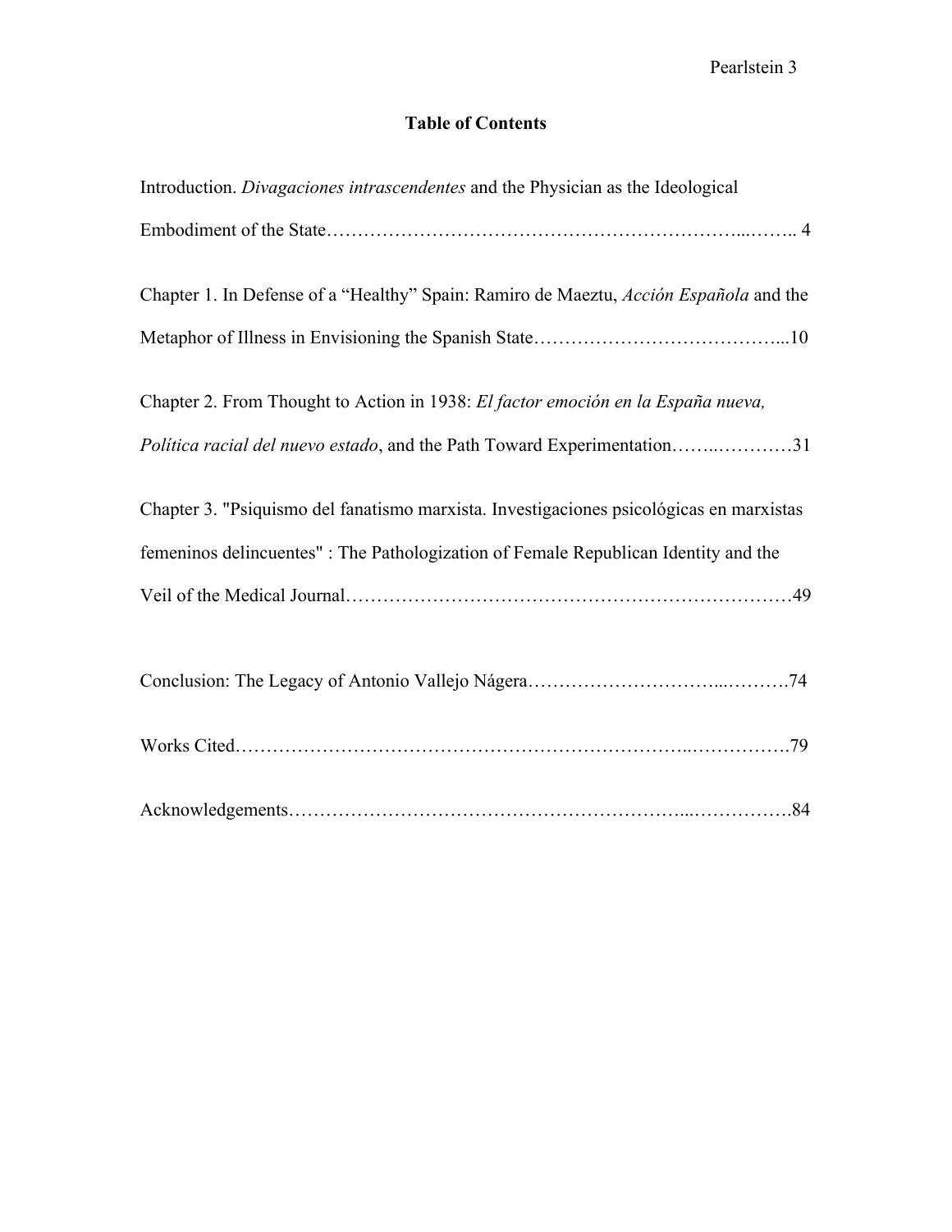# Table of Contents

Introduction. *Divagaciones intrascendentes* and the Physician as the Ideological Embodiment of the State………………………………………………………...…….. 4

Chapter 1. In Defense of a "Healthy" Spain: Ramiro de Maeztu, *Acción Española* and the Metaphor of Illness in Envisioning the Spanish State…………………………………...10

Chapter 2. From Thought to Action in 1938: *El factor emoción en la España nueva, Política racial del nuevo estado*, and the Path Toward Experimentation……..…………31

Chapter 3. "Psiquismo del fanatismo marxista. Investigaciones psicológicas en marxistas femeninos delincuentes" : The Pathologization of Female Republican Identity and the Veil of the Medical Journal……………………………………………………………49

Conclusion: The Legacy of Antonio Vallejo Nágera…………………………...……….74

Works Cited……………………………………………………………..…………….79

Acknowledgements…………………………………………………...…………….84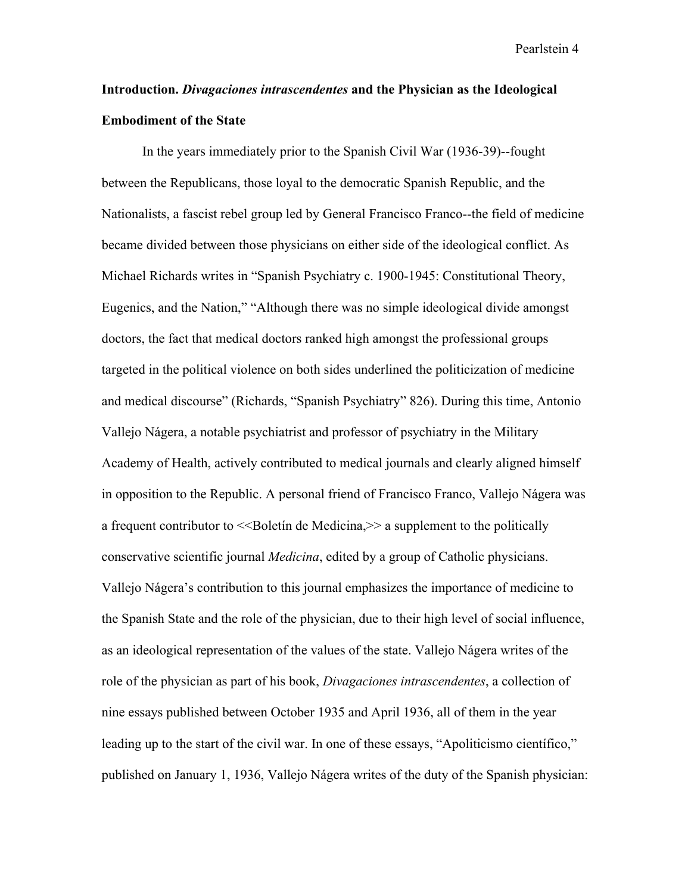## Introduction. *Divagaciones intrascendentes* and the Physician as the Ideological Embodiment of the State

In the years immediately prior to the Spanish Civil War (1936-39)--fought between the Republicans, those loyal to the democratic Spanish Republic, and the Nationalists, a fascist rebel group led by General Francisco Franco--the field of medicine became divided between those physicians on either side of the ideological conflict. As Michael Richards writes in "Spanish Psychiatry c. 1900-1945: Constitutional Theory, Eugenics, and the Nation," "Although there was no simple ideological divide amongst doctors, the fact that medical doctors ranked high amongst the professional groups targeted in the political violence on both sides underlined the politicization of medicine and medical discourse" (Richards, "Spanish Psychiatry" 826). During this time, Antonio Vallejo Nágera, a notable psychiatrist and professor of psychiatry in the Military Academy of Health, actively contributed to medical journals and clearly aligned himself in opposition to the Republic. A personal friend of Francisco Franco, Vallejo Nágera was a frequent contributor to <<Boletín de Medicina,>> a supplement to the politically conservative scientific journal *Medicina*, edited by a group of Catholic physicians. Vallejo Nágera's contribution to this journal emphasizes the importance of medicine to the Spanish State and the role of the physician, due to their high level of social influence, as an ideological representation of the values of the state. Vallejo Nágera writes of the role of the physician as part of his book, *Divagaciones intrascendentes*, a collection of nine essays published between October 1935 and April 1936, all of them in the year leading up to the start of the civil war. In one of these essays, "Apoliticismo científico," published on January 1, 1936, Vallejo Nágera writes of the duty of the Spanish physician: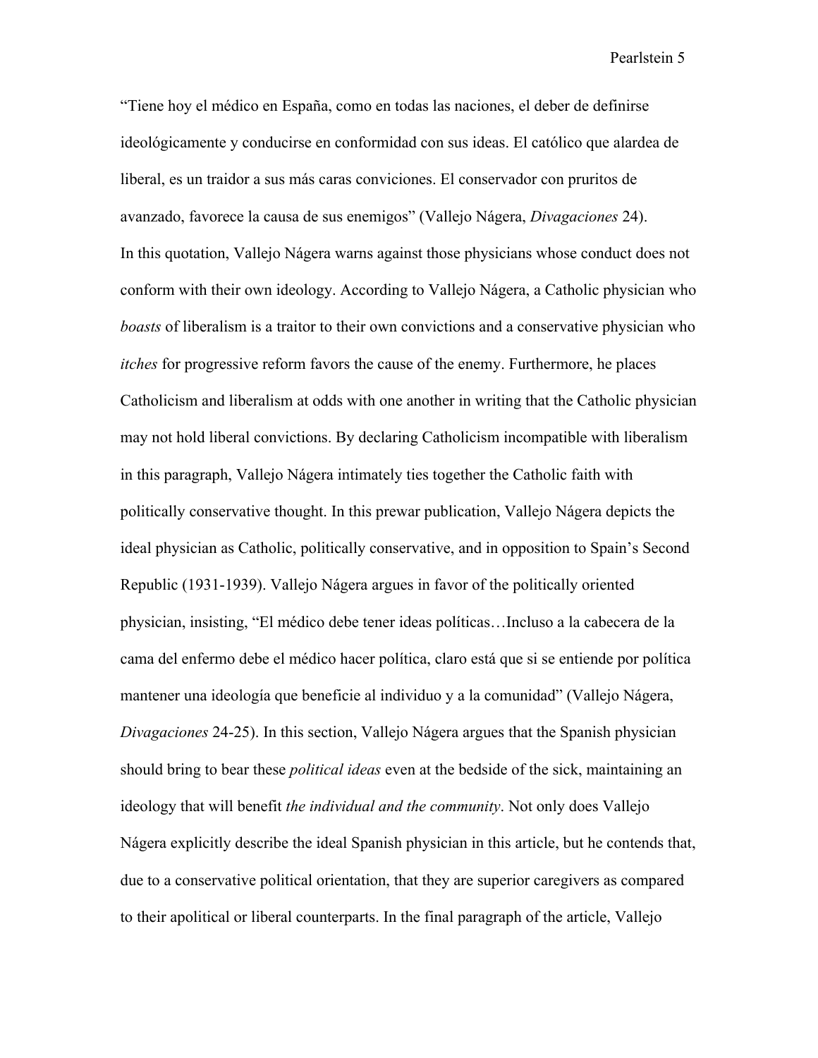"Tiene hoy el médico en España, como en todas las naciones, el deber de definirse ideológicamente y conducirse en conformidad con sus ideas. El católico que alardea de liberal, es un traidor a sus más caras conviciones. El conservador con pruritos de avanzado, favorece la causa de sus enemigos" (Vallejo Nágera, *Divagaciones* 24).

In this quotation, Vallejo Nágera warns against those physicians whose conduct does not conform with their own ideology. According to Vallejo Nágera, a Catholic physician who *boasts* of liberalism is a traitor to their own convictions and a conservative physician who *itches* for progressive reform favors the cause of the enemy. Furthermore, he places Catholicism and liberalism at odds with one another in writing that the Catholic physician may not hold liberal convictions. By declaring Catholicism incompatible with liberalism in this paragraph, Vallejo Nágera intimately ties together the Catholic faith with politically conservative thought. In this prewar publication, Vallejo Nágera depicts the ideal physician as Catholic, politically conservative, and in opposition to Spain's Second Republic (1931-1939). Vallejo Nágera argues in favor of the politically oriented physician, insisting, "El médico debe tener ideas políticas…Incluso a la cabecera de la cama del enfermo debe el médico hacer política, claro está que si se entiende por política mantener una ideología que beneficie al individuo y a la comunidad" (Vallejo Nágera, *Divagaciones* 24-25). In this section, Vallejo Nágera argues that the Spanish physician should bring to bear these *political ideas* even at the bedside of the sick, maintaining an ideology that will benefit *the individual and the community*. Not only does Vallejo Nágera explicitly describe the ideal Spanish physician in this article, but he contends that, due to a conservative political orientation, that they are superior caregivers as compared to their apolitical or liberal counterparts. In the final paragraph of the article, Vallejo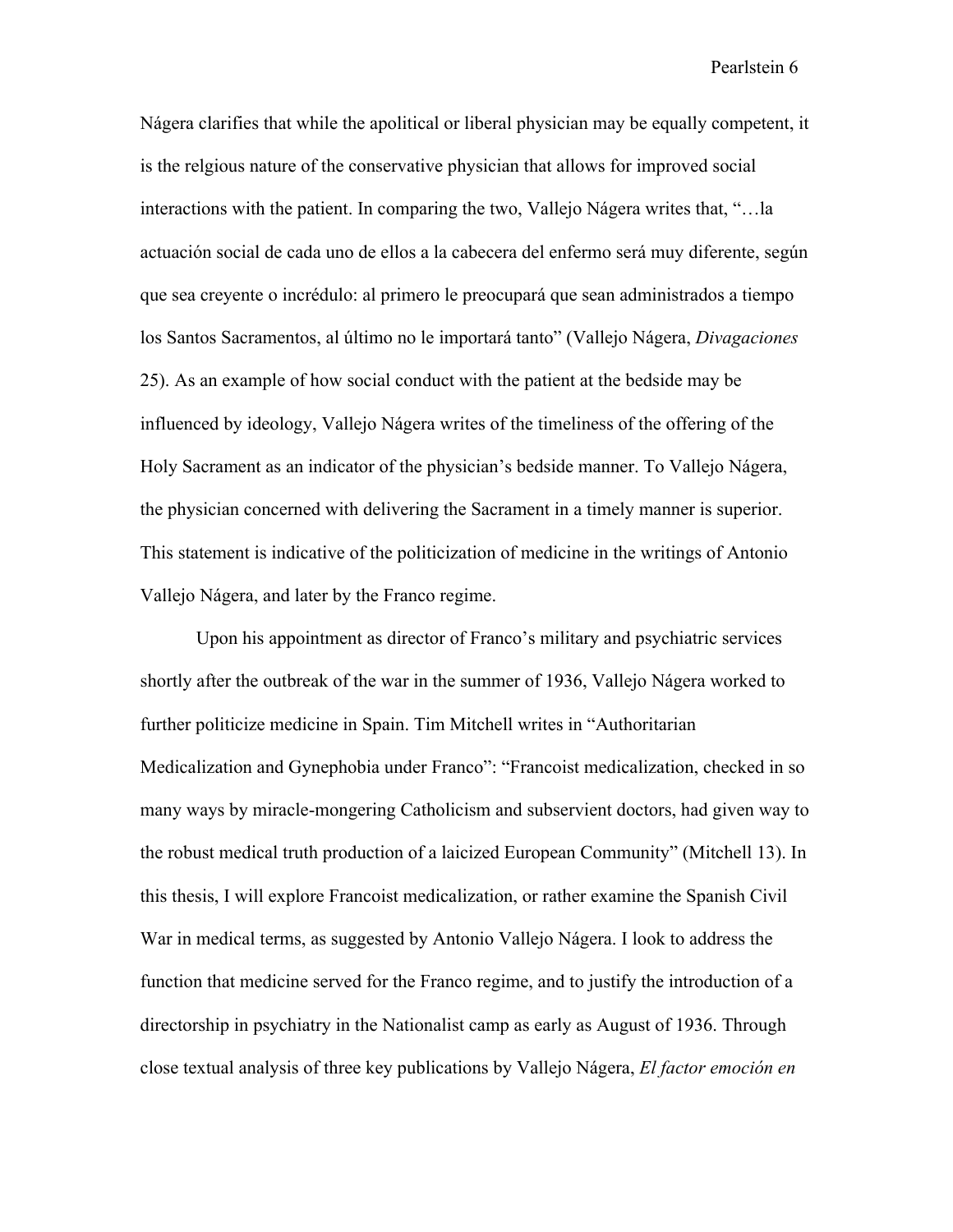Nágera clarifies that while the apolitical or liberal physician may be equally competent, it is the relgious nature of the conservative physician that allows for improved social interactions with the patient. In comparing the two, Vallejo Nágera writes that, "…la actuación social de cada uno de ellos a la cabecera del enfermo será muy diferente, según que sea creyente o incrédulo: al primero le preocupará que sean administrados a tiempo los Santos Sacramentos, al último no le importará tanto" (Vallejo Nágera, *Divagaciones* 25). As an example of how social conduct with the patient at the bedside may be influenced by ideology, Vallejo Nágera writes of the timeliness of the offering of the Holy Sacrament as an indicator of the physician's bedside manner. To Vallejo Nágera, the physician concerned with delivering the Sacrament in a timely manner is superior. This statement is indicative of the politicization of medicine in the writings of Antonio Vallejo Nágera, and later by the Franco regime.

Upon his appointment as director of Franco's military and psychiatric services shortly after the outbreak of the war in the summer of 1936, Vallejo Nágera worked to further politicize medicine in Spain. Tim Mitchell writes in "Authoritarian Medicalization and Gynephobia under Franco": "Francoist medicalization, checked in so many ways by miracle-mongering Catholicism and subservient doctors, had given way to the robust medical truth production of a laicized European Community" (Mitchell 13). In this thesis, I will explore Francoist medicalization, or rather examine the Spanish Civil War in medical terms, as suggested by Antonio Vallejo Nágera. I look to address the function that medicine served for the Franco regime, and to justify the introduction of a directorship in psychiatry in the Nationalist camp as early as August of 1936. Through close textual analysis of three key publications by Vallejo Nágera, *El factor emoción en*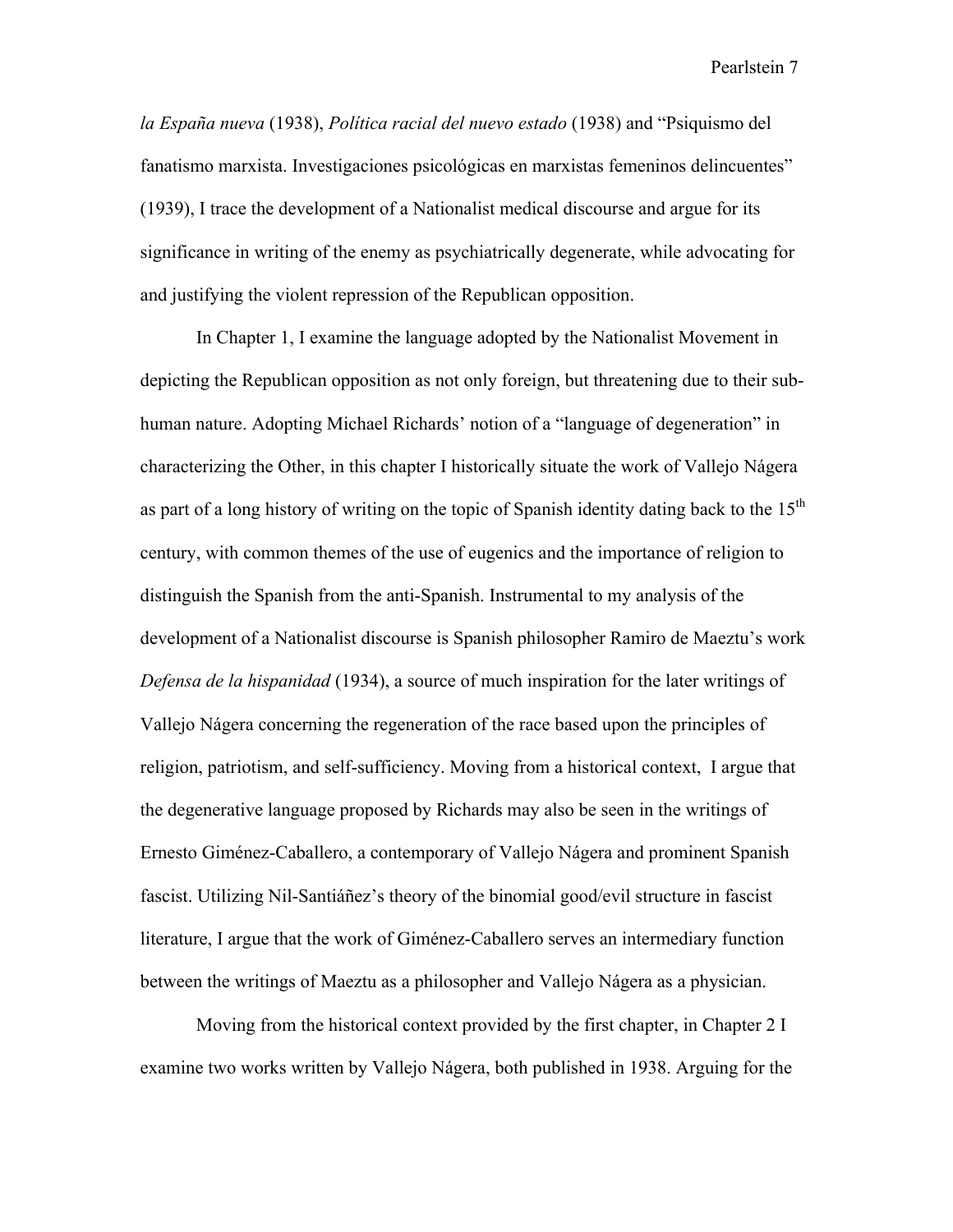*la España nueva* (1938), *Política racial del nuevo estado* (1938) and "Psiquismo del fanatismo marxista. Investigaciones psicológicas en marxistas femeninos delincuentes" (1939), I trace the development of a Nationalist medical discourse and argue for its significance in writing of the enemy as psychiatrically degenerate, while advocating for and justifying the violent repression of the Republican opposition.

In Chapter 1, I examine the language adopted by the Nationalist Movement in depicting the Republican opposition as not only foreign, but threatening due to their sub-human nature. Adopting Michael Richards' notion of a "language of degeneration" in characterizing the Other, in this chapter I historically situate the work of Vallejo Nágera as part of a long history of writing on the topic of Spanish identity dating back to the 15th century, with common themes of the use of eugenics and the importance of religion to distinguish the Spanish from the anti-Spanish. Instrumental to my analysis of the development of a Nationalist discourse is Spanish philosopher Ramiro de Maeztu's work *Defensa de la hispanidad* (1934), a source of much inspiration for the later writings of Vallejo Nágera concerning the regeneration of the race based upon the principles of religion, patriotism, and self-sufficiency. Moving from a historical context, I argue that the degenerative language proposed by Richards may also be seen in the writings of Ernesto Giménez-Caballero, a contemporary of Vallejo Nágera and prominent Spanish fascist. Utilizing Nil-Santiáñez's theory of the binomial good/evil structure in fascist literature, I argue that the work of Giménez-Caballero serves an intermediary function between the writings of Maeztu as a philosopher and Vallejo Nágera as a physician.

Moving from the historical context provided by the first chapter, in Chapter 2 I examine two works written by Vallejo Nágera, both published in 1938. Arguing for the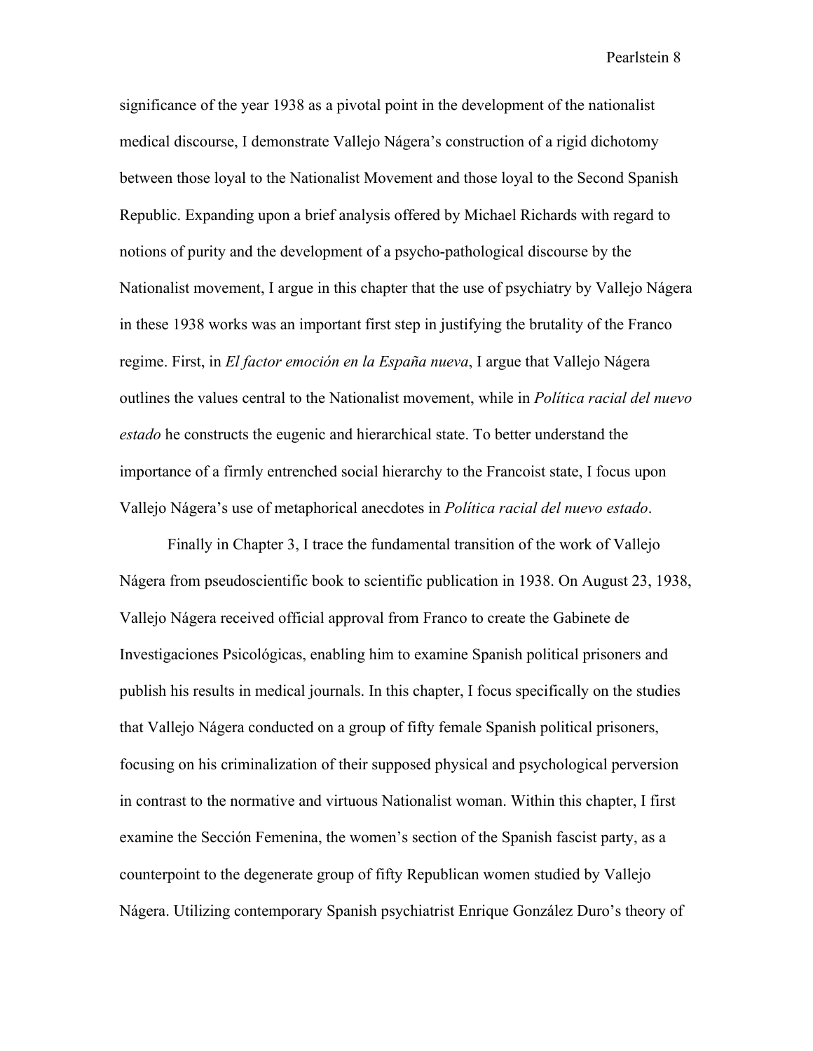significance of the year 1938 as a pivotal point in the development of the nationalist medical discourse, I demonstrate Vallejo Nágera's construction of a rigid dichotomy between those loyal to the Nationalist Movement and those loyal to the Second Spanish Republic. Expanding upon a brief analysis offered by Michael Richards with regard to notions of purity and the development of a psycho-pathological discourse by the Nationalist movement, I argue in this chapter that the use of psychiatry by Vallejo Nágera in these 1938 works was an important first step in justifying the brutality of the Franco regime. First, in *El factor emoción en la España nueva*, I argue that Vallejo Nágera outlines the values central to the Nationalist movement, while in *Política racial del nuevo estado* he constructs the eugenic and hierarchical state. To better understand the importance of a firmly entrenched social hierarchy to the Francoist state, I focus upon Vallejo Nágera's use of metaphorical anecdotes in *Política racial del nuevo estado*.

Finally in Chapter 3, I trace the fundamental transition of the work of Vallejo Nágera from pseudoscientific book to scientific publication in 1938. On August 23, 1938, Vallejo Nágera received official approval from Franco to create the Gabinete de Investigaciones Psicológicas, enabling him to examine Spanish political prisoners and publish his results in medical journals. In this chapter, I focus specifically on the studies that Vallejo Nágera conducted on a group of fifty female Spanish political prisoners, focusing on his criminalization of their supposed physical and psychological perversion in contrast to the normative and virtuous Nationalist woman. Within this chapter, I first examine the Sección Femenina, the women's section of the Spanish fascist party, as a counterpoint to the degenerate group of fifty Republican women studied by Vallejo Nágera. Utilizing contemporary Spanish psychiatrist Enrique González Duro's theory of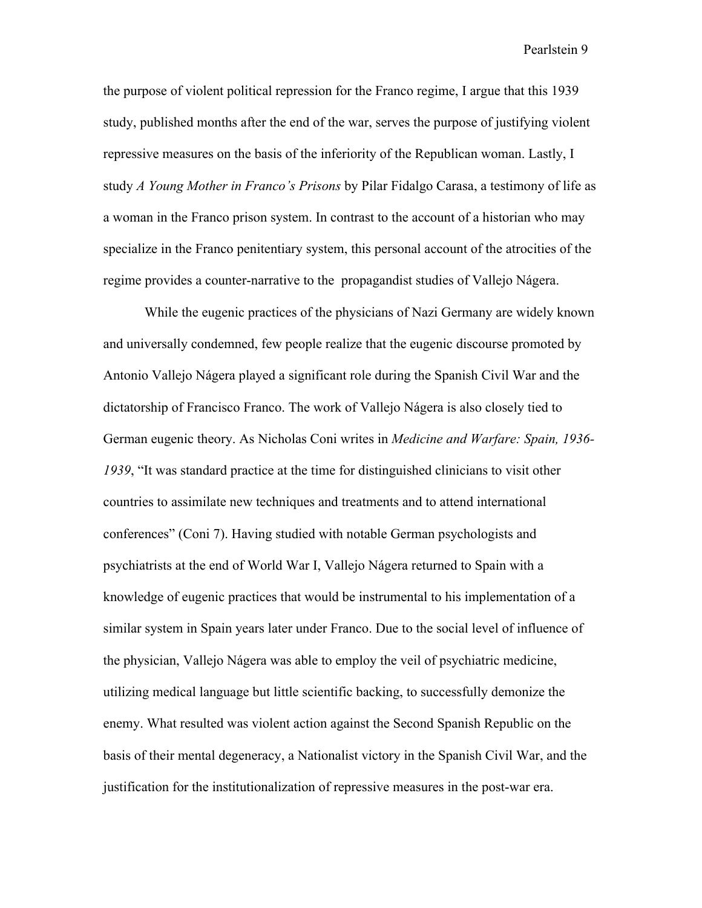the purpose of violent political repression for the Franco regime, I argue that this 1939 study, published months after the end of the war, serves the purpose of justifying violent repressive measures on the basis of the inferiority of the Republican woman. Lastly, I study *A Young Mother in Franco's Prisons* by Pilar Fidalgo Carasa, a testimony of life as a woman in the Franco prison system. In contrast to the account of a historian who may specialize in the Franco penitentiary system, this personal account of the atrocities of the regime provides a counter-narrative to the propagandist studies of Vallejo Nágera.

While the eugenic practices of the physicians of Nazi Germany are widely known and universally condemned, few people realize that the eugenic discourse promoted by Antonio Vallejo Nágera played a significant role during the Spanish Civil War and the dictatorship of Francisco Franco. The work of Vallejo Nágera is also closely tied to German eugenic theory. As Nicholas Coni writes in *Medicine and Warfare: Spain, 1936-1939*, "It was standard practice at the time for distinguished clinicians to visit other countries to assimilate new techniques and treatments and to attend international conferences" (Coni 7). Having studied with notable German psychologists and psychiatrists at the end of World War I, Vallejo Nágera returned to Spain with a knowledge of eugenic practices that would be instrumental to his implementation of a similar system in Spain years later under Franco. Due to the social level of influence of the physician, Vallejo Nágera was able to employ the veil of psychiatric medicine, utilizing medical language but little scientific backing, to successfully demonize the enemy. What resulted was violent action against the Second Spanish Republic on the basis of their mental degeneracy, a Nationalist victory in the Spanish Civil War, and the justification for the institutionalization of repressive measures in the post-war era.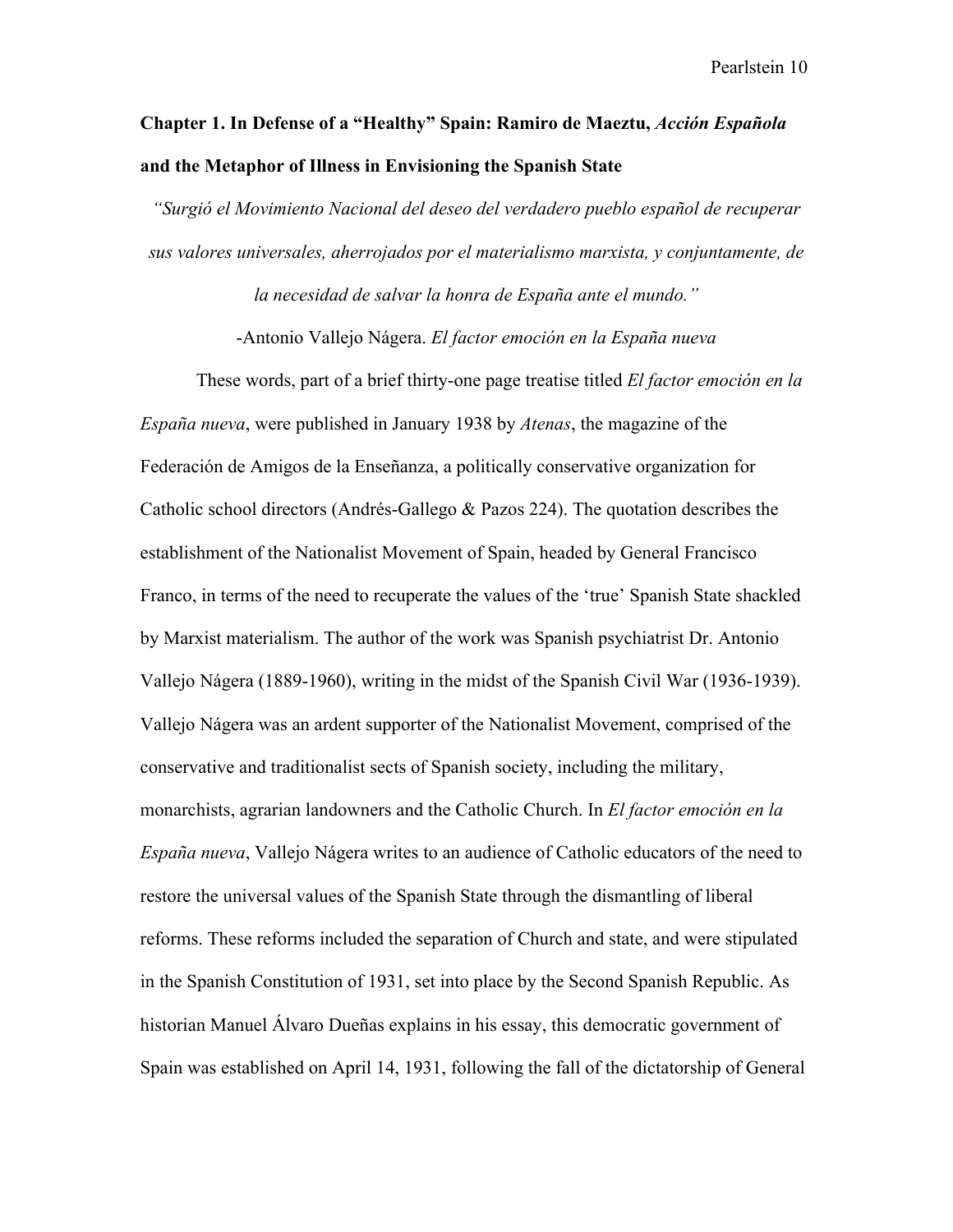## Chapter 1. In Defense of a "Healthy" Spain: Ramiro de Maeztu, *Acción Española* and the Metaphor of Illness in Envisioning the Spanish State

*"Surgió el Movimiento Nacional del deseo del verdadero pueblo español de recuperar sus valores universales, aherrojados por el materialismo marxista, y conjuntamente, de la necesidad de salvar la honra de España ante el mundo."*

-Antonio Vallejo Nágera. *El factor emoción en la España nueva*

These words, part of a brief thirty-one page treatise titled *El factor emoción en la España nueva*, were published in January 1938 by *Atenas*, the magazine of the Federación de Amigos de la Enseñanza, a politically conservative organization for Catholic school directors (Andrés-Gallego & Pazos 224). The quotation describes the establishment of the Nationalist Movement of Spain, headed by General Francisco Franco, in terms of the need to recuperate the values of the 'true' Spanish State shackled by Marxist materialism. The author of the work was Spanish psychiatrist Dr. Antonio Vallejo Nágera (1889-1960), writing in the midst of the Spanish Civil War (1936-1939). Vallejo Nágera was an ardent supporter of the Nationalist Movement, comprised of the conservative and traditionalist sects of Spanish society, including the military, monarchists, agrarian landowners and the Catholic Church. In *El factor emoción en la España nueva*, Vallejo Nágera writes to an audience of Catholic educators of the need to restore the universal values of the Spanish State through the dismantling of liberal reforms. These reforms included the separation of Church and state, and were stipulated in the Spanish Constitution of 1931, set into place by the Second Spanish Republic. As historian Manuel Álvaro Dueñas explains in his essay, this democratic government of Spain was established on April 14, 1931, following the fall of the dictatorship of General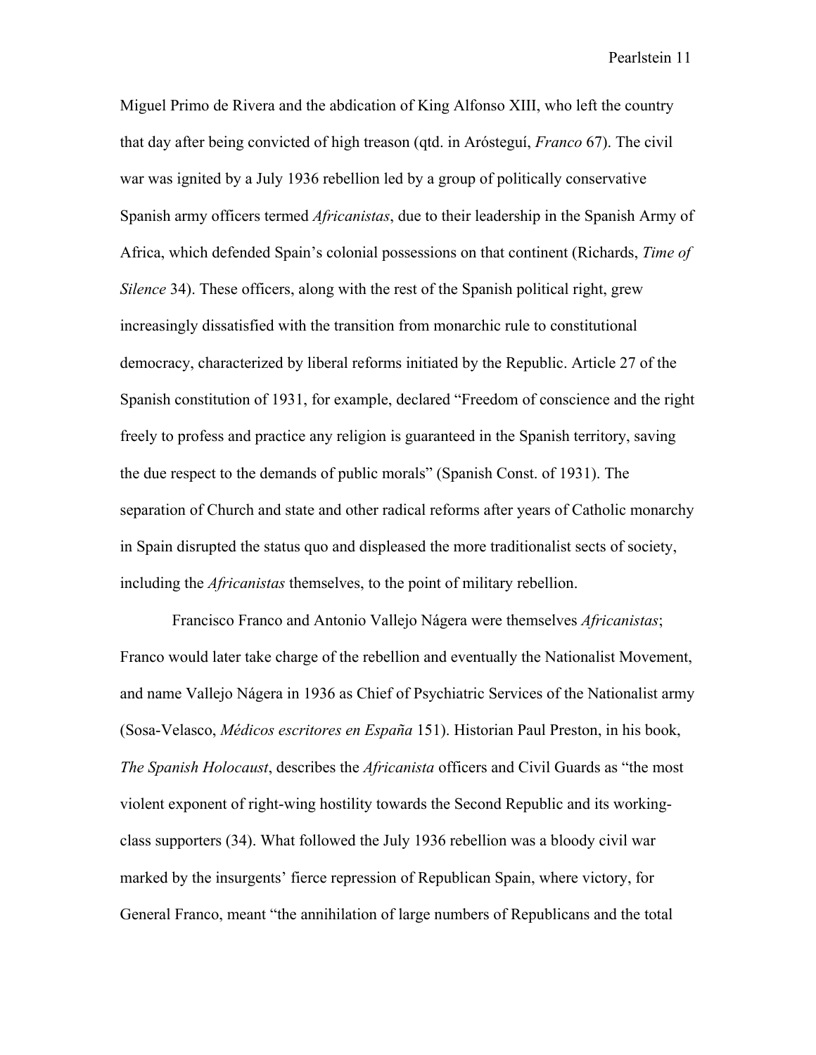Miguel Primo de Rivera and the abdication of King Alfonso XIII, who left the country that day after being convicted of high treason (qtd. in Aróstegui, *Franco* 67). The civil war was ignited by a July 1936 rebellion led by a group of politically conservative Spanish army officers termed *Africanistas*, due to their leadership in the Spanish Army of Africa, which defended Spain's colonial possessions on that continent (Richards, *Time of Silence* 34). These officers, along with the rest of the Spanish political right, grew increasingly dissatisfied with the transition from monarchic rule to constitutional democracy, characterized by liberal reforms initiated by the Republic. Article 27 of the Spanish constitution of 1931, for example, declared "Freedom of conscience and the right freely to profess and practice any religion is guaranteed in the Spanish territory, saving the due respect to the demands of public morals" (Spanish Const. of 1931). The separation of Church and state and other radical reforms after years of Catholic monarchy in Spain disrupted the status quo and displeased the more traditionalist sects of society, including the *Africanistas* themselves, to the point of military rebellion.

Francisco Franco and Antonio Vallejo Nágera were themselves *Africanistas*; Franco would later take charge of the rebellion and eventually the Nationalist Movement, and name Vallejo Nágera in 1936 as Chief of Psychiatric Services of the Nationalist army (Sosa-Velasco, *Médicos escritores en España* 151). Historian Paul Preston, in his book, *The Spanish Holocaust*, describes the *Africanista* officers and Civil Guards as "the most violent exponent of right-wing hostility towards the Second Republic and its working-class supporters (34). What followed the July 1936 rebellion was a bloody civil war marked by the insurgents' fierce repression of Republican Spain, where victory, for General Franco, meant "the annihilation of large numbers of Republicans and the total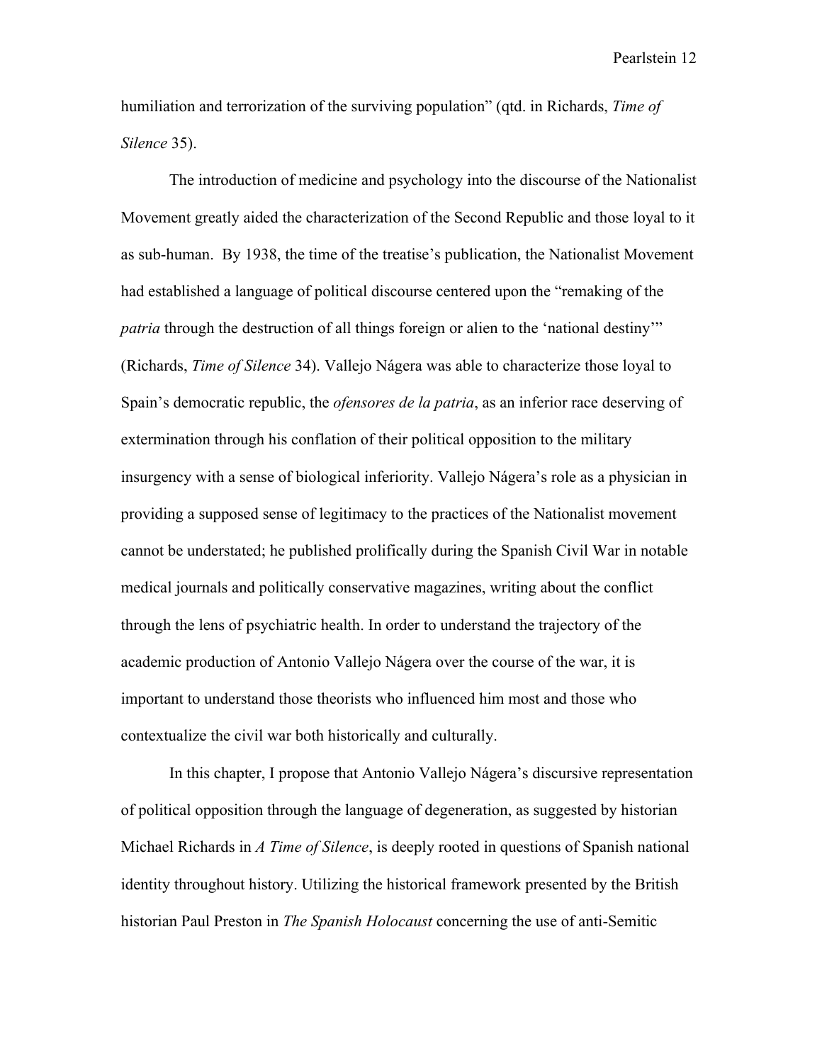humiliation and terrorization of the surviving population" (qtd. in Richards, *Time of Silence* 35).

The introduction of medicine and psychology into the discourse of the Nationalist Movement greatly aided the characterization of the Second Republic and those loyal to it as sub-human. By 1938, the time of the treatise's publication, the Nationalist Movement had established a language of political discourse centered upon the "remaking of the *patria* through the destruction of all things foreign or alien to the 'national destiny'" (Richards, *Time of Silence* 34). Vallejo Nágera was able to characterize those loyal to Spain's democratic republic, the *ofensores de la patria*, as an inferior race deserving of extermination through his conflation of their political opposition to the military insurgency with a sense of biological inferiority. Vallejo Nágera's role as a physician in providing a supposed sense of legitimacy to the practices of the Nationalist movement cannot be understated; he published prolifically during the Spanish Civil War in notable medical journals and politically conservative magazines, writing about the conflict through the lens of psychiatric health. In order to understand the trajectory of the academic production of Antonio Vallejo Nágera over the course of the war, it is important to understand those theorists who influenced him most and those who contextualize the civil war both historically and culturally.

In this chapter, I propose that Antonio Vallejo Nágera's discursive representation of political opposition through the language of degeneration, as suggested by historian Michael Richards in *A Time of Silence*, is deeply rooted in questions of Spanish national identity throughout history. Utilizing the historical framework presented by the British historian Paul Preston in *The Spanish Holocaust* concerning the use of anti-Semitic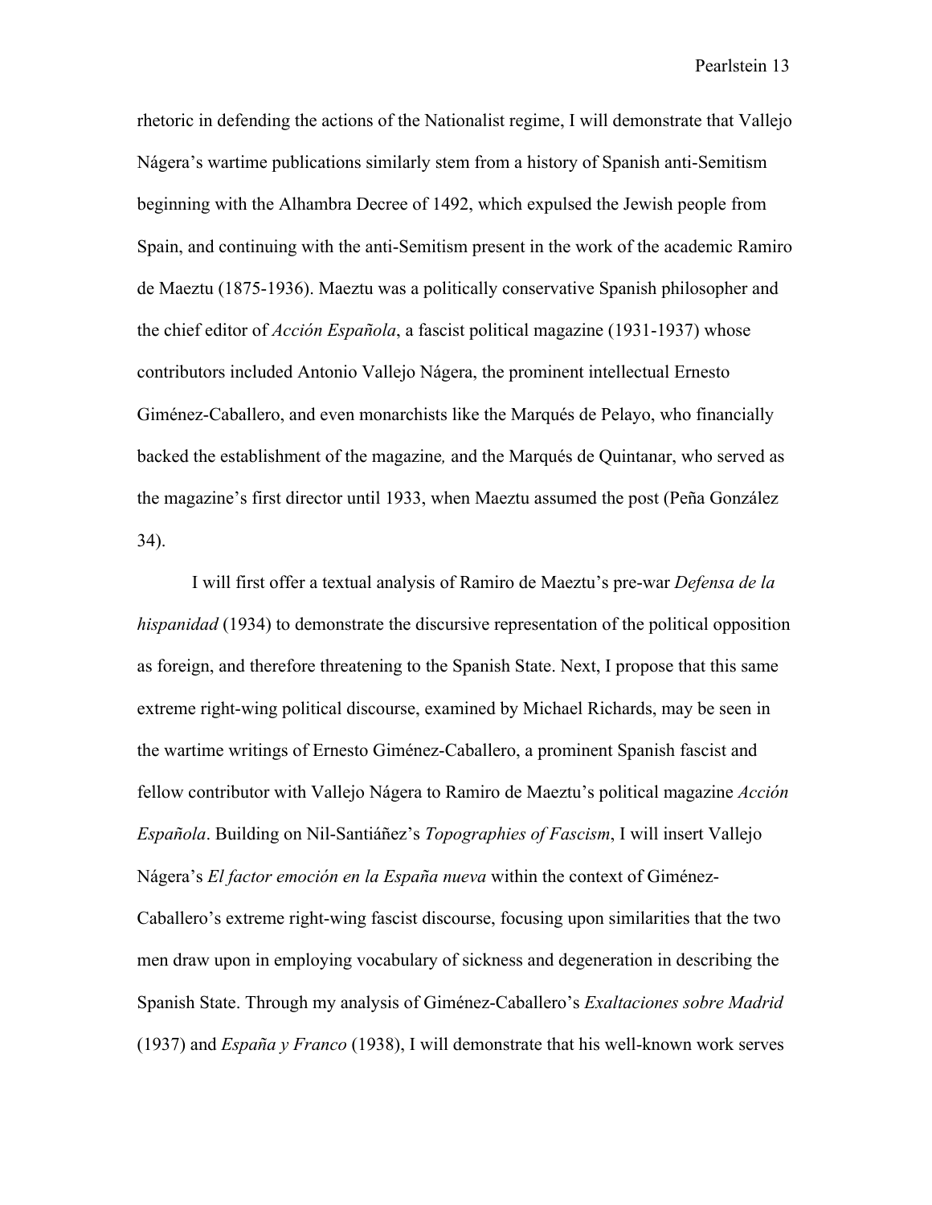rhetoric in defending the actions of the Nationalist regime, I will demonstrate that Vallejo Nágera's wartime publications similarly stem from a history of Spanish anti-Semitism beginning with the Alhambra Decree of 1492, which expulsed the Jewish people from Spain, and continuing with the anti-Semitism present in the work of the academic Ramiro de Maeztu (1875-1936). Maeztu was a politically conservative Spanish philosopher and the chief editor of *Acción Española*, a fascist political magazine (1931-1937) whose contributors included Antonio Vallejo Nágera, the prominent intellectual Ernesto Giménez-Caballero, and even monarchists like the Marqués de Pelayo, who financially backed the establishment of the magazine, and the Marqués de Quintanar, who served as the magazine's first director until 1933, when Maeztu assumed the post (Peña González 34).

I will first offer a textual analysis of Ramiro de Maeztu's pre-war *Defensa de la hispanidad* (1934) to demonstrate the discursive representation of the political opposition as foreign, and therefore threatening to the Spanish State. Next, I propose that this same extreme right-wing political discourse, examined by Michael Richards, may be seen in the wartime writings of Ernesto Giménez-Caballero, a prominent Spanish fascist and fellow contributor with Vallejo Nágera to Ramiro de Maeztu's political magazine *Acción Española*. Building on Nil-Santiáñez's *Topographies of Fascism*, I will insert Vallejo Nágera's *El factor emoción en la España nueva* within the context of Giménez-Caballero's extreme right-wing fascist discourse, focusing upon similarities that the two men draw upon in employing vocabulary of sickness and degeneration in describing the Spanish State. Through my analysis of Giménez-Caballero's *Exaltaciones sobre Madrid* (1937) and *España y Franco* (1938), I will demonstrate that his well-known work serves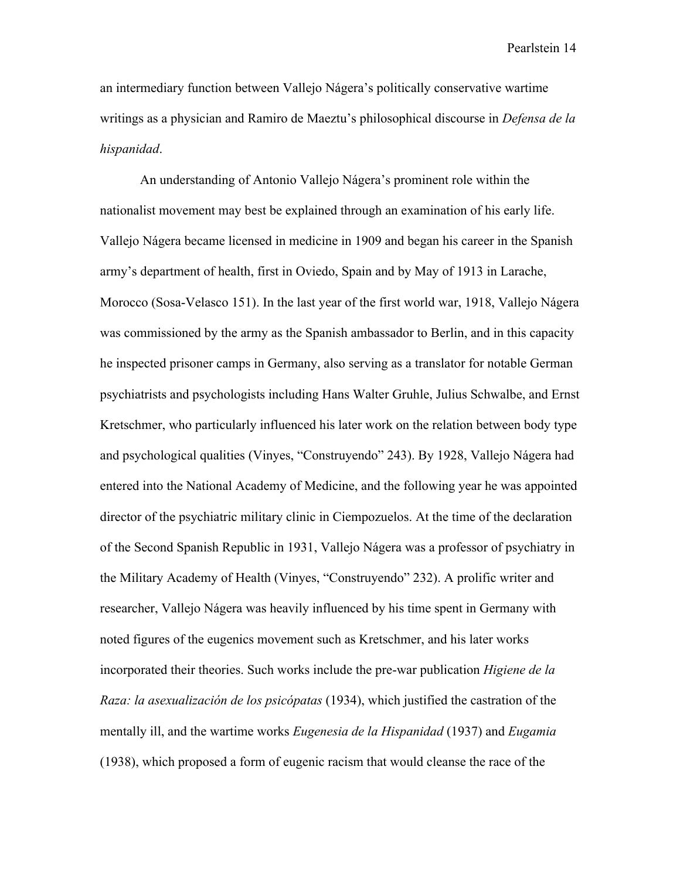an intermediary function between Vallejo Nágera's politically conservative wartime writings as a physician and Ramiro de Maeztu's philosophical discourse in *Defensa de la hispanidad*.

An understanding of Antonio Vallejo Nágera's prominent role within the nationalist movement may best be explained through an examination of his early life. Vallejo Nágera became licensed in medicine in 1909 and began his career in the Spanish army's department of health, first in Oviedo, Spain and by May of 1913 in Larache, Morocco (Sosa-Velasco 151). In the last year of the first world war, 1918, Vallejo Nágera was commissioned by the army as the Spanish ambassador to Berlin, and in this capacity he inspected prisoner camps in Germany, also serving as a translator for notable German psychiatrists and psychologists including Hans Walter Gruhle, Julius Schwalbe, and Ernst Kretschmer, who particularly influenced his later work on the relation between body type and psychological qualities (Vinyes, "Construyendo" 243). By 1928, Vallejo Nágera had entered into the National Academy of Medicine, and the following year he was appointed director of the psychiatric military clinic in Ciempozuelos. At the time of the declaration of the Second Spanish Republic in 1931, Vallejo Nágera was a professor of psychiatry in the Military Academy of Health (Vinyes, "Construyendo" 232). A prolific writer and researcher, Vallejo Nágera was heavily influenced by his time spent in Germany with noted figures of the eugenics movement such as Kretschmer, and his later works incorporated their theories. Such works include the pre-war publication *Higiene de la Raza: la asexualización de los psicópatas* (1934), which justified the castration of the mentally ill, and the wartime works *Eugenesia de la Hispanidad* (1937) and *Eugamia* (1938), which proposed a form of eugenic racism that would cleanse the race of the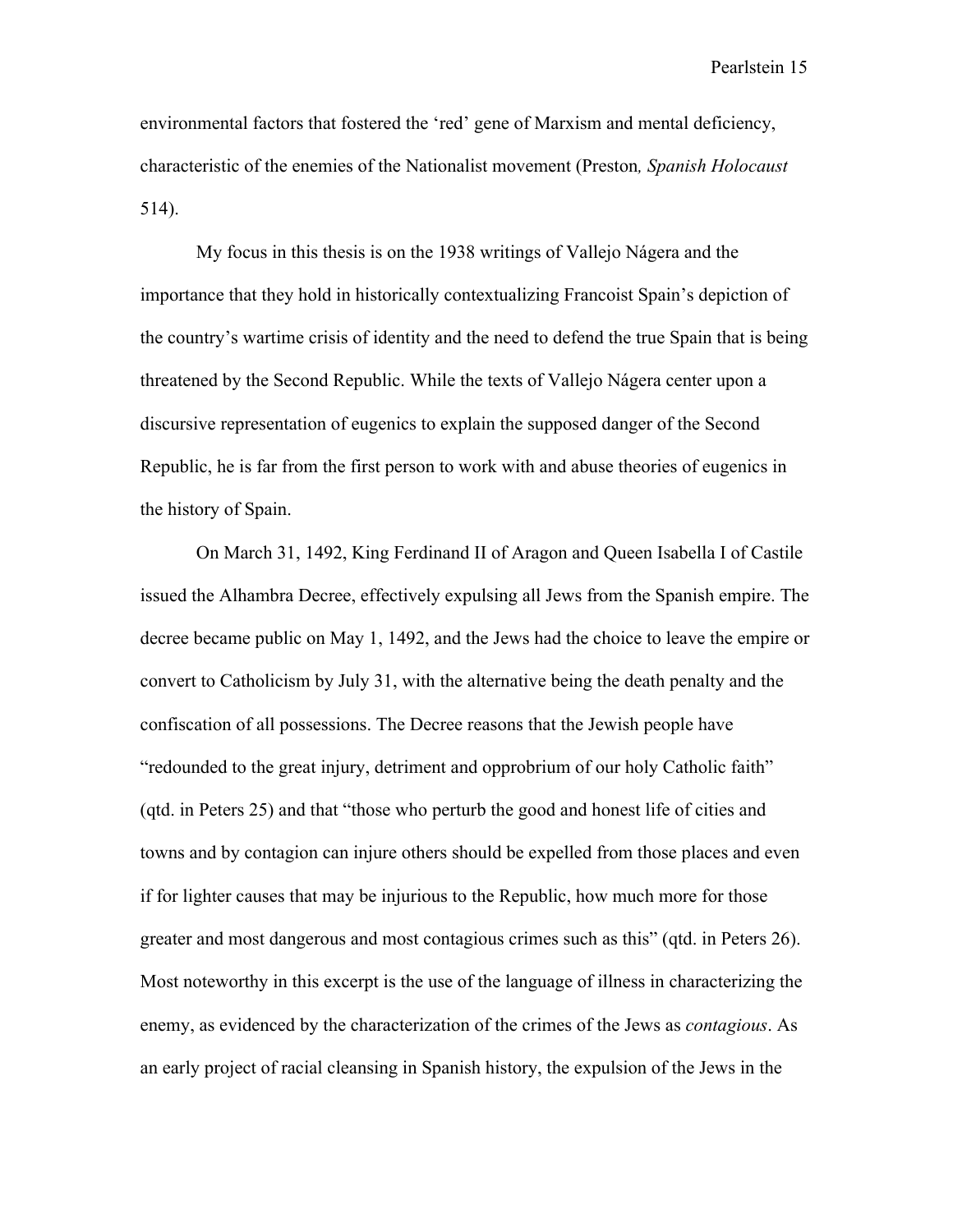environmental factors that fostered the 'red' gene of Marxism and mental deficiency, characteristic of the enemies of the Nationalist movement (Preston*, Spanish Holocaust* 514).

My focus in this thesis is on the 1938 writings of Vallejo Nágera and the importance that they hold in historically contextualizing Francoist Spain's depiction of the country's wartime crisis of identity and the need to defend the true Spain that is being threatened by the Second Republic. While the texts of Vallejo Nágera center upon a discursive representation of eugenics to explain the supposed danger of the Second Republic, he is far from the first person to work with and abuse theories of eugenics in the history of Spain.

On March 31, 1492, King Ferdinand II of Aragon and Queen Isabella I of Castile issued the Alhambra Decree, effectively expulsing all Jews from the Spanish empire. The decree became public on May 1, 1492, and the Jews had the choice to leave the empire or convert to Catholicism by July 31, with the alternative being the death penalty and the confiscation of all possessions. The Decree reasons that the Jewish people have "redounded to the great injury, detriment and opprobrium of our holy Catholic faith" (qtd. in Peters 25) and that "those who perturb the good and honest life of cities and towns and by contagion can injure others should be expelled from those places and even if for lighter causes that may be injurious to the Republic, how much more for those greater and most dangerous and most contagious crimes such as this" (qtd. in Peters 26). Most noteworthy in this excerpt is the use of the language of illness in characterizing the enemy, as evidenced by the characterization of the crimes of the Jews as *contagious*. As an early project of racial cleansing in Spanish history, the expulsion of the Jews in the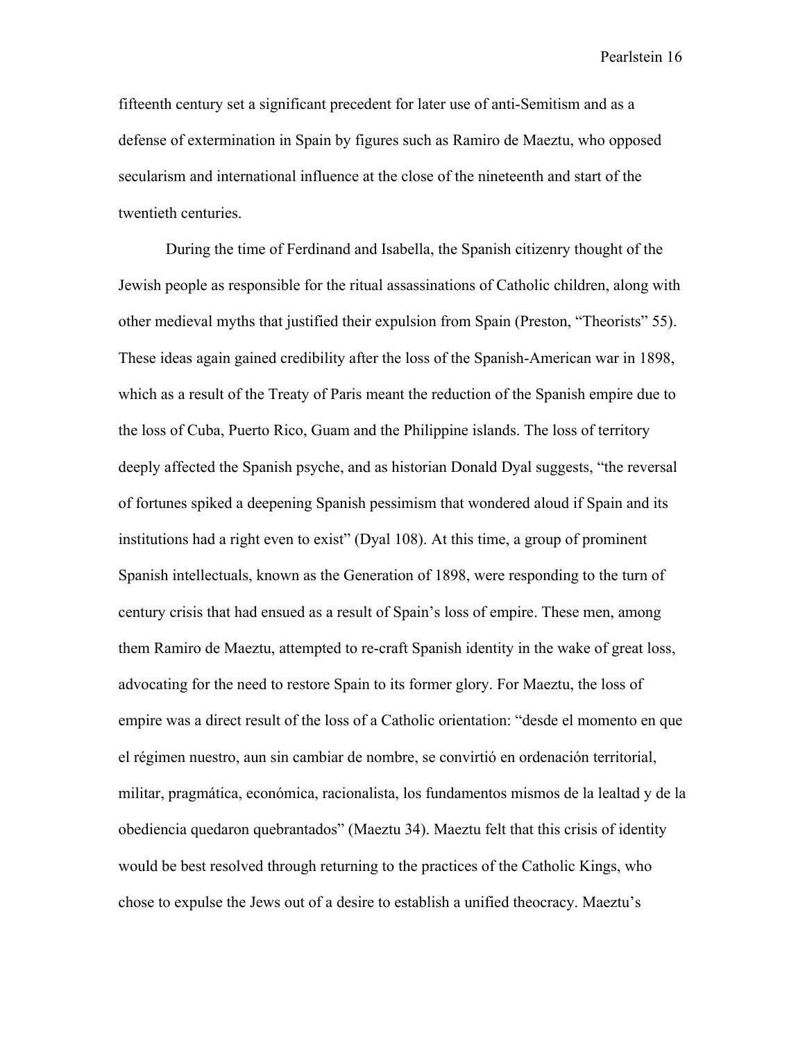fifteenth century set a significant precedent for later use of anti-Semitism and as a defense of extermination in Spain by figures such as Ramiro de Maeztu, who opposed secularism and international influence at the close of the nineteenth and start of the twentieth centuries.

During the time of Ferdinand and Isabella, the Spanish citizenry thought of the Jewish people as responsible for the ritual assassinations of Catholic children, along with other medieval myths that justified their expulsion from Spain (Preston, "Theorists" 55). These ideas again gained credibility after the loss of the Spanish-American war in 1898, which as a result of the Treaty of Paris meant the reduction of the Spanish empire due to the loss of Cuba, Puerto Rico, Guam and the Philippine islands. The loss of territory deeply affected the Spanish psyche, and as historian Donald Dyal suggests, "the reversal of fortunes spiked a deepening Spanish pessimism that wondered aloud if Spain and its institutions had a right even to exist" (Dyal 108). At this time, a group of prominent Spanish intellectuals, known as the Generation of 1898, were responding to the turn of century crisis that had ensued as a result of Spain's loss of empire. These men, among them Ramiro de Maeztu, attempted to re-craft Spanish identity in the wake of great loss, advocating for the need to restore Spain to its former glory. For Maeztu, the loss of empire was a direct result of the loss of a Catholic orientation: "desde el momento en que el régimen nuestro, aun sin cambiar de nombre, se convirtió en ordenación territorial, militar, pragmática, económica, racionalista, los fundamentos mismos de la lealtad y de la obediencia quedaron quebrantados" (Maeztu 34). Maeztu felt that this crisis of identity would be best resolved through returning to the practices of the Catholic Kings, who chose to expulse the Jews out of a desire to establish a unified theocracy. Maeztu's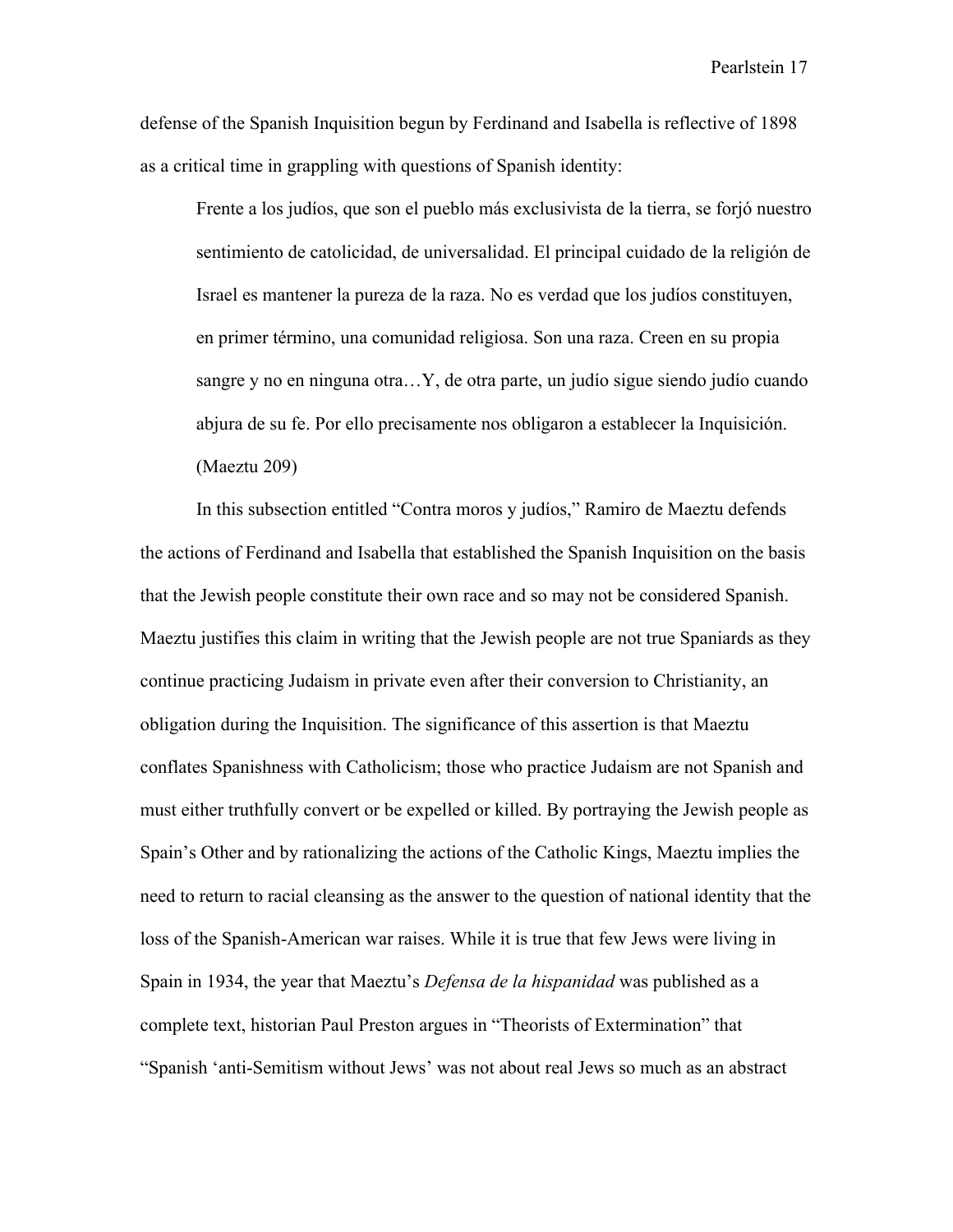defense of the Spanish Inquisition begun by Ferdinand and Isabella is reflective of 1898 as a critical time in grappling with questions of Spanish identity:

> Frente a los judíos, que son el pueblo más exclusivista de la tierra, se forjó nuestro sentimiento de catolicidad, de universalidad. El principal cuidado de la religión de Israel es mantener la pureza de la raza. No es verdad que los judíos constituyen, en primer término, una comunidad religiosa. Son una raza. Creen en su propia sangre y no en ninguna otra…Y, de otra parte, un judío sigue siendo judío cuando abjura de su fe. Por ello precisamente nos obligaron a establecer la Inquisición. (Maeztu 209)

In this subsection entitled "Contra moros y judíos," Ramiro de Maeztu defends the actions of Ferdinand and Isabella that established the Spanish Inquisition on the basis that the Jewish people constitute their own race and so may not be considered Spanish. Maeztu justifies this claim in writing that the Jewish people are not true Spaniards as they continue practicing Judaism in private even after their conversion to Christianity, an obligation during the Inquisition. The significance of this assertion is that Maeztu conflates Spanishness with Catholicism; those who practice Judaism are not Spanish and must either truthfully convert or be expelled or killed. By portraying the Jewish people as Spain's Other and by rationalizing the actions of the Catholic Kings, Maeztu implies the need to return to racial cleansing as the answer to the question of national identity that the loss of the Spanish-American war raises. While it is true that few Jews were living in Spain in 1934, the year that Maeztu's *Defensa de la hispanidad* was published as a complete text, historian Paul Preston argues in "Theorists of Extermination" that "Spanish 'anti-Semitism without Jews' was not about real Jews so much as an abstract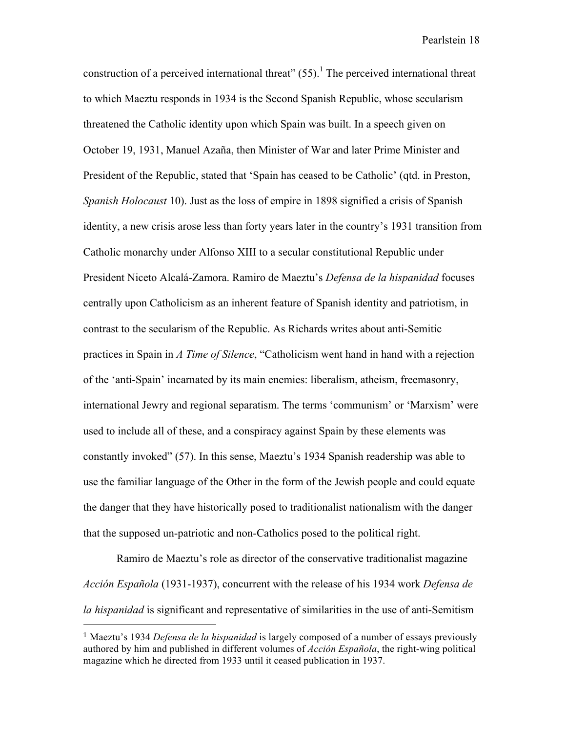construction of a perceived international threat" (55).[1] The perceived international threat to which Maeztu responds in 1934 is the Second Spanish Republic, whose secularism threatened the Catholic identity upon which Spain was built. In a speech given on October 19, 1931, Manuel Azaña, then Minister of War and later Prime Minister and President of the Republic, stated that 'Spain has ceased to be Catholic' (qtd. in Preston, *Spanish Holocaust* 10). Just as the loss of empire in 1898 signified a crisis of Spanish identity, a new crisis arose less than forty years later in the country's 1931 transition from Catholic monarchy under Alfonso XIII to a secular constitutional Republic under President Niceto Alcalá-Zamora. Ramiro de Maeztu's *Defensa de la hispanidad* focuses centrally upon Catholicism as an inherent feature of Spanish identity and patriotism, in contrast to the secularism of the Republic. As Richards writes about anti-Semitic practices in Spain in *A Time of Silence*, "Catholicism went hand in hand with a rejection of the 'anti-Spain' incarnated by its main enemies: liberalism, atheism, freemasonry, international Jewry and regional separatism. The terms 'communism' or 'Marxism' were used to include all of these, and a conspiracy against Spain by these elements was constantly invoked" (57). In this sense, Maeztu's 1934 Spanish readership was able to use the familiar language of the Other in the form of the Jewish people and could equate the danger that they have historically posed to traditionalist nationalism with the danger that the supposed un-patriotic and non-Catholics posed to the political right.

Ramiro de Maeztu's role as director of the conservative traditionalist magazine *Acción Española* (1931-1937), concurrent with the release of his 1934 work *Defensa de la hispanidad* is significant and representative of similarities in the use of anti-Semitism

---

[1] Maeztu's 1934 *Defensa de la hispanidad* is largely composed of a number of essays previously authored by him and published in different volumes of *Acción Española*, the right-wing political magazine which he directed from 1933 until it ceased publication in 1937.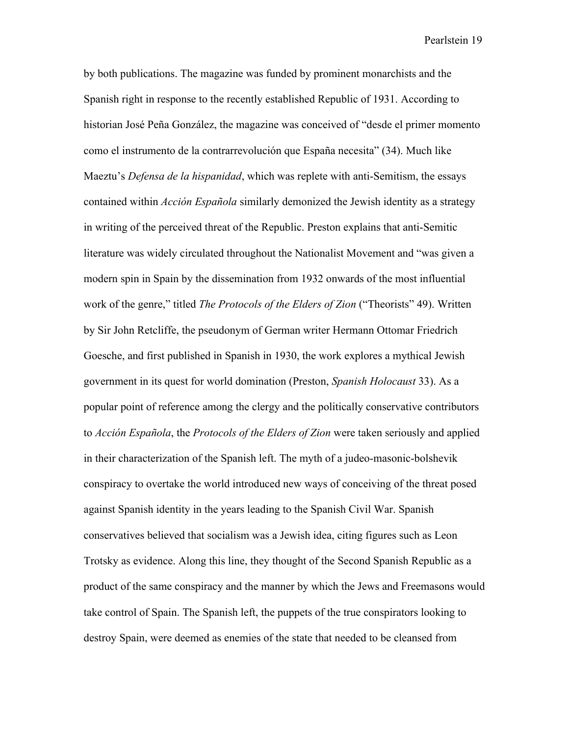by both publications. The magazine was funded by prominent monarchists and the Spanish right in response to the recently established Republic of 1931. According to historian José Peña González, the magazine was conceived of "desde el primer momento como el instrumento de la contrarrevolución que España necesita" (34). Much like Maeztu's *Defensa de la hispanidad*, which was replete with anti-Semitism, the essays contained within *Acción Española* similarly demonized the Jewish identity as a strategy in writing of the perceived threat of the Republic. Preston explains that anti-Semitic literature was widely circulated throughout the Nationalist Movement and "was given a modern spin in Spain by the dissemination from 1932 onwards of the most influential work of the genre," titled *The Protocols of the Elders of Zion* ("Theorists" 49). Written by Sir John Retcliffe, the pseudonym of German writer Hermann Ottomar Friedrich Goesche, and first published in Spanish in 1930, the work explores a mythical Jewish government in its quest for world domination (Preston, *Spanish Holocaust* 33). As a popular point of reference among the clergy and the politically conservative contributors to *Acción Española*, the *Protocols of the Elders of Zion* were taken seriously and applied in their characterization of the Spanish left. The myth of a judeo-masonic-bolshevik conspiracy to overtake the world introduced new ways of conceiving of the threat posed against Spanish identity in the years leading to the Spanish Civil War. Spanish conservatives believed that socialism was a Jewish idea, citing figures such as Leon Trotsky as evidence. Along this line, they thought of the Second Spanish Republic as a product of the same conspiracy and the manner by which the Jews and Freemasons would take control of Spain. The Spanish left, the puppets of the true conspirators looking to destroy Spain, were deemed as enemies of the state that needed to be cleansed from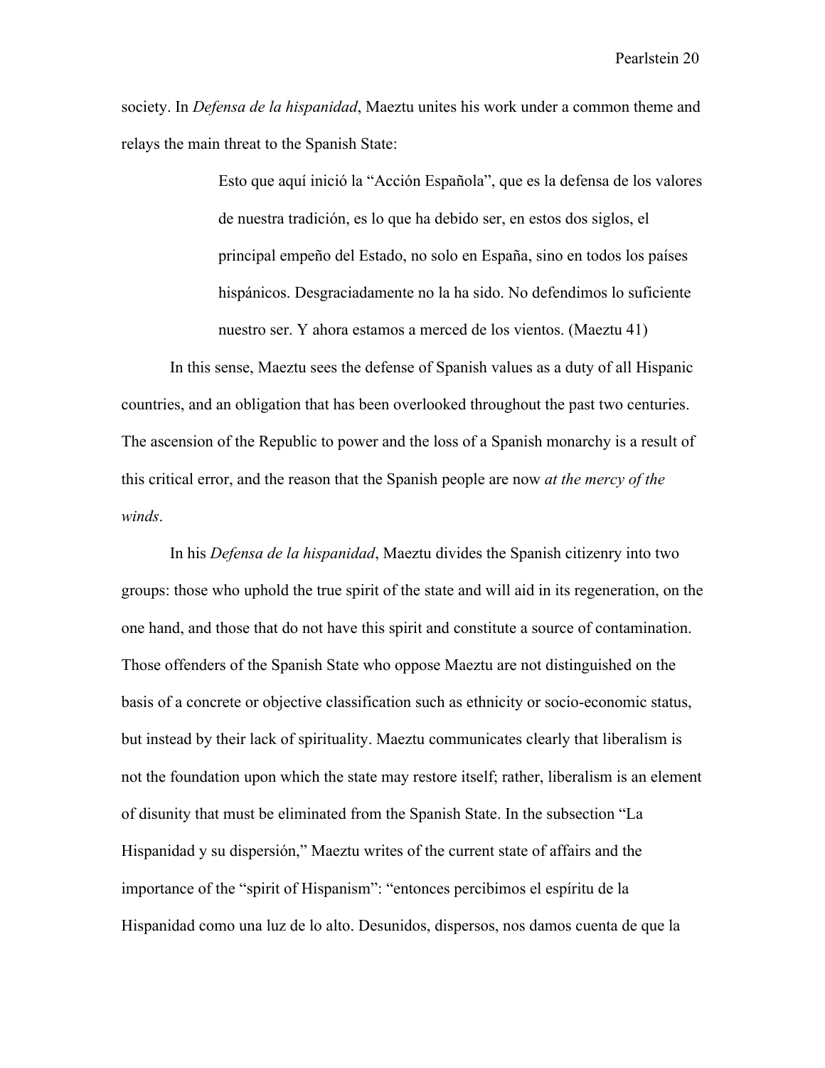society. In *Defensa de la hispanidad*, Maeztu unites his work under a common theme and relays the main threat to the Spanish State:

> Esto que aquí inició la "Acción Española", que es la defensa de los valores de nuestra tradición, es lo que ha debido ser, en estos dos siglos, el principal empeño del Estado, no solo en España, sino en todos los países hispánicos. Desgraciadamente no la ha sido. No defendimos lo suficiente nuestro ser. Y ahora estamos a merced de los vientos. (Maeztu 41)

In this sense, Maeztu sees the defense of Spanish values as a duty of all Hispanic countries, and an obligation that has been overlooked throughout the past two centuries. The ascension of the Republic to power and the loss of a Spanish monarchy is a result of this critical error, and the reason that the Spanish people are now *at the mercy of the winds*.

In his *Defensa de la hispanidad*, Maeztu divides the Spanish citizenry into two groups: those who uphold the true spirit of the state and will aid in its regeneration, on the one hand, and those that do not have this spirit and constitute a source of contamination. Those offenders of the Spanish State who oppose Maeztu are not distinguished on the basis of a concrete or objective classification such as ethnicity or socio-economic status, but instead by their lack of spirituality. Maeztu communicates clearly that liberalism is not the foundation upon which the state may restore itself; rather, liberalism is an element of disunity that must be eliminated from the Spanish State. In the subsection "La Hispanidad y su dispersión," Maeztu writes of the current state of affairs and the importance of the "spirit of Hispanism": "entonces percibimos el espíritu de la Hispanidad como una luz de lo alto. Desunidos, dispersos, nos damos cuenta de que la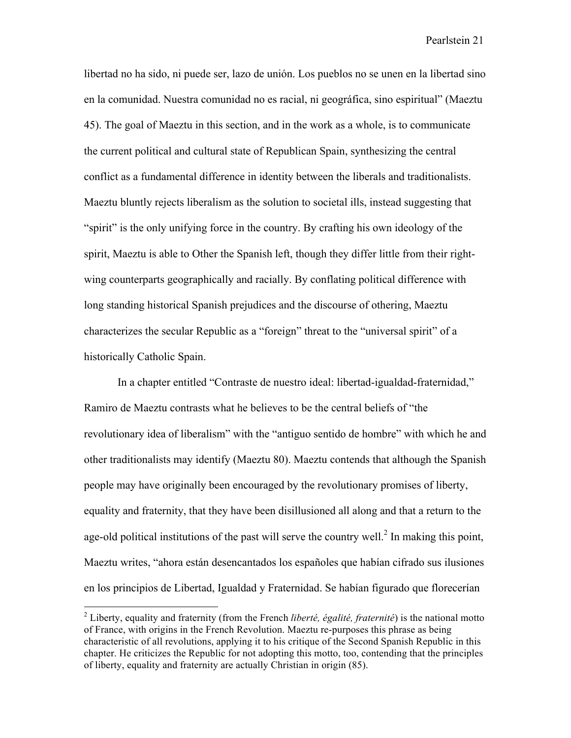libertad no ha sido, ni puede ser, lazo de unión. Los pueblos no se unen en la libertad sino en la comunidad. Nuestra comunidad no es racial, ni geográfica, sino espiritual" (Maeztu 45). The goal of Maeztu in this section, and in the work as a whole, is to communicate the current political and cultural state of Republican Spain, synthesizing the central conflict as a fundamental difference in identity between the liberals and traditionalists. Maeztu bluntly rejects liberalism as the solution to societal ills, instead suggesting that "spirit" is the only unifying force in the country. By crafting his own ideology of the spirit, Maeztu is able to Other the Spanish left, though they differ little from their right-wing counterparts geographically and racially. By conflating political difference with long standing historical Spanish prejudices and the discourse of othering, Maeztu characterizes the secular Republic as a "foreign" threat to the "universal spirit" of a historically Catholic Spain.

In a chapter entitled "Contraste de nuestro ideal: libertad-igualdad-fraternidad," Ramiro de Maeztu contrasts what he believes to be the central beliefs of "the revolutionary idea of liberalism" with the "antiguo sentido de hombre" with which he and other traditionalists may identify (Maeztu 80). Maeztu contends that although the Spanish people may have originally been encouraged by the revolutionary promises of liberty, equality and fraternity, that they have been disillusioned all along and that a return to the age-old political institutions of the past will serve the country well.[2] In making this point, Maeztu writes, "ahora están desencantados los españoles que habían cifrado sus ilusiones en los principios de Libertad, Igualdad y Fraternidad. Se habían figurado que florecerían

[2] Liberty, equality and fraternity (from the French *liberté, égalité, fraternité*) is the national motto of France, with origins in the French Revolution. Maeztu re-purposes this phrase as being characteristic of all revolutions, applying it to his critique of the Second Spanish Republic in this chapter. He criticizes the Republic for not adopting this motto, too, contending that the principles of liberty, equality and fraternity are actually Christian in origin (85).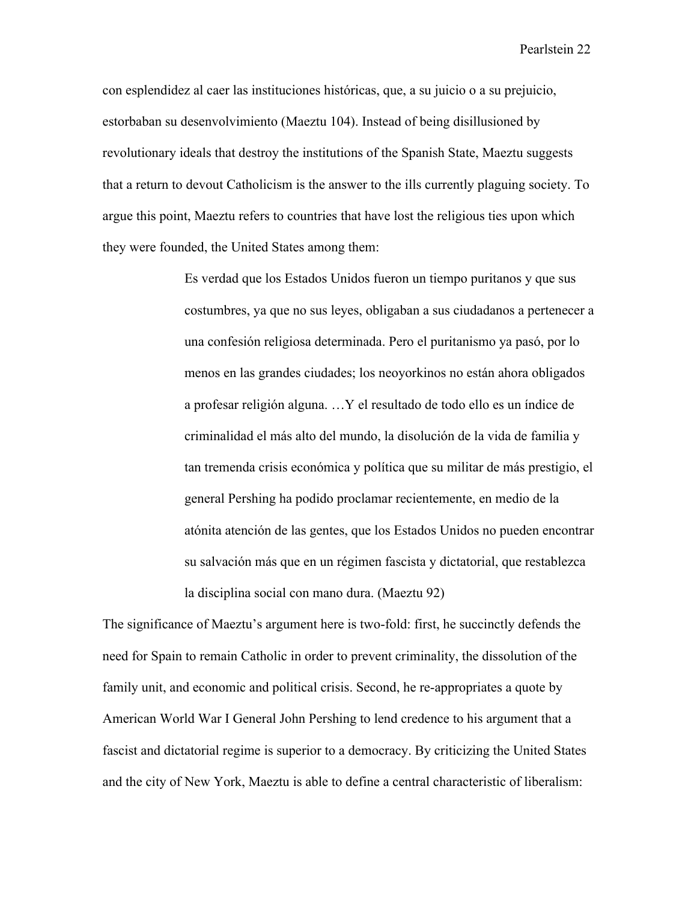con esplendidez al caer las instituciones históricas, que, a su juicio o a su prejuicio, estorbaban su desenvolvimiento (Maeztu 104). Instead of being disillusioned by revolutionary ideals that destroy the institutions of the Spanish State, Maeztu suggests that a return to devout Catholicism is the answer to the ills currently plaguing society. To argue this point, Maeztu refers to countries that have lost the religious ties upon which they were founded, the United States among them:

> Es verdad que los Estados Unidos fueron un tiempo puritanos y que sus costumbres, ya que no sus leyes, obligaban a sus ciudadanos a pertenecer a una confesión religiosa determinada. Pero el puritanismo ya pasó, por lo menos en las grandes ciudades; los neoyorkinos no están ahora obligados a profesar religión alguna. …Y el resultado de todo ello es un índice de criminalidad el más alto del mundo, la disolución de la vida de familia y tan tremenda crisis económica y política que su militar de más prestigio, el general Pershing ha podido proclamar recientemente, en medio de la atónita atención de las gentes, que los Estados Unidos no pueden encontrar su salvación más que en un régimen fascista y dictatorial, que restablezca la disciplina social con mano dura. (Maeztu 92)

The significance of Maeztu's argument here is two-fold: first, he succinctly defends the need for Spain to remain Catholic in order to prevent criminality, the dissolution of the family unit, and economic and political crisis. Second, he re-appropriates a quote by American World War I General John Pershing to lend credence to his argument that a fascist and dictatorial regime is superior to a democracy. By criticizing the United States and the city of New York, Maeztu is able to define a central characteristic of liberalism: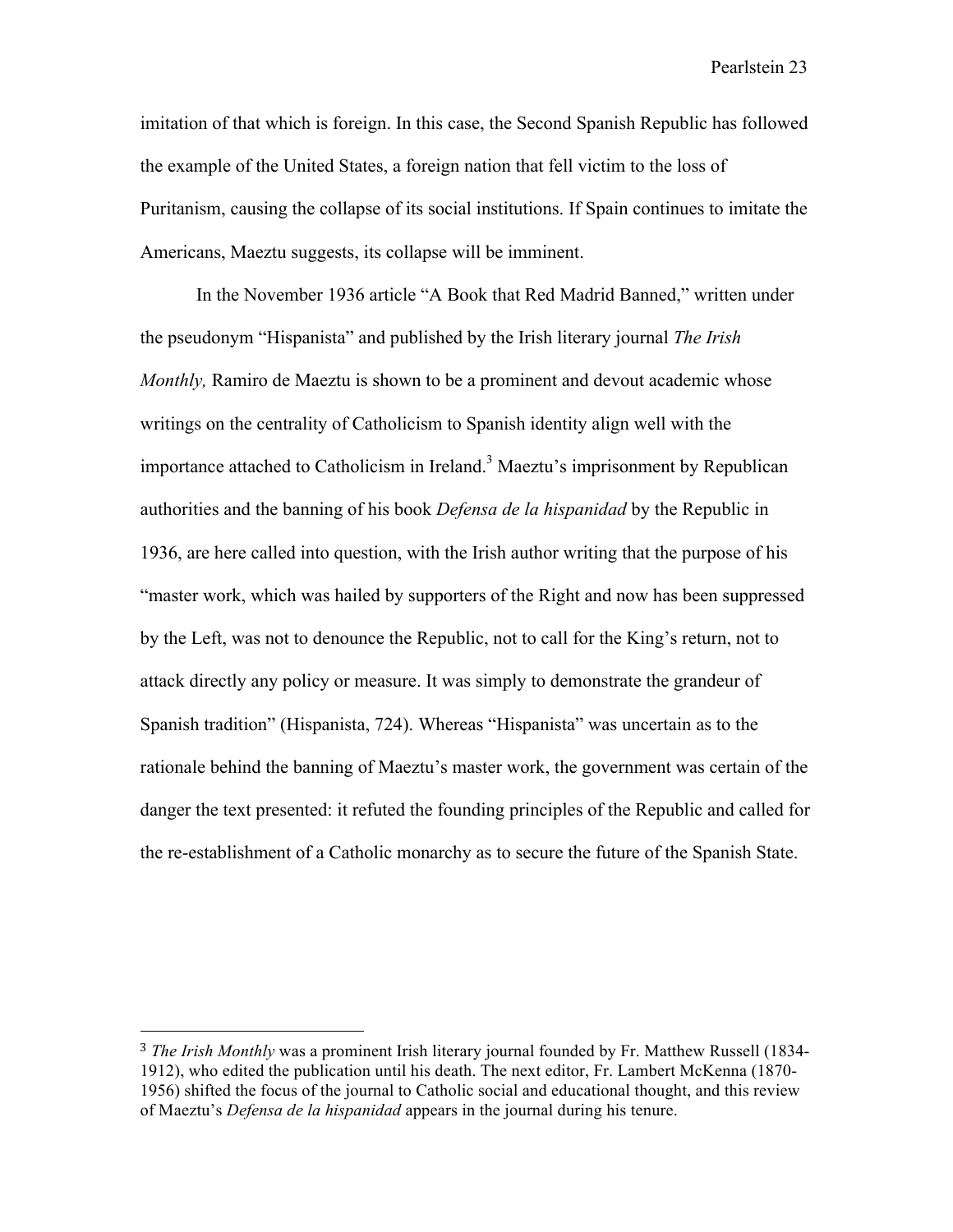imitation of that which is foreign. In this case, the Second Spanish Republic has followed the example of the United States, a foreign nation that fell victim to the loss of Puritanism, causing the collapse of its social institutions. If Spain continues to imitate the Americans, Maeztu suggests, its collapse will be imminent.

In the November 1936 article "A Book that Red Madrid Banned," written under the pseudonym "Hispanista" and published by the Irish literary journal *The Irish Monthly,* Ramiro de Maeztu is shown to be a prominent and devout academic whose writings on the centrality of Catholicism to Spanish identity align well with the importance attached to Catholicism in Ireland.[3] Maeztu's imprisonment by Republican authorities and the banning of his book *Defensa de la hispanidad* by the Republic in 1936, are here called into question, with the Irish author writing that the purpose of his "master work, which was hailed by supporters of the Right and now has been suppressed by the Left, was not to denounce the Republic, not to call for the King's return, not to attack directly any policy or measure. It was simply to demonstrate the grandeur of Spanish tradition" (Hispanista, 724). Whereas "Hispanista" was uncertain as to the rationale behind the banning of Maeztu's master work, the government was certain of the danger the text presented: it refuted the founding principles of the Republic and called for the re-establishment of a Catholic monarchy as to secure the future of the Spanish State.

---

[3] *The Irish Monthly* was a prominent Irish literary journal founded by Fr. Matthew Russell (1834-1912), who edited the publication until his death. The next editor, Fr. Lambert McKenna (1870-1956) shifted the focus of the journal to Catholic social and educational thought, and this review of Maeztu's *Defensa de la hispanidad* appears in the journal during his tenure.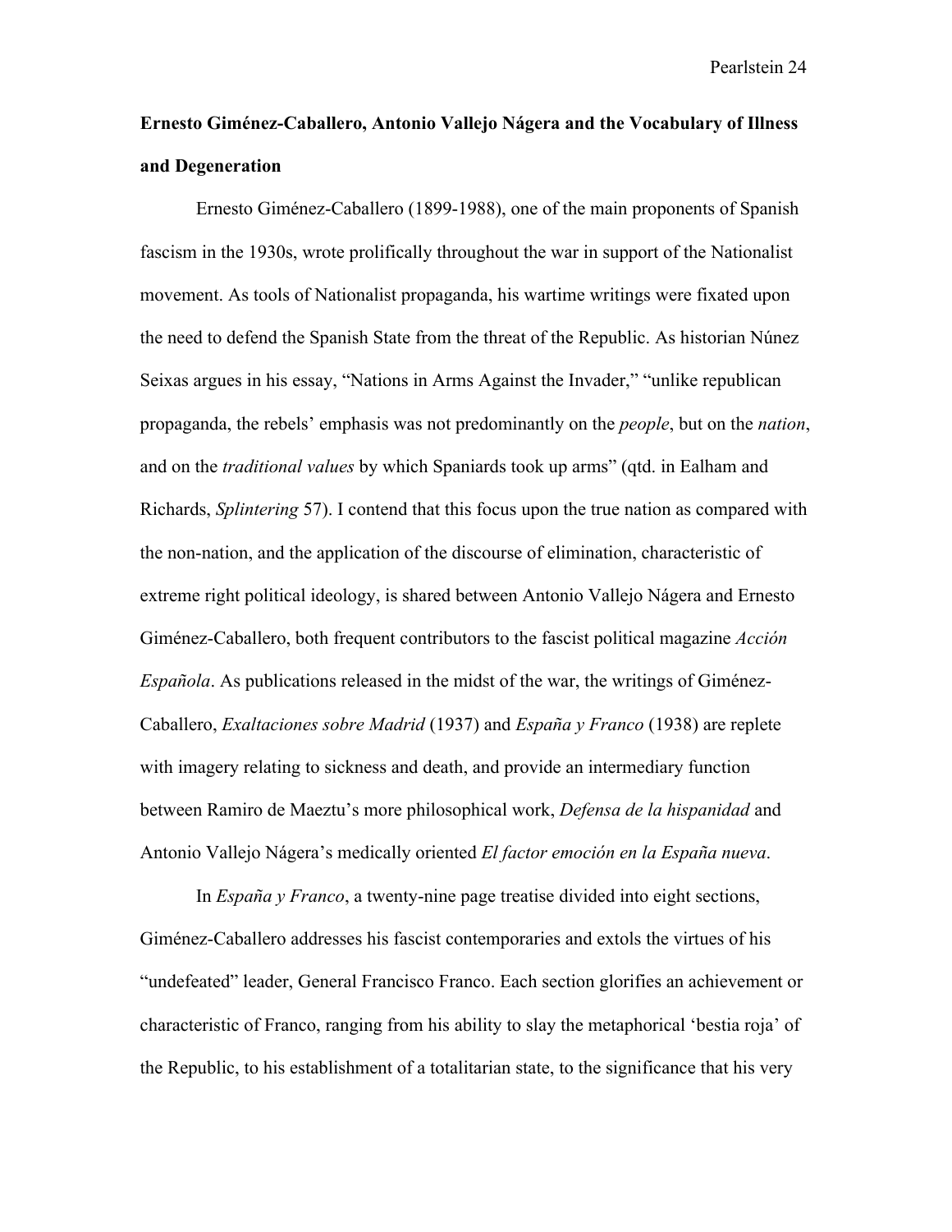## Ernesto Giménez-Caballero, Antonio Vallejo Nágera and the Vocabulary of Illness and Degeneration

Ernesto Giménez-Caballero (1899-1988), one of the main proponents of Spanish fascism in the 1930s, wrote prolifically throughout the war in support of the Nationalist movement. As tools of Nationalist propaganda, his wartime writings were fixated upon the need to defend the Spanish State from the threat of the Republic. As historian Núnez Seixas argues in his essay, "Nations in Arms Against the Invader," "unlike republican propaganda, the rebels' emphasis was not predominantly on the *people*, but on the *nation*, and on the *traditional values* by which Spaniards took up arms" (qtd. in Ealham and Richards, *Splintering* 57). I contend that this focus upon the true nation as compared with the non-nation, and the application of the discourse of elimination, characteristic of extreme right political ideology, is shared between Antonio Vallejo Nágera and Ernesto Giménez-Caballero, both frequent contributors to the fascist political magazine *Acción Española*. As publications released in the midst of the war, the writings of Giménez-Caballero, *Exaltaciones sobre Madrid* (1937) and *España y Franco* (1938) are replete with imagery relating to sickness and death, and provide an intermediary function between Ramiro de Maeztu's more philosophical work, *Defensa de la hispanidad* and Antonio Vallejo Nágera's medically oriented *El factor emoción en la España nueva*.

In *España y Franco*, a twenty-nine page treatise divided into eight sections, Giménez-Caballero addresses his fascist contemporaries and extols the virtues of his "undefeated" leader, General Francisco Franco. Each section glorifies an achievement or characteristic of Franco, ranging from his ability to slay the metaphorical 'bestia roja' of the Republic, to his establishment of a totalitarian state, to the significance that his very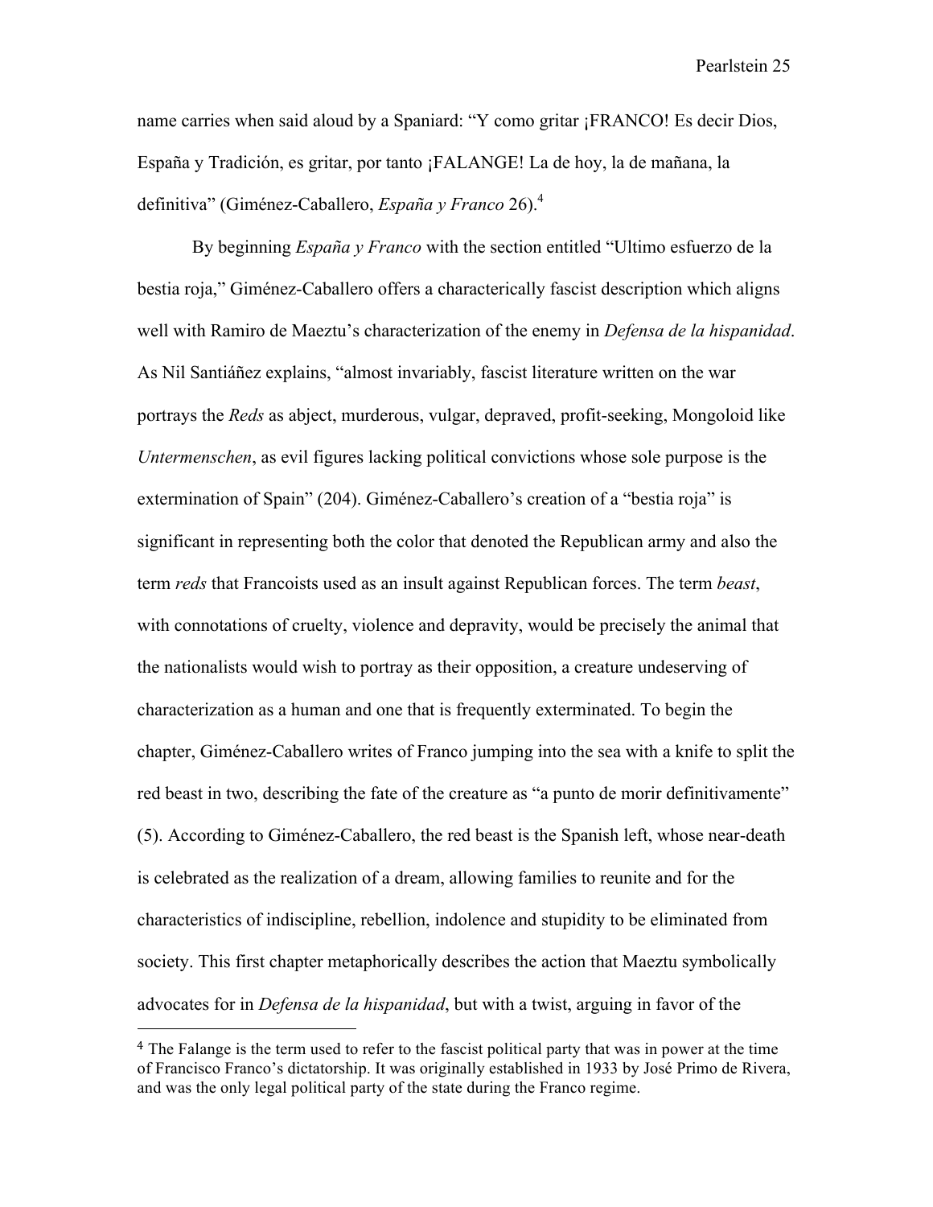name carries when said aloud by a Spaniard: "Y como gritar ¡FRANCO! Es decir Dios, España y Tradición, es gritar, por tanto ¡FALANGE! La de hoy, la de mañana, la definitiva" (Giménez-Caballero, *España y Franco* 26).[4]

By beginning *España y Franco* with the section entitled "Ultimo esfuerzo de la bestia roja," Giménez-Caballero offers a characterically fascist description which aligns well with Ramiro de Maeztu's characterization of the enemy in *Defensa de la hispanidad*. As Nil Santiáñez explains, "almost invariably, fascist literature written on the war portrays the *Reds* as abject, murderous, vulgar, depraved, profit-seeking, Mongoloid like *Untermenschen*, as evil figures lacking political convictions whose sole purpose is the extermination of Spain" (204). Giménez-Caballero's creation of a "bestia roja" is significant in representing both the color that denoted the Republican army and also the term *reds* that Francoists used as an insult against Republican forces. The term *beast*, with connotations of cruelty, violence and depravity, would be precisely the animal that the nationalists would wish to portray as their opposition, a creature undeserving of characterization as a human and one that is frequently exterminated. To begin the chapter, Giménez-Caballero writes of Franco jumping into the sea with a knife to split the red beast in two, describing the fate of the creature as "a punto de morir definitivamente" (5). According to Giménez-Caballero, the red beast is the Spanish left, whose near-death is celebrated as the realization of a dream, allowing families to reunite and for the characteristics of indiscipline, rebellion, indolence and stupidity to be eliminated from society. This first chapter metaphorically describes the action that Maeztu symbolically advocates for in *Defensa de la hispanidad*, but with a twist, arguing in favor of the

[4] The Falange is the term used to refer to the fascist political party that was in power at the time of Francisco Franco's dictatorship. It was originally established in 1933 by José Primo de Rivera, and was the only legal political party of the state during the Franco regime.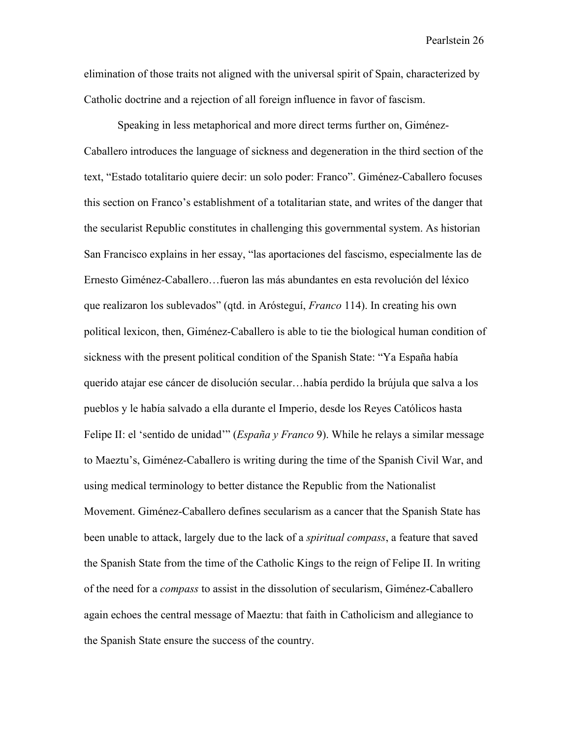elimination of those traits not aligned with the universal spirit of Spain, characterized by Catholic doctrine and a rejection of all foreign influence in favor of fascism.

Speaking in less metaphorical and more direct terms further on, Giménez-Caballero introduces the language of sickness and degeneration in the third section of the text, "Estado totalitario quiere decir: un solo poder: Franco". Giménez-Caballero focuses this section on Franco's establishment of a totalitarian state, and writes of the danger that the secularist Republic constitutes in challenging this governmental system. As historian San Francisco explains in her essay, "las aportaciones del fascismo, especialmente las de Ernesto Giménez-Caballero…fueron las más abundantes en esta revolución del léxico que realizaron los sublevados" (qtd. in Aróstegui, *Franco* 114). In creating his own political lexicon, then, Giménez-Caballero is able to tie the biological human condition of sickness with the present political condition of the Spanish State: "Ya España había querido atajar ese cáncer de disolución secular…había perdido la brújula que salva a los pueblos y le había salvado a ella durante el Imperio, desde los Reyes Católicos hasta Felipe II: el 'sentido de unidad'" (*España y Franco* 9). While he relays a similar message to Maeztu's, Giménez-Caballero is writing during the time of the Spanish Civil War, and using medical terminology to better distance the Republic from the Nationalist Movement. Giménez-Caballero defines secularism as a cancer that the Spanish State has been unable to attack, largely due to the lack of a *spiritual compass*, a feature that saved the Spanish State from the time of the Catholic Kings to the reign of Felipe II. In writing of the need for a *compass* to assist in the dissolution of secularism, Giménez-Caballero again echoes the central message of Maeztu: that faith in Catholicism and allegiance to the Spanish State ensure the success of the country.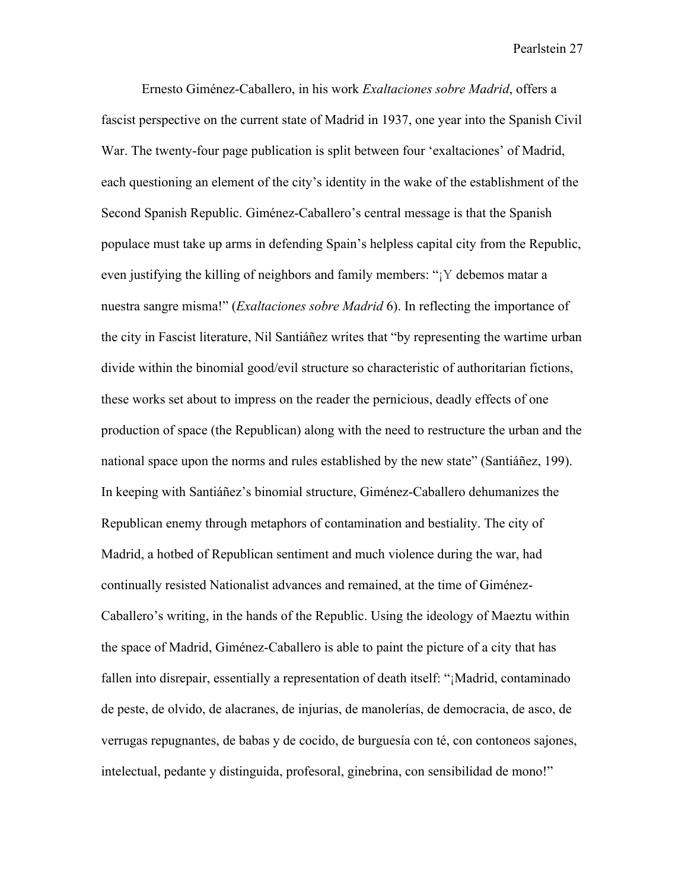Ernesto Giménez-Caballero, in his work *Exaltaciones sobre Madrid*, offers a fascist perspective on the current state of Madrid in 1937, one year into the Spanish Civil War. The twenty-four page publication is split between four 'exaltaciones' of Madrid, each questioning an element of the city's identity in the wake of the establishment of the Second Spanish Republic. Giménez-Caballero's central message is that the Spanish populace must take up arms in defending Spain's helpless capital city from the Republic, even justifying the killing of neighbors and family members: "¡Y debemos matar a nuestra sangre misma!" (*Exaltaciones sobre Madrid* 6). In reflecting the importance of the city in Fascist literature, Nil Santiáñez writes that "by representing the wartime urban divide within the binomial good/evil structure so characteristic of authoritarian fictions, these works set about to impress on the reader the pernicious, deadly effects of one production of space (the Republican) along with the need to restructure the urban and the national space upon the norms and rules established by the new state" (Santiáñez, 199). In keeping with Santiáñez's binomial structure, Giménez-Caballero dehumanizes the Republican enemy through metaphors of contamination and bestiality. The city of Madrid, a hotbed of Republican sentiment and much violence during the war, had continually resisted Nationalist advances and remained, at the time of Giménez-Caballero's writing, in the hands of the Republic. Using the ideology of Maeztu within the space of Madrid, Giménez-Caballero is able to paint the picture of a city that has fallen into disrepair, essentially a representation of death itself: "¡Madrid, contaminado de peste, de olvido, de alacranes, de injurias, de manolerías, de democracia, de asco, de verrugas repugnantes, de babas y de cocido, de burguesía con té, con contoneos sajones, intelectual, pedante y distinguida, profesoral, ginebrina, con sensibilidad de mono!"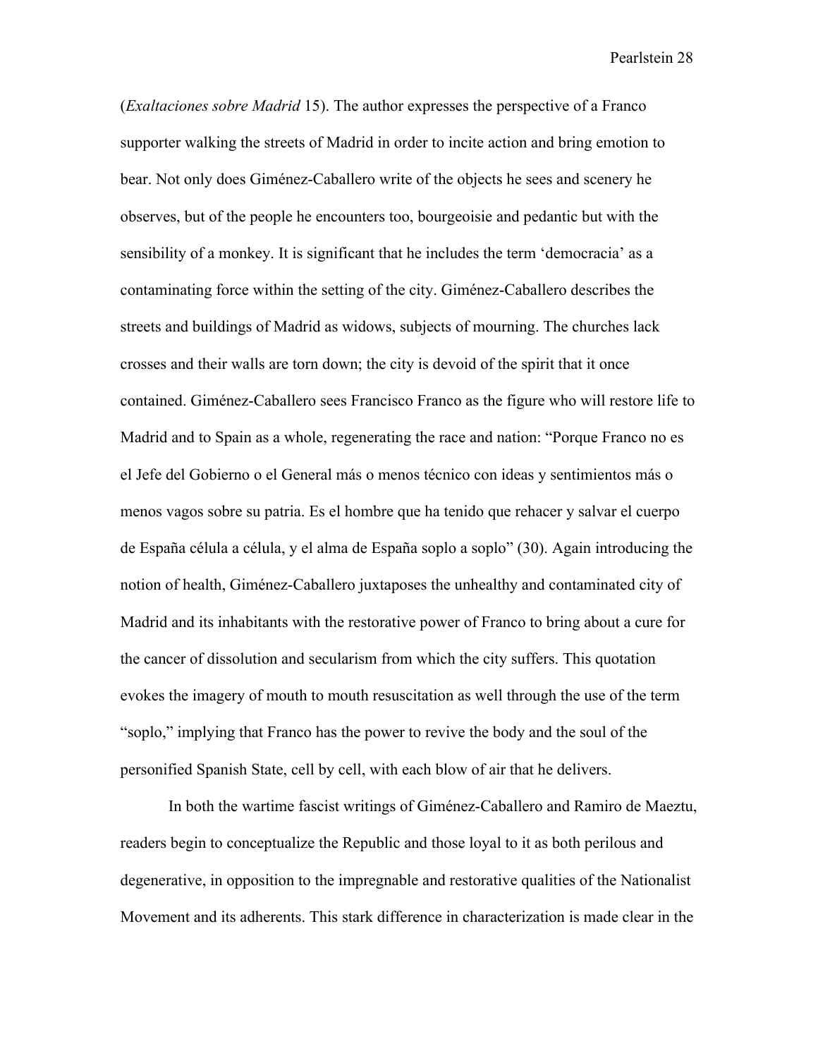(*Exaltaciones sobre Madrid* 15). The author expresses the perspective of a Franco supporter walking the streets of Madrid in order to incite action and bring emotion to bear. Not only does Giménez-Caballero write of the objects he sees and scenery he observes, but of the people he encounters too, bourgeoisie and pedantic but with the sensibility of a monkey. It is significant that he includes the term 'democracia' as a contaminating force within the setting of the city. Giménez-Caballero describes the streets and buildings of Madrid as widows, subjects of mourning. The churches lack crosses and their walls are torn down; the city is devoid of the spirit that it once contained. Giménez-Caballero sees Francisco Franco as the figure who will restore life to Madrid and to Spain as a whole, regenerating the race and nation: "Porque Franco no es el Jefe del Gobierno o el General más o menos técnico con ideas y sentimientos más o menos vagos sobre su patria. Es el hombre que ha tenido que rehacer y salvar el cuerpo de España célula a célula, y el alma de España soplo a soplo" (30). Again introducing the notion of health, Giménez-Caballero juxtaposes the unhealthy and contaminated city of Madrid and its inhabitants with the restorative power of Franco to bring about a cure for the cancer of dissolution and secularism from which the city suffers. This quotation evokes the imagery of mouth to mouth resuscitation as well through the use of the term "soplo," implying that Franco has the power to revive the body and the soul of the personified Spanish State, cell by cell, with each blow of air that he delivers.

In both the wartime fascist writings of Giménez-Caballero and Ramiro de Maeztu, readers begin to conceptualize the Republic and those loyal to it as both perilous and degenerative, in opposition to the impregnable and restorative qualities of the Nationalist Movement and its adherents. This stark difference in characterization is made clear in the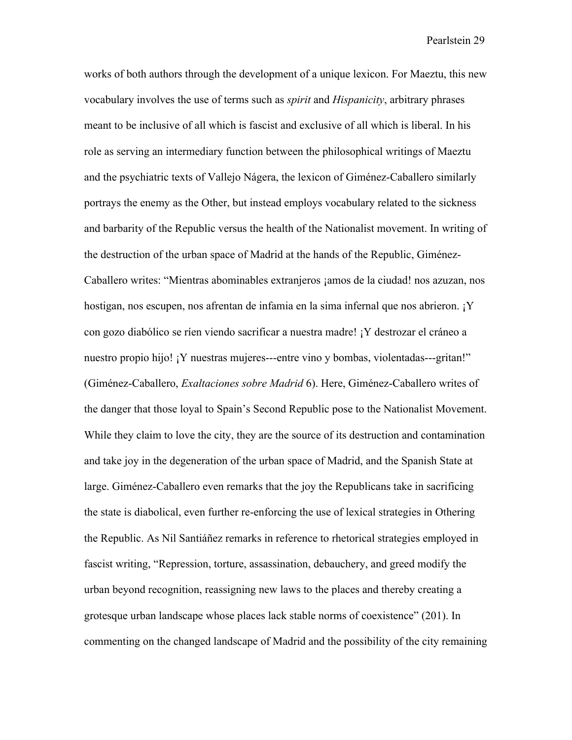works of both authors through the development of a unique lexicon. For Maeztu, this new vocabulary involves the use of terms such as *spirit* and *Hispanicity*, arbitrary phrases meant to be inclusive of all which is fascist and exclusive of all which is liberal. In his role as serving an intermediary function between the philosophical writings of Maeztu and the psychiatric texts of Vallejo Nágera, the lexicon of Giménez-Caballero similarly portrays the enemy as the Other, but instead employs vocabulary related to the sickness and barbarity of the Republic versus the health of the Nationalist movement. In writing of the destruction of the urban space of Madrid at the hands of the Republic, Giménez-Caballero writes: "Mientras abominables extranjeros ¡amos de la ciudad! nos azuzan, nos hostigan, nos escupen, nos afrentan de infamia en la sima infernal que nos abrieron. ¡Y con gozo diabólico se ríen viendo sacrificar a nuestra madre! ¡Y destrozar el cráneo a nuestro propio hijo! ¡Y nuestras mujeres---entre vino y bombas, violentadas---gritan!" (Giménez-Caballero, *Exaltaciones sobre Madrid* 6). Here, Giménez-Caballero writes of the danger that those loyal to Spain's Second Republic pose to the Nationalist Movement. While they claim to love the city, they are the source of its destruction and contamination and take joy in the degeneration of the urban space of Madrid, and the Spanish State at large. Giménez-Caballero even remarks that the joy the Republicans take in sacrificing the state is diabolical, even further re-enforcing the use of lexical strategies in Othering the Republic. As Nil Santiáñez remarks in reference to rhetorical strategies employed in fascist writing, "Repression, torture, assassination, debauchery, and greed modify the urban beyond recognition, reassigning new laws to the places and thereby creating a grotesque urban landscape whose places lack stable norms of coexistence" (201). In commenting on the changed landscape of Madrid and the possibility of the city remaining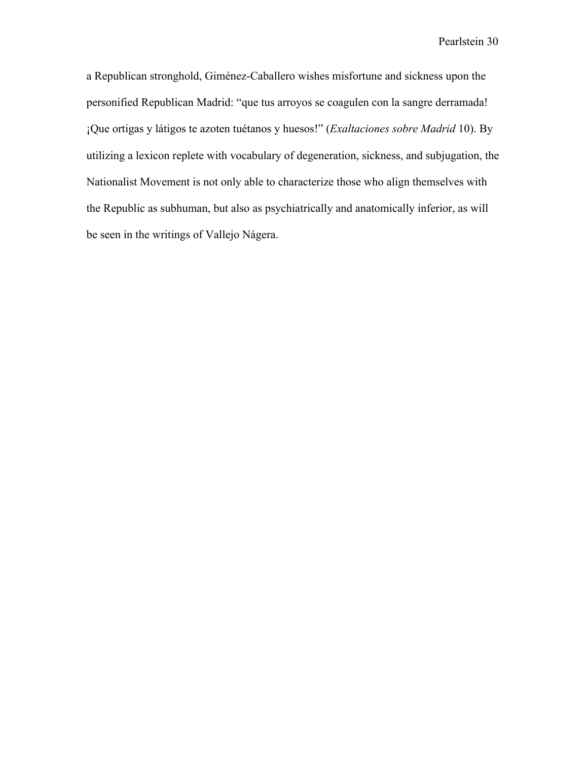a Republican stronghold, Giménez-Caballero wishes misfortune and sickness upon the personified Republican Madrid: "que tus arroyos se coagulen con la sangre derramada! ¡Que ortigas y látigos te azoten tuétanos y huesos!" (*Exaltaciones sobre Madrid* 10). By utilizing a lexicon replete with vocabulary of degeneration, sickness, and subjugation, the Nationalist Movement is not only able to characterize those who align themselves with the Republic as subhuman, but also as psychiatrically and anatomically inferior, as will be seen in the writings of Vallejo Nágera.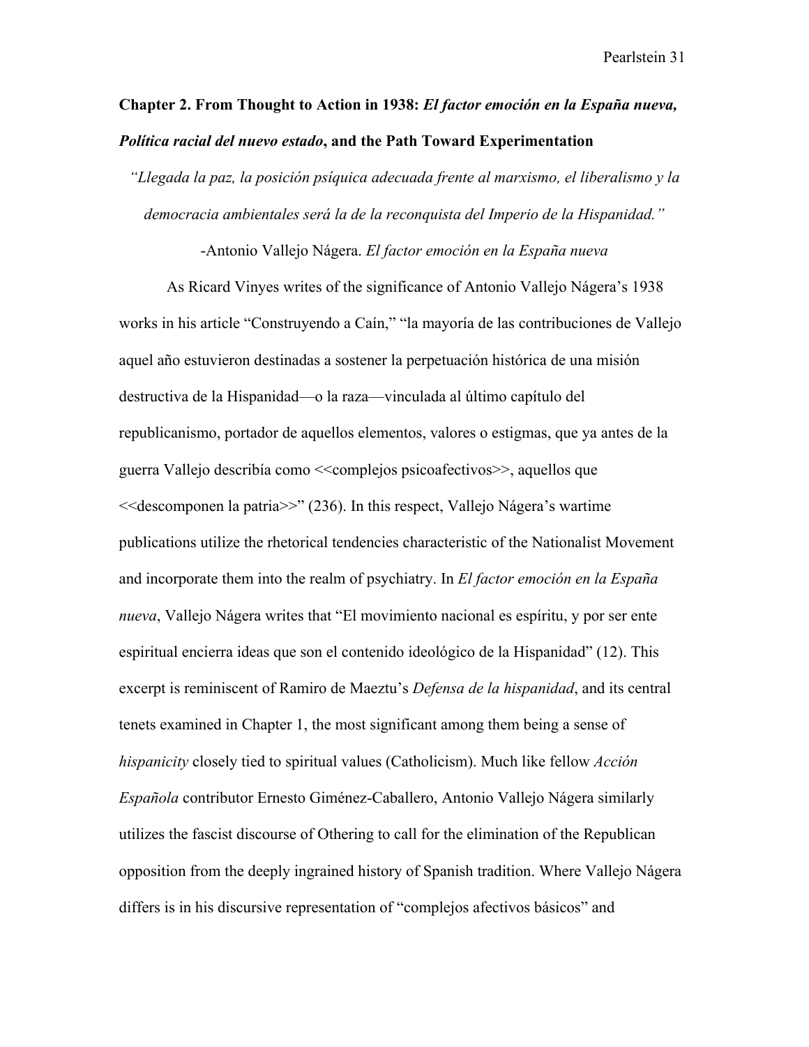## Chapter 2. From Thought to Action in 1938: *El factor emoción en la España nueva*, *Política racial del nuevo estado*, and the Path Toward Experimentation

*"Llegada la paz, la posición psíquica adecuada frente al marxismo, el liberalismo y la democracia ambientales será la de la reconquista del Imperio de la Hispanidad."*

-Antonio Vallejo Nágera. *El factor emoción en la España nueva*

As Ricard Vinyes writes of the significance of Antonio Vallejo Nágera's 1938 works in his article "Construyendo a Caín," "la mayoría de las contribuciones de Vallejo aquel año estuvieron destinadas a sostener la perpetuación histórica de una misión destructiva de la Hispanidad—o la raza—vinculada al último capítulo del republicanismo, portador de aquellos elementos, valores o estigmas, que ya antes de la guerra Vallejo describía como <<complejos psicoafectivos>>, aquellos que <<descomponen la patria>>" (236). In this respect, Vallejo Nágera's wartime publications utilize the rhetorical tendencies characteristic of the Nationalist Movement and incorporate them into the realm of psychiatry. In *El factor emoción en la España nueva*, Vallejo Nágera writes that "El movimiento nacional es espíritu, y por ser ente espiritual encierra ideas que son el contenido ideológico de la Hispanidad" (12). This excerpt is reminiscent of Ramiro de Maeztu's *Defensa de la hispanidad*, and its central tenets examined in Chapter 1, the most significant among them being a sense of *hispanicity* closely tied to spiritual values (Catholicism). Much like fellow *Acción Española* contributor Ernesto Giménez-Caballero, Antonio Vallejo Nágera similarly utilizes the fascist discourse of Othering to call for the elimination of the Republican opposition from the deeply ingrained history of Spanish tradition. Where Vallejo Nágera differs is in his discursive representation of "complejos afectivos básicos" and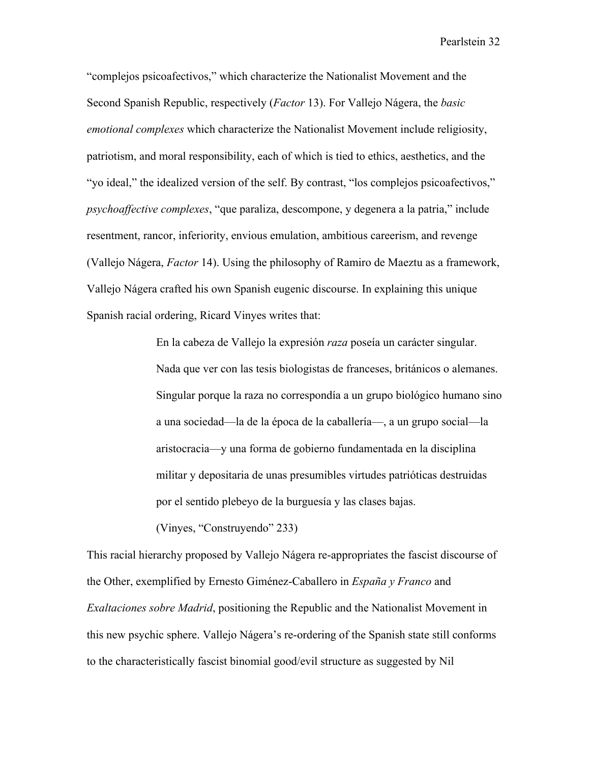"complejos psicoafectivos," which characterize the Nationalist Movement and the Second Spanish Republic, respectively (*Factor* 13). For Vallejo Nágera, the *basic emotional complexes* which characterize the Nationalist Movement include religiosity, patriotism, and moral responsibility, each of which is tied to ethics, aesthetics, and the "yo ideal," the idealized version of the self. By contrast, "los complejos psicoafectivos," *psychoaffective complexes*, "que paraliza, descompone, y degenera a la patria," include resentment, rancor, inferiority, envious emulation, ambitious careerism, and revenge (Vallejo Nágera, *Factor* 14). Using the philosophy of Ramiro de Maeztu as a framework, Vallejo Nágera crafted his own Spanish eugenic discourse. In explaining this unique Spanish racial ordering, Ricard Vinyes writes that:

> En la cabeza de Vallejo la expresión *raza* poseía un carácter singular. Nada que ver con las tesis biologistas de franceses, británicos o alemanes. Singular porque la raza no correspondía a un grupo biológico humano sino a una sociedad—la de la época de la caballería—, a un grupo social—la aristocracia—y una forma de gobierno fundamentada en la disciplina militar y depositaria de unas presumibles virtudes patrióticas destruidas por el sentido plebeyo de la burguesía y las clases bajas.
>
> (Vinyes, "Construyendo" 233)

This racial hierarchy proposed by Vallejo Nágera re-appropriates the fascist discourse of the Other, exemplified by Ernesto Giménez-Caballero in *España y Franco* and *Exaltaciones sobre Madrid*, positioning the Republic and the Nationalist Movement in this new psychic sphere. Vallejo Nágera's re-ordering of the Spanish state still conforms to the characteristically fascist binomial good/evil structure as suggested by Nil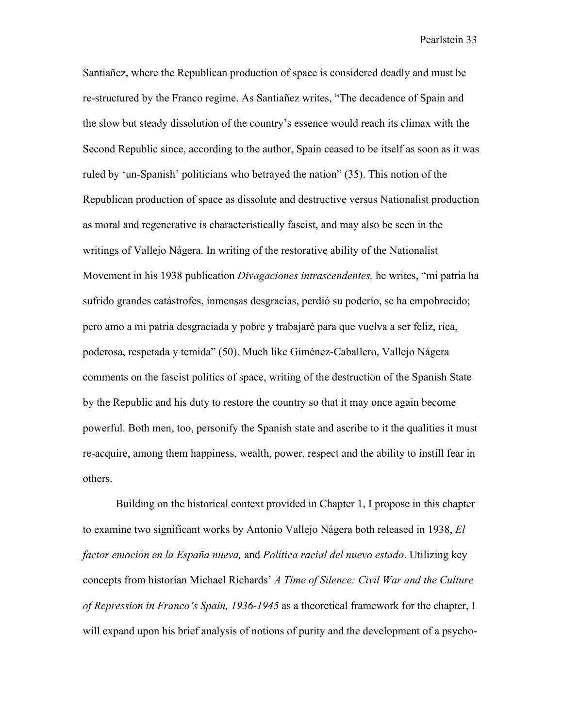Santiañez, where the Republican production of space is considered deadly and must be re-structured by the Franco regime. As Santiañez writes, "The decadence of Spain and the slow but steady dissolution of the country's essence would reach its climax with the Second Republic since, according to the author, Spain ceased to be itself as soon as it was ruled by 'un-Spanish' politicians who betrayed the nation" (35). This notion of the Republican production of space as dissolute and destructive versus Nationalist production as moral and regenerative is characteristically fascist, and may also be seen in the writings of Vallejo Nágera. In writing of the restorative ability of the Nationalist Movement in his 1938 publication *Divagaciones intrascendentes,* he writes, "mi patria ha sufrido grandes catástrofes, inmensas desgracias, perdió su poderío, se ha empobrecido; pero amo a mi patria desgraciada y pobre y trabajaré para que vuelva a ser feliz, rica, poderosa, respetada y temida" (50). Much like Giménez-Caballero, Vallejo Nágera comments on the fascist politics of space, writing of the destruction of the Spanish State by the Republic and his duty to restore the country so that it may once again become powerful. Both men, too, personify the Spanish state and ascribe to it the qualities it must re-acquire, among them happiness, wealth, power, respect and the ability to instill fear in others.

Building on the historical context provided in Chapter 1, I propose in this chapter to examine two significant works by Antonio Vallejo Nágera both released in 1938, *El factor emoción en la España nueva,* and *Política racial del nuevo estado*. Utilizing key concepts from historian Michael Richards' *A Time of Silence: Civil War and the Culture of Repression in Franco's Spain, 1936-1945* as a theoretical framework for the chapter, I will expand upon his brief analysis of notions of purity and the development of a psycho-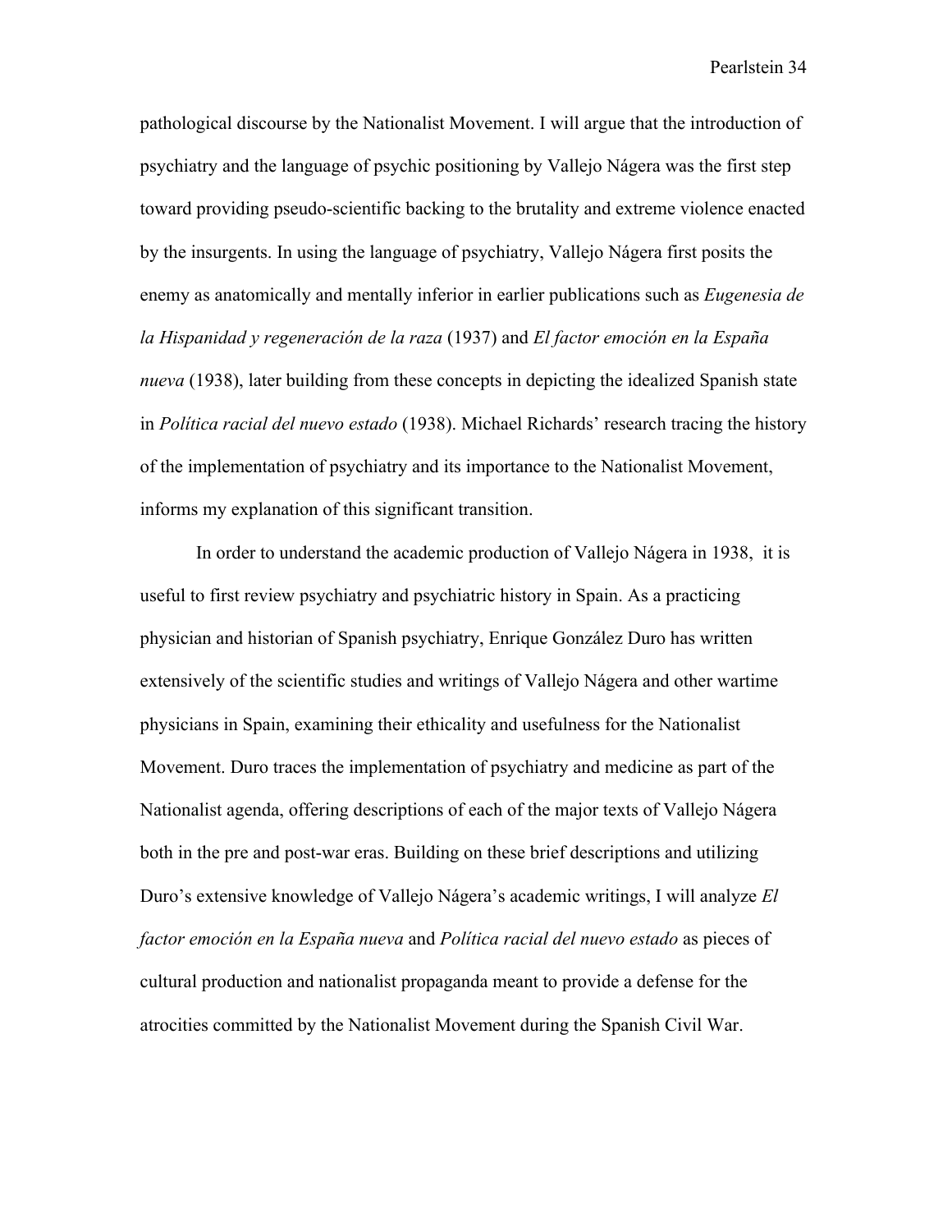pathological discourse by the Nationalist Movement. I will argue that the introduction of psychiatry and the language of psychic positioning by Vallejo Nágera was the first step toward providing pseudo-scientific backing to the brutality and extreme violence enacted by the insurgents. In using the language of psychiatry, Vallejo Nágera first posits the enemy as anatomically and mentally inferior in earlier publications such as *Eugenesia de la Hispanidad y regeneración de la raza* (1937) and *El factor emoción en la España nueva* (1938), later building from these concepts in depicting the idealized Spanish state in *Política racial del nuevo estado* (1938). Michael Richards' research tracing the history of the implementation of psychiatry and its importance to the Nationalist Movement, informs my explanation of this significant transition.

In order to understand the academic production of Vallejo Nágera in 1938, it is useful to first review psychiatry and psychiatric history in Spain. As a practicing physician and historian of Spanish psychiatry, Enrique González Duro has written extensively of the scientific studies and writings of Vallejo Nágera and other wartime physicians in Spain, examining their ethicality and usefulness for the Nationalist Movement. Duro traces the implementation of psychiatry and medicine as part of the Nationalist agenda, offering descriptions of each of the major texts of Vallejo Nágera both in the pre and post-war eras. Building on these brief descriptions and utilizing Duro's extensive knowledge of Vallejo Nágera's academic writings, I will analyze *El factor emoción en la España nueva* and *Política racial del nuevo estado* as pieces of cultural production and nationalist propaganda meant to provide a defense for the atrocities committed by the Nationalist Movement during the Spanish Civil War.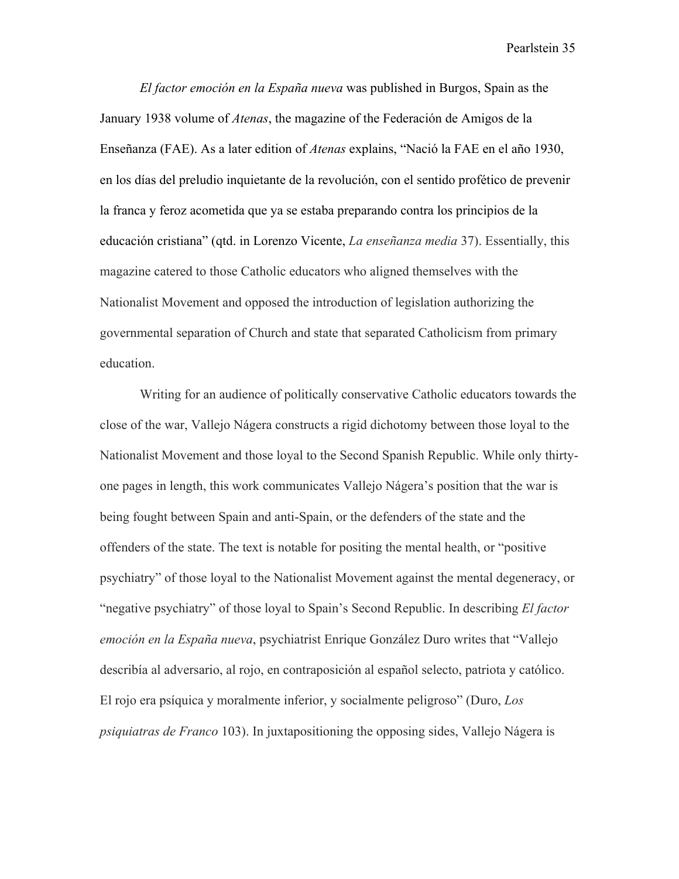*El factor emoción en la España nueva* was published in Burgos, Spain as the January 1938 volume of *Atenas*, the magazine of the Federación de Amigos de la Enseñanza (FAE). As a later edition of *Atenas* explains, "Nació la FAE en el año 1930, en los días del preludio inquietante de la revolución, con el sentido profético de prevenir la franca y feroz acometida que ya se estaba preparando contra los principios de la educación cristiana" (qtd. in Lorenzo Vicente, *La enseñanza media* 37). Essentially, this magazine catered to those Catholic educators who aligned themselves with the Nationalist Movement and opposed the introduction of legislation authorizing the governmental separation of Church and state that separated Catholicism from primary education.

Writing for an audience of politically conservative Catholic educators towards the close of the war, Vallejo Nágera constructs a rigid dichotomy between those loyal to the Nationalist Movement and those loyal to the Second Spanish Republic. While only thirty-one pages in length, this work communicates Vallejo Nágera's position that the war is being fought between Spain and anti-Spain, or the defenders of the state and the offenders of the state. The text is notable for positing the mental health, or "positive psychiatry" of those loyal to the Nationalist Movement against the mental degeneracy, or "negative psychiatry" of those loyal to Spain's Second Republic. In describing *El factor emoción en la España nueva*, psychiatrist Enrique González Duro writes that "Vallejo describía al adversario, al rojo, en contraposición al español selecto, patriota y católico. El rojo era psíquica y moralmente inferior, y socialmente peligroso" (Duro, *Los psiquiatras de Franco* 103). In juxtapositioning the opposing sides, Vallejo Nágera is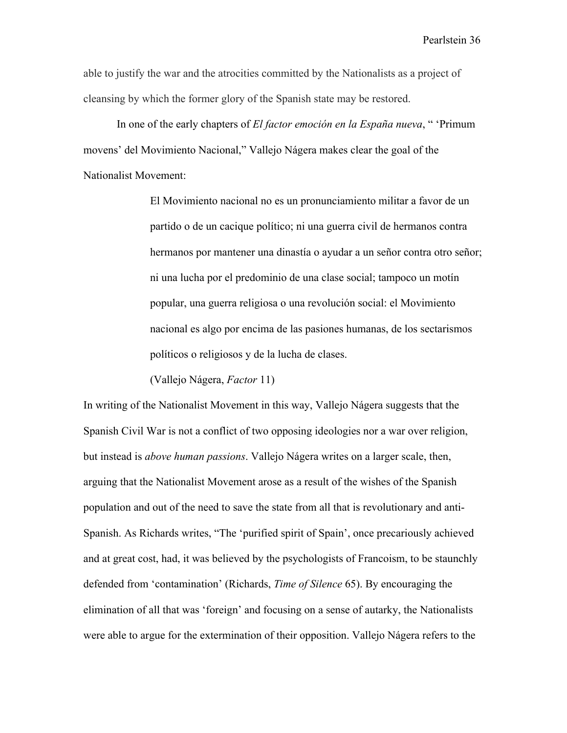able to justify the war and the atrocities committed by the Nationalists as a project of cleansing by which the former glory of the Spanish state may be restored.

In one of the early chapters of *El factor emoción en la España nueva*, " 'Primum movens' del Movimiento Nacional," Vallejo Nágera makes clear the goal of the Nationalist Movement:

> El Movimiento nacional no es un pronunciamiento militar a favor de un partido o de un cacique político; ni una guerra civil de hermanos contra hermanos por mantener una dinastía o ayudar a un señor contra otro señor; ni una lucha por el predominio de una clase social; tampoco un motín popular, una guerra religiosa o una revolución social: el Movimiento nacional es algo por encima de las pasiones humanas, de los sectarismos políticos o religiosos y de la lucha de clases.
>
> (Vallejo Nágera, *Factor* 11)

In writing of the Nationalist Movement in this way, Vallejo Nágera suggests that the Spanish Civil War is not a conflict of two opposing ideologies nor a war over religion, but instead is *above human passions*. Vallejo Nágera writes on a larger scale, then, arguing that the Nationalist Movement arose as a result of the wishes of the Spanish population and out of the need to save the state from all that is revolutionary and anti-Spanish. As Richards writes, "The 'purified spirit of Spain', once precariously achieved and at great cost, had, it was believed by the psychologists of Francoism, to be staunchly defended from 'contamination' (Richards, *Time of Silence* 65). By encouraging the elimination of all that was 'foreign' and focusing on a sense of autarky, the Nationalists were able to argue for the extermination of their opposition. Vallejo Nágera refers to the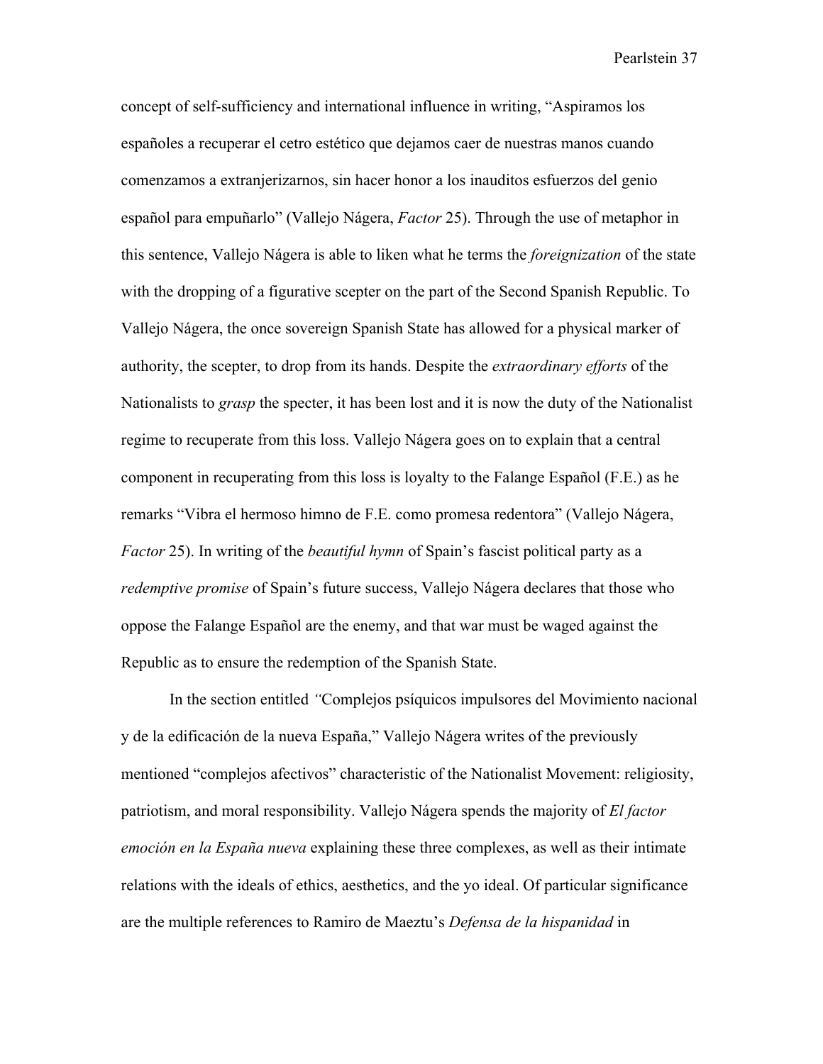concept of self-sufficiency and international influence in writing, "Aspiramos los españoles a recuperar el cetro estético que dejamos caer de nuestras manos cuando comenzamos a extranjerizarnos, sin hacer honor a los inauditos esfuerzos del genio español para empuñarlo" (Vallejo Nágera, *Factor* 25). Through the use of metaphor in this sentence, Vallejo Nágera is able to liken what he terms the *foreignization* of the state with the dropping of a figurative scepter on the part of the Second Spanish Republic. To Vallejo Nágera, the once sovereign Spanish State has allowed for a physical marker of authority, the scepter, to drop from its hands. Despite the *extraordinary efforts* of the Nationalists to *grasp* the specter, it has been lost and it is now the duty of the Nationalist regime to recuperate from this loss. Vallejo Nágera goes on to explain that a central component in recuperating from this loss is loyalty to the Falange Español (F.E.) as he remarks "Vibra el hermoso himno de F.E. como promesa redentora" (Vallejo Nágera, *Factor* 25). In writing of the *beautiful hymn* of Spain's fascist political party as a *redemptive promise* of Spain's future success, Vallejo Nágera declares that those who oppose the Falange Español are the enemy, and that war must be waged against the Republic as to ensure the redemption of the Spanish State.

In the section entitled *"*Complejos psíquicos impulsores del Movimiento nacional y de la edificación de la nueva España," Vallejo Nágera writes of the previously mentioned "complejos afectivos" characteristic of the Nationalist Movement: religiosity, patriotism, and moral responsibility. Vallejo Nágera spends the majority of *El factor emoción en la España nueva* explaining these three complexes, as well as their intimate relations with the ideals of ethics, aesthetics, and the yo ideal. Of particular significance are the multiple references to Ramiro de Maeztu's *Defensa de la hispanidad* in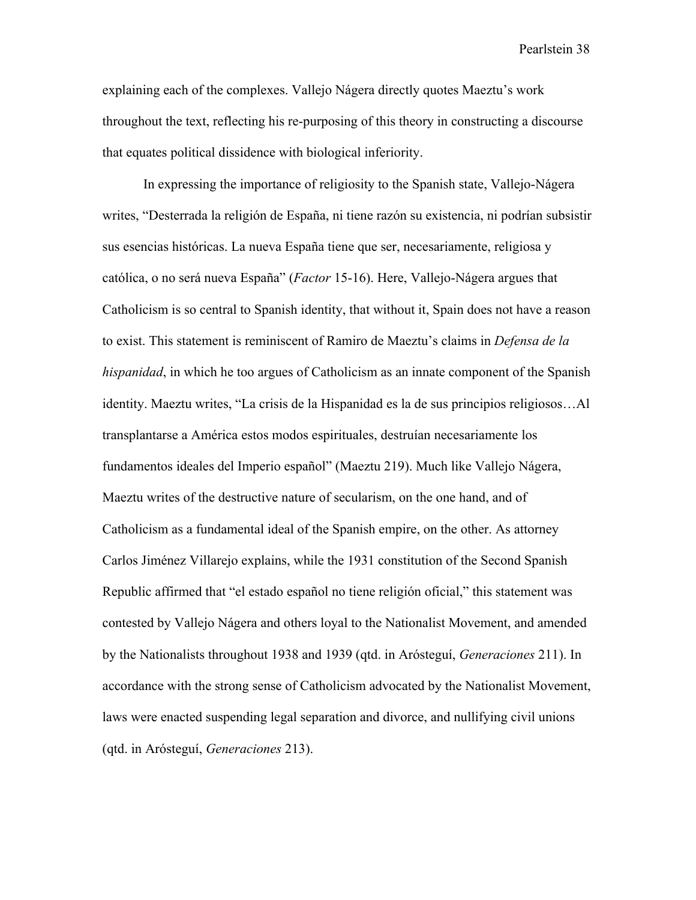explaining each of the complexes. Vallejo Nágera directly quotes Maeztu's work throughout the text, reflecting his re-purposing of this theory in constructing a discourse that equates political dissidence with biological inferiority.

In expressing the importance of religiosity to the Spanish state, Vallejo-Nágera writes, "Desterrada la religión de España, ni tiene razón su existencia, ni podrían subsistir sus esencias históricas. La nueva España tiene que ser, necesariamente, religiosa y católica, o no será nueva España" (*Factor* 15-16). Here, Vallejo-Nágera argues that Catholicism is so central to Spanish identity, that without it, Spain does not have a reason to exist. This statement is reminiscent of Ramiro de Maeztu's claims in *Defensa de la hispanidad*, in which he too argues of Catholicism as an innate component of the Spanish identity. Maeztu writes, "La crisis de la Hispanidad es la de sus principios religiosos…Al transplantarse a América estos modos espirituales, destruían necesariamente los fundamentos ideales del Imperio español" (Maeztu 219). Much like Vallejo Nágera, Maeztu writes of the destructive nature of secularism, on the one hand, and of Catholicism as a fundamental ideal of the Spanish empire, on the other. As attorney Carlos Jiménez Villarejo explains, while the 1931 constitution of the Second Spanish Republic affirmed that "el estado español no tiene religión oficial," this statement was contested by Vallejo Nágera and others loyal to the Nationalist Movement, and amended by the Nationalists throughout 1938 and 1939 (qtd. in Arósteguí, *Generaciones* 211). In accordance with the strong sense of Catholicism advocated by the Nationalist Movement, laws were enacted suspending legal separation and divorce, and nullifying civil unions (qtd. in Arósteguí, *Generaciones* 213).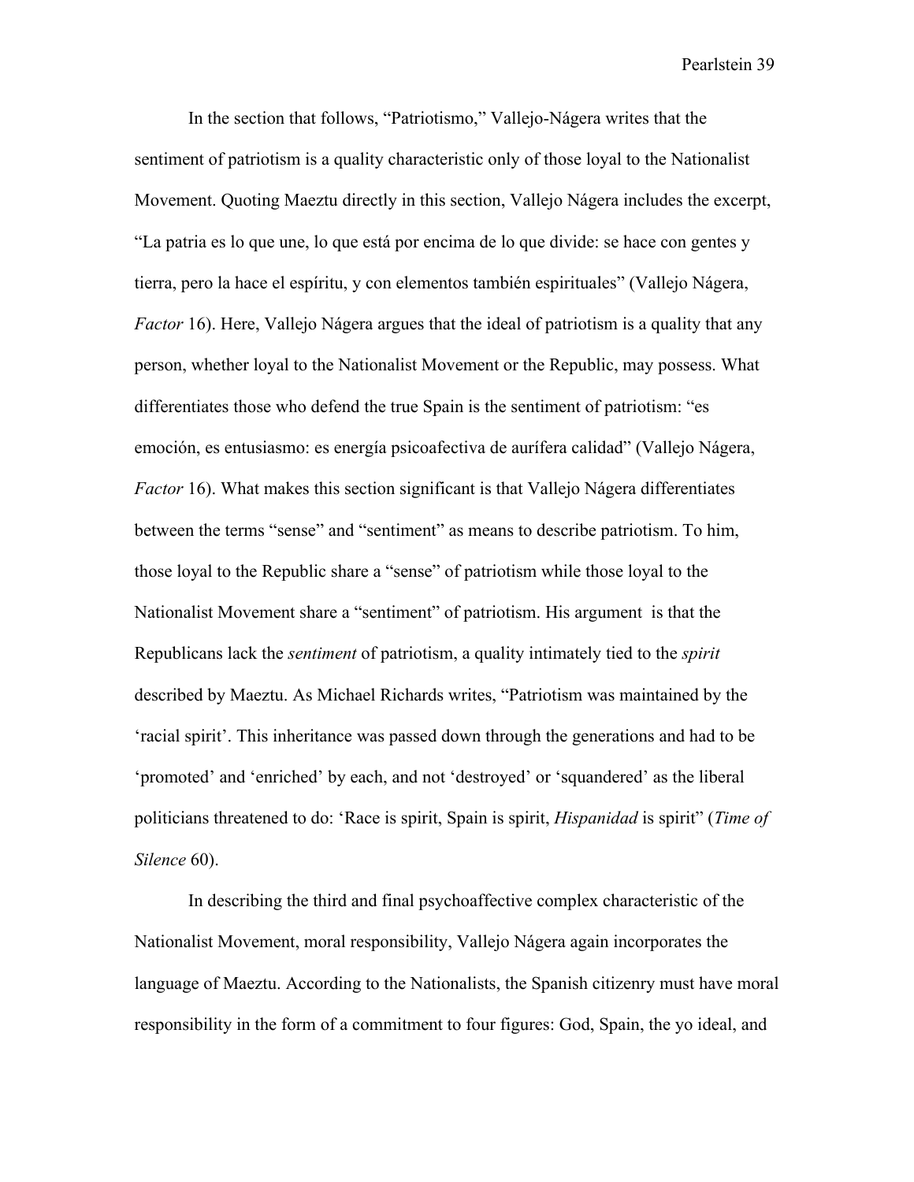In the section that follows, "Patriotismo," Vallejo-Nágera writes that the sentiment of patriotism is a quality characteristic only of those loyal to the Nationalist Movement. Quoting Maeztu directly in this section, Vallejo Nágera includes the excerpt, "La patria es lo que une, lo que está por encima de lo que divide: se hace con gentes y tierra, pero la hace el espíritu, y con elementos también espirituales" (Vallejo Nágera, *Factor* 16). Here, Vallejo Nágera argues that the ideal of patriotism is a quality that any person, whether loyal to the Nationalist Movement or the Republic, may possess. What differentiates those who defend the true Spain is the sentiment of patriotism: "es emoción, es entusiasmo: es energía psicoafectiva de aurífera calidad" (Vallejo Nágera, *Factor* 16). What makes this section significant is that Vallejo Nágera differentiates between the terms "sense" and "sentiment" as means to describe patriotism. To him, those loyal to the Republic share a "sense" of patriotism while those loyal to the Nationalist Movement share a "sentiment" of patriotism. His argument is that the Republicans lack the *sentiment* of patriotism, a quality intimately tied to the *spirit* described by Maeztu. As Michael Richards writes, "Patriotism was maintained by the 'racial spirit'. This inheritance was passed down through the generations and had to be 'promoted' and 'enriched' by each, and not 'destroyed' or 'squandered' as the liberal politicians threatened to do: 'Race is spirit, Spain is spirit, *Hispanidad* is spirit" (*Time of Silence* 60).

In describing the third and final psychoaffective complex characteristic of the Nationalist Movement, moral responsibility, Vallejo Nágera again incorporates the language of Maeztu. According to the Nationalists, the Spanish citizenry must have moral responsibility in the form of a commitment to four figures: God, Spain, the yo ideal, and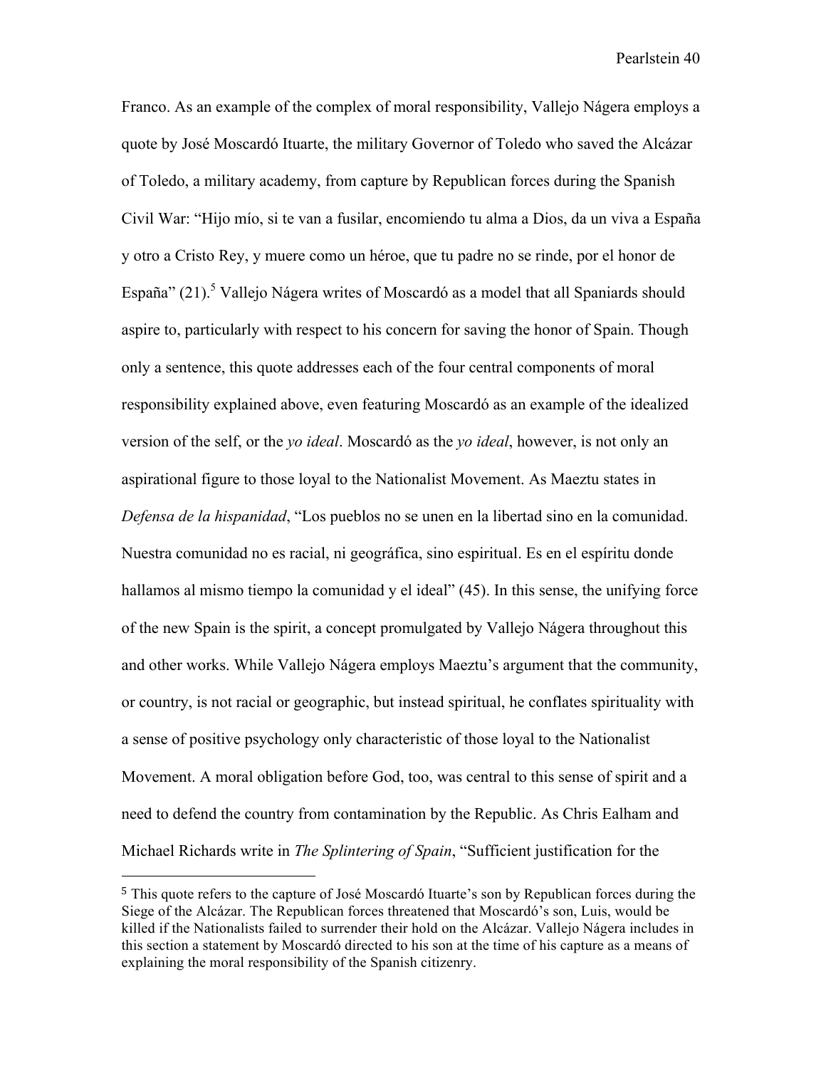Franco. As an example of the complex of moral responsibility, Vallejo Nágera employs a quote by José Moscardó Ituarte, the military Governor of Toledo who saved the Alcázar of Toledo, a military academy, from capture by Republican forces during the Spanish Civil War: "Hijo mío, si te van a fusilar, encomiendo tu alma a Dios, da un viva a España y otro a Cristo Rey, y muere como un héroe, que tu padre no se rinde, por el honor de España" (21).[5] Vallejo Nágera writes of Moscardó as a model that all Spaniards should aspire to, particularly with respect to his concern for saving the honor of Spain. Though only a sentence, this quote addresses each of the four central components of moral responsibility explained above, even featuring Moscardó as an example of the idealized version of the self, or the *yo ideal*. Moscardó as the *yo ideal*, however, is not only an aspirational figure to those loyal to the Nationalist Movement. As Maeztu states in *Defensa de la hispanidad*, "Los pueblos no se unen en la libertad sino en la comunidad. Nuestra comunidad no es racial, ni geográfica, sino espiritual. Es en el espíritu donde hallamos al mismo tiempo la comunidad y el ideal" (45). In this sense, the unifying force of the new Spain is the spirit, a concept promulgated by Vallejo Nágera throughout this and other works. While Vallejo Nágera employs Maeztu's argument that the community, or country, is not racial or geographic, but instead spiritual, he conflates spirituality with a sense of positive psychology only characteristic of those loyal to the Nationalist Movement. A moral obligation before God, too, was central to this sense of spirit and a need to defend the country from contamination by the Republic. As Chris Ealham and Michael Richards write in *The Splintering of Spain*, "Sufficient justification for the

[5] This quote refers to the capture of José Moscardó Ituarte's son by Republican forces during the Siege of the Alcázar. The Republican forces threatened that Moscardó's son, Luis, would be killed if the Nationalists failed to surrender their hold on the Alcázar. Vallejo Nágera includes in this section a statement by Moscardó directed to his son at the time of his capture as a means of explaining the moral responsibility of the Spanish citizenry.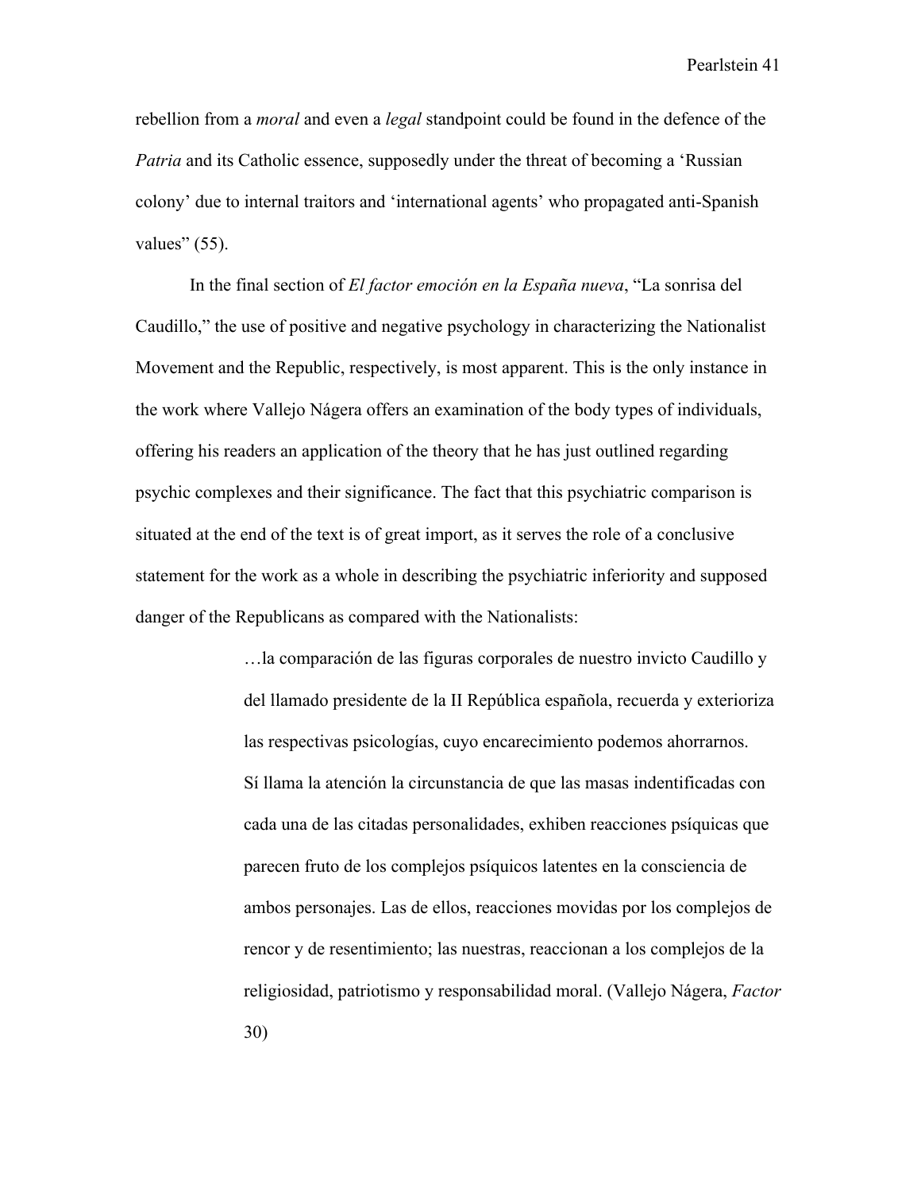rebellion from a *moral* and even a *legal* standpoint could be found in the defence of the *Patria* and its Catholic essence, supposedly under the threat of becoming a 'Russian colony' due to internal traitors and 'international agents' who propagated anti-Spanish values" (55).

In the final section of *El factor emoción en la España nueva*, "La sonrisa del Caudillo," the use of positive and negative psychology in characterizing the Nationalist Movement and the Republic, respectively, is most apparent. This is the only instance in the work where Vallejo Nágera offers an examination of the body types of individuals, offering his readers an application of the theory that he has just outlined regarding psychic complexes and their significance. The fact that this psychiatric comparison is situated at the end of the text is of great import, as it serves the role of a conclusive statement for the work as a whole in describing the psychiatric inferiority and supposed danger of the Republicans as compared with the Nationalists:

> …la comparación de las figuras corporales de nuestro invicto Caudillo y del llamado presidente de la II República española, recuerda y exterioriza las respectivas psicologías, cuyo encarecimiento podemos ahorrarnos. Sí llama la atención la circunstancia de que las masas indentificadas con cada una de las citadas personalidades, exhiben reacciones psíquicas que parecen fruto de los complejos psíquicos latentes en la consciencia de ambos personajes. Las de ellos, reacciones movidas por los complejos de rencor y de resentimiento; las nuestras, reaccionan a los complejos de la religiosidad, patriotismo y responsabilidad moral. (Vallejo Nágera, *Factor* 30)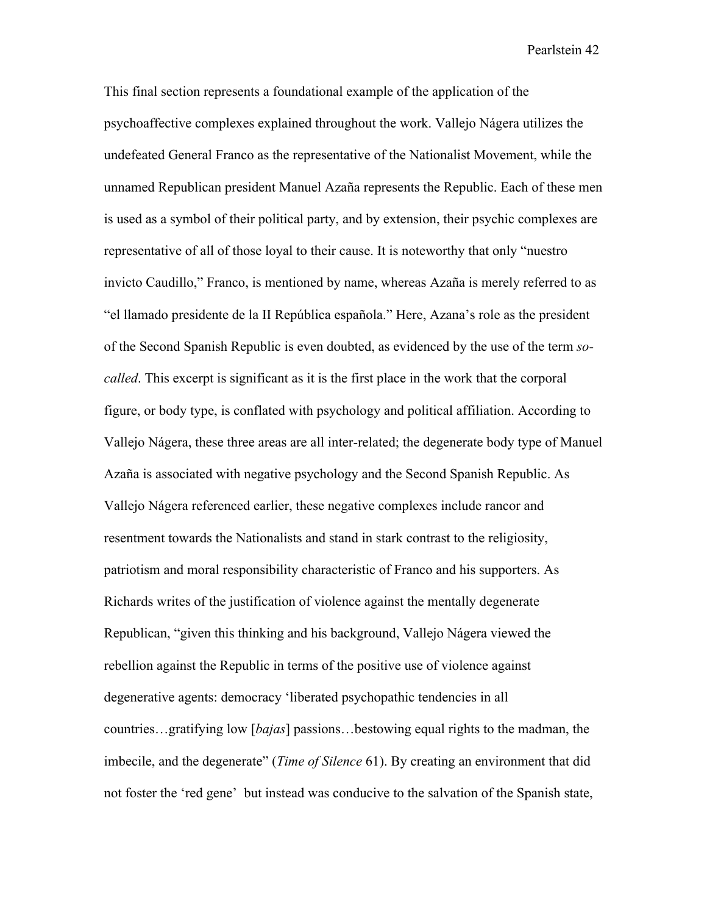This final section represents a foundational example of the application of the psychoaffective complexes explained throughout the work. Vallejo Nágera utilizes the undefeated General Franco as the representative of the Nationalist Movement, while the unnamed Republican president Manuel Azaña represents the Republic. Each of these men is used as a symbol of their political party, and by extension, their psychic complexes are representative of all of those loyal to their cause. It is noteworthy that only "nuestro invicto Caudillo," Franco, is mentioned by name, whereas Azaña is merely referred to as "el llamado presidente de la II República española." Here, Azana's role as the president of the Second Spanish Republic is even doubted, as evidenced by the use of the term *so-called*. This excerpt is significant as it is the first place in the work that the corporal figure, or body type, is conflated with psychology and political affiliation. According to Vallejo Nágera, these three areas are all inter-related; the degenerate body type of Manuel Azaña is associated with negative psychology and the Second Spanish Republic. As Vallejo Nágera referenced earlier, these negative complexes include rancor and resentment towards the Nationalists and stand in stark contrast to the religiosity, patriotism and moral responsibility characteristic of Franco and his supporters. As Richards writes of the justification of violence against the mentally degenerate Republican, "given this thinking and his background, Vallejo Nágera viewed the rebellion against the Republic in terms of the positive use of violence against degenerative agents: democracy 'liberated psychopathic tendencies in all countries…gratifying low [*bajas*] passions…bestowing equal rights to the madman, the imbecile, and the degenerate" (*Time of Silence* 61). By creating an environment that did not foster the 'red gene' but instead was conducive to the salvation of the Spanish state,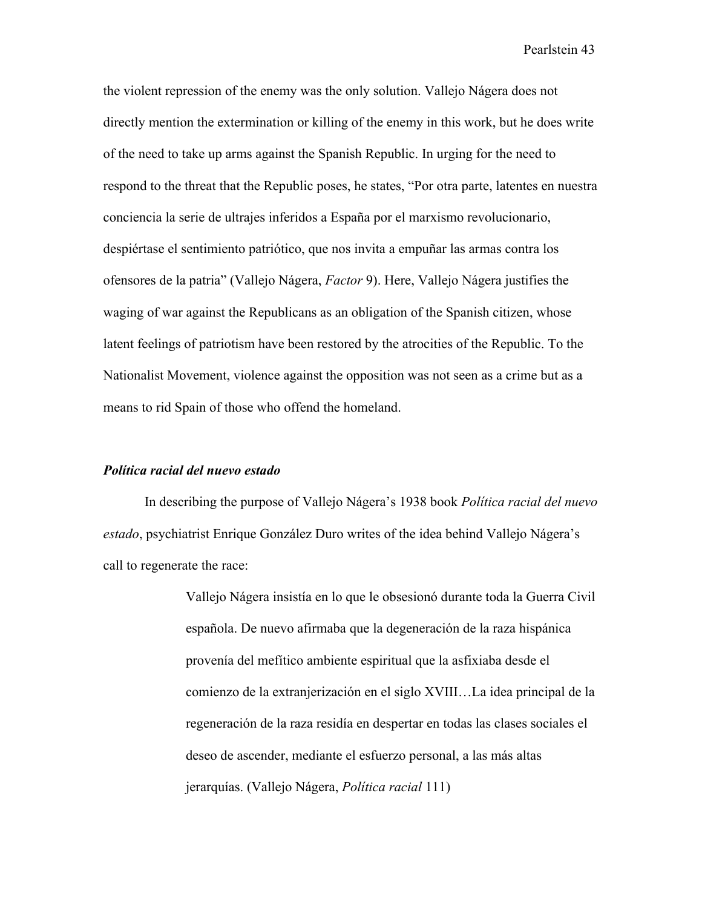the violent repression of the enemy was the only solution. Vallejo Nágera does not directly mention the extermination or killing of the enemy in this work, but he does write of the need to take up arms against the Spanish Republic. In urging for the need to respond to the threat that the Republic poses, he states, "Por otra parte, latentes en nuestra conciencia la serie de ultrajes inferidos a España por el marxismo revolucionario, despiértase el sentimiento patriótico, que nos invita a empuñar las armas contra los ofensores de la patria" (Vallejo Nágera, *Factor* 9). Here, Vallejo Nágera justifies the waging of war against the Republicans as an obligation of the Spanish citizen, whose latent feelings of patriotism have been restored by the atrocities of the Republic. To the Nationalist Movement, violence against the opposition was not seen as a crime but as a means to rid Spain of those who offend the homeland.

### *Política racial del nuevo estado*

In describing the purpose of Vallejo Nágera's 1938 book *Política racial del nuevo estado*, psychiatrist Enrique González Duro writes of the idea behind Vallejo Nágera's call to regenerate the race:

> Vallejo Nágera insistía en lo que le obsesionó durante toda la Guerra Civil española. De nuevo afirmaba que la degeneración de la raza hispánica provenía del mefítico ambiente espiritual que la asfixiaba desde el comienzo de la extranjerización en el siglo XVIII…La idea principal de la regeneración de la raza residía en despertar en todas las clases sociales el deseo de ascender, mediante el esfuerzo personal, a las más altas jerarquías. (Vallejo Nágera, *Política racial* 111)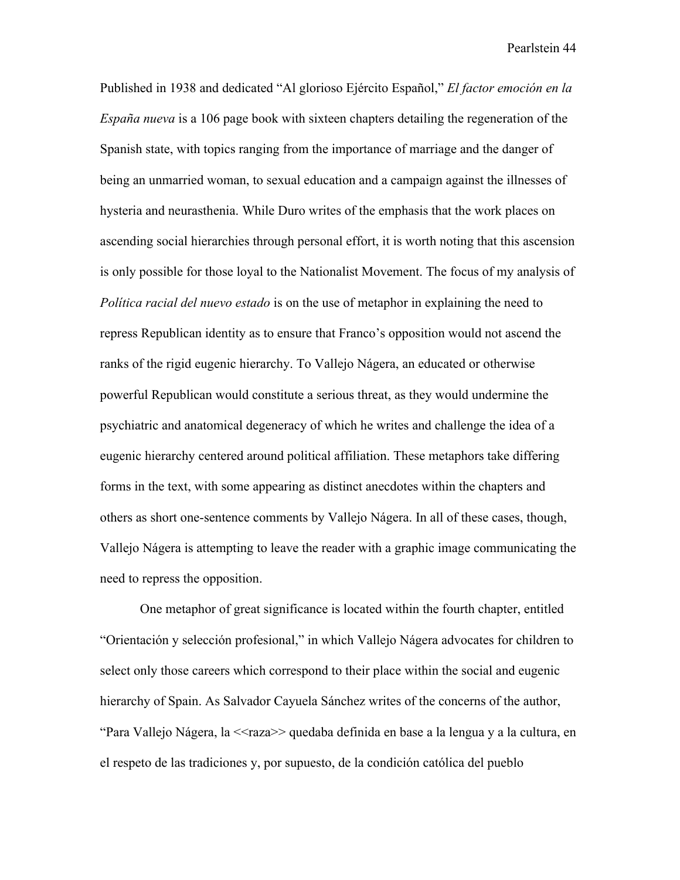Published in 1938 and dedicated "Al glorioso Ejército Español," *El factor emoción en la España nueva* is a 106 page book with sixteen chapters detailing the regeneration of the Spanish state, with topics ranging from the importance of marriage and the danger of being an unmarried woman, to sexual education and a campaign against the illnesses of hysteria and neurasthenia. While Duro writes of the emphasis that the work places on ascending social hierarchies through personal effort, it is worth noting that this ascension is only possible for those loyal to the Nationalist Movement. The focus of my analysis of *Política racial del nuevo estado* is on the use of metaphor in explaining the need to repress Republican identity as to ensure that Franco's opposition would not ascend the ranks of the rigid eugenic hierarchy. To Vallejo Nágera, an educated or otherwise powerful Republican would constitute a serious threat, as they would undermine the psychiatric and anatomical degeneracy of which he writes and challenge the idea of a eugenic hierarchy centered around political affiliation. These metaphors take differing forms in the text, with some appearing as distinct anecdotes within the chapters and others as short one-sentence comments by Vallejo Nágera. In all of these cases, though, Vallejo Nágera is attempting to leave the reader with a graphic image communicating the need to repress the opposition.

One metaphor of great significance is located within the fourth chapter, entitled "Orientación y selección profesional," in which Vallejo Nágera advocates for children to select only those careers which correspond to their place within the social and eugenic hierarchy of Spain. As Salvador Cayuela Sánchez writes of the concerns of the author, "Para Vallejo Nágera, la <<raza>> quedaba definida en base a la lengua y a la cultura, en el respeto de las tradiciones y, por supuesto, de la condición católica del pueblo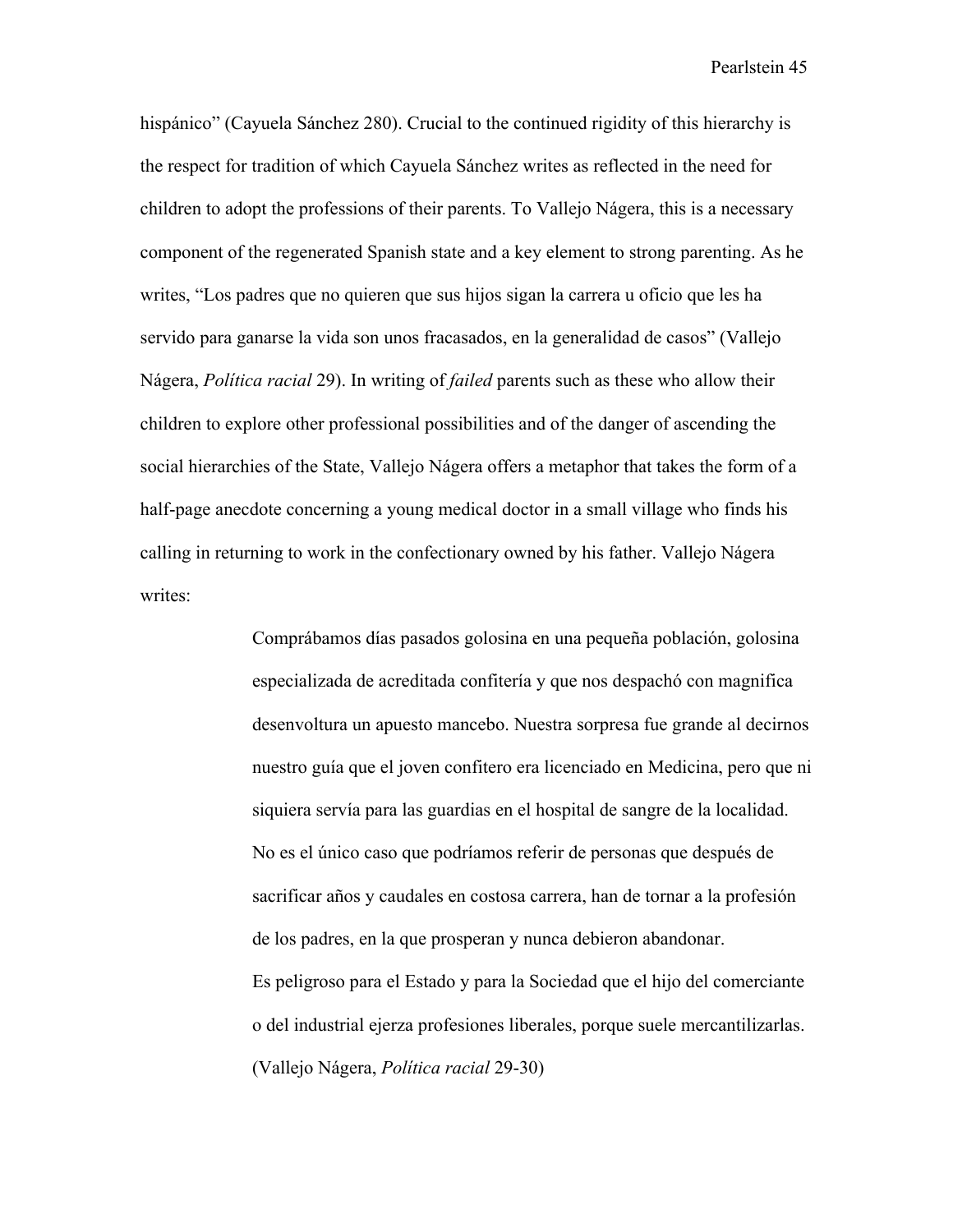hispánico" (Cayuela Sánchez 280). Crucial to the continued rigidity of this hierarchy is the respect for tradition of which Cayuela Sánchez writes as reflected in the need for children to adopt the professions of their parents. To Vallejo Nágera, this is a necessary component of the regenerated Spanish state and a key element to strong parenting. As he writes, "Los padres que no quieren que sus hijos sigan la carrera u oficio que les ha servido para ganarse la vida son unos fracasados, en la generalidad de casos" (Vallejo Nágera, *Política racial* 29). In writing of *failed* parents such as these who allow their children to explore other professional possibilities and of the danger of ascending the social hierarchies of the State, Vallejo Nágera offers a metaphor that takes the form of a half-page anecdote concerning a young medical doctor in a small village who finds his calling in returning to work in the confectionary owned by his father. Vallejo Nágera writes:

> Comprábamos días pasados golosina en una pequeña población, golosina especializada de acreditada confitería y que nos despachó con magnifica desenvoltura un apuesto mancebo. Nuestra sorpresa fue grande al decirnos nuestro guía que el joven confitero era licenciado en Medicina, pero que ni siquiera servía para las guardias en el hospital de sangre de la localidad. No es el único caso que podríamos referir de personas que después de sacrificar años y caudales en costosa carrera, han de tornar a la profesión de los padres, en la que prosperan y nunca debieron abandonar.
>
> Es peligroso para el Estado y para la Sociedad que el hijo del comerciante o del industrial ejerza profesiones liberales, porque suele mercantilizarlas. (Vallejo Nágera, *Política racial* 29-30)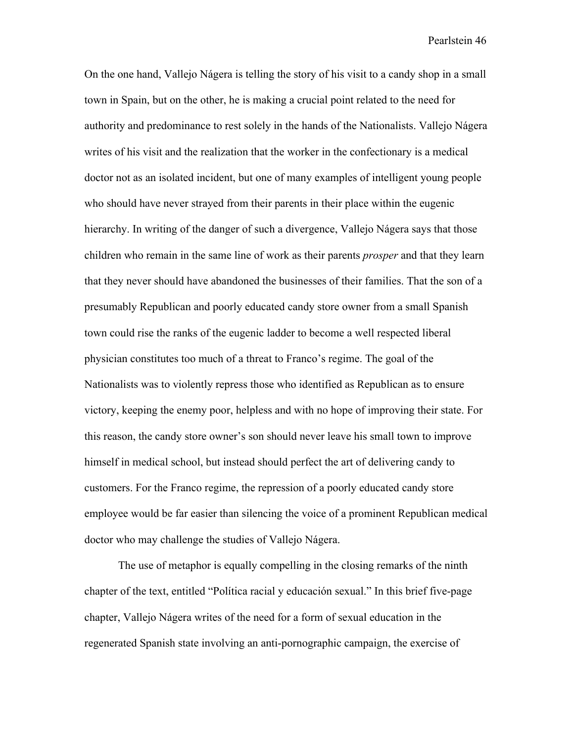On the one hand, Vallejo Nágera is telling the story of his visit to a candy shop in a small town in Spain, but on the other, he is making a crucial point related to the need for authority and predominance to rest solely in the hands of the Nationalists. Vallejo Nágera writes of his visit and the realization that the worker in the confectionary is a medical doctor not as an isolated incident, but one of many examples of intelligent young people who should have never strayed from their parents in their place within the eugenic hierarchy. In writing of the danger of such a divergence, Vallejo Nágera says that those children who remain in the same line of work as their parents *prosper* and that they learn that they never should have abandoned the businesses of their families. That the son of a presumably Republican and poorly educated candy store owner from a small Spanish town could rise the ranks of the eugenic ladder to become a well respected liberal physician constitutes too much of a threat to Franco's regime. The goal of the Nationalists was to violently repress those who identified as Republican as to ensure victory, keeping the enemy poor, helpless and with no hope of improving their state. For this reason, the candy store owner's son should never leave his small town to improve himself in medical school, but instead should perfect the art of delivering candy to customers. For the Franco regime, the repression of a poorly educated candy store employee would be far easier than silencing the voice of a prominent Republican medical doctor who may challenge the studies of Vallejo Nágera.

The use of metaphor is equally compelling in the closing remarks of the ninth chapter of the text, entitled "Política racial y educación sexual." In this brief five-page chapter, Vallejo Nágera writes of the need for a form of sexual education in the regenerated Spanish state involving an anti-pornographic campaign, the exercise of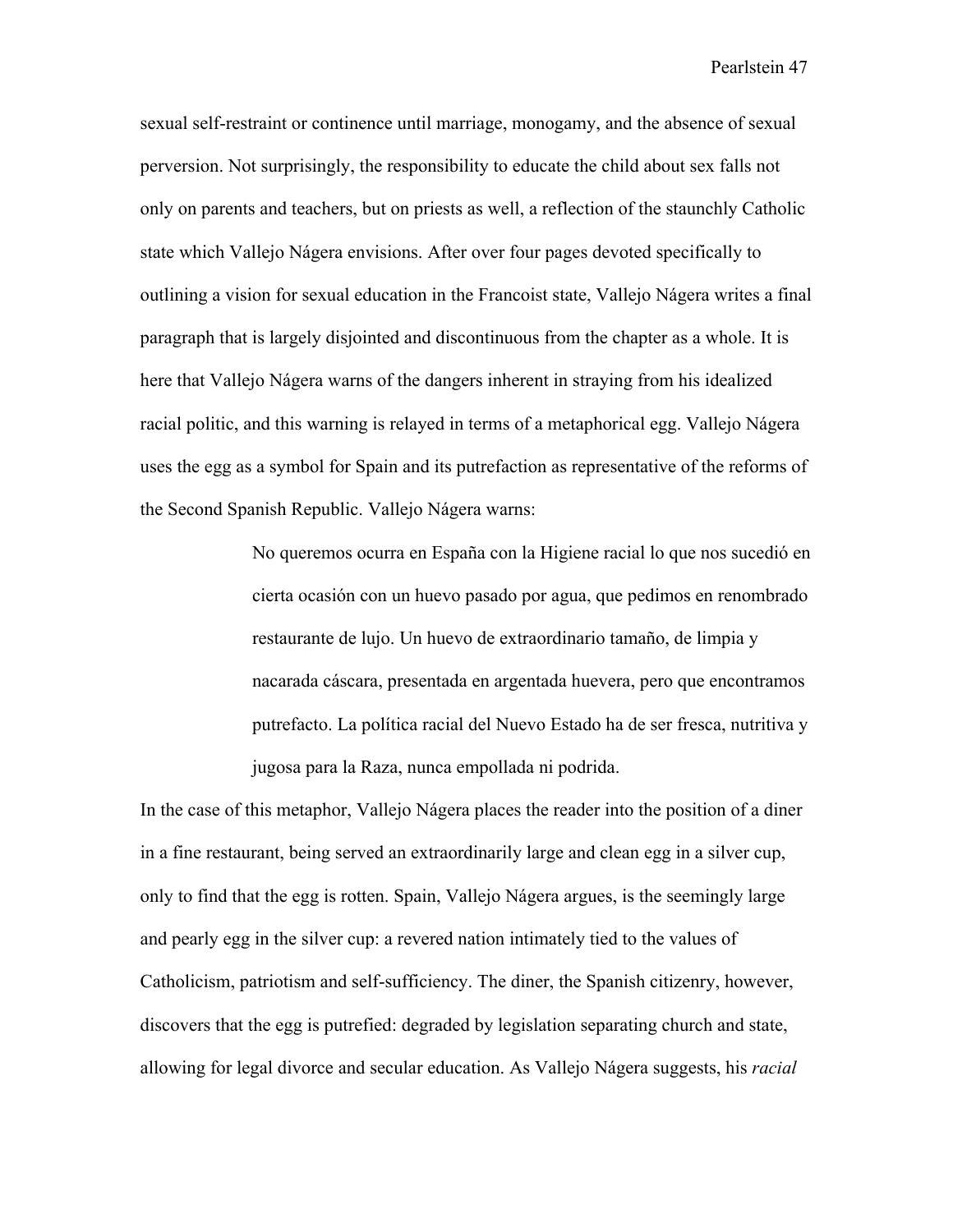sexual self-restraint or continence until marriage, monogamy, and the absence of sexual perversion. Not surprisingly, the responsibility to educate the child about sex falls not only on parents and teachers, but on priests as well, a reflection of the staunchly Catholic state which Vallejo Nágera envisions. After over four pages devoted specifically to outlining a vision for sexual education in the Francoist state, Vallejo Nágera writes a final paragraph that is largely disjointed and discontinuous from the chapter as a whole. It is here that Vallejo Nágera warns of the dangers inherent in straying from his idealized racial politic, and this warning is relayed in terms of a metaphorical egg. Vallejo Nágera uses the egg as a symbol for Spain and its putrefaction as representative of the reforms of the Second Spanish Republic. Vallejo Nágera warns:

> No queremos ocurra en España con la Higiene racial lo que nos sucedió en cierta ocasión con un huevo pasado por agua, que pedimos en renombrado restaurante de lujo. Un huevo de extraordinario tamaño, de limpia y nacarada cáscara, presentada en argentada huevera, pero que encontramos putrefacto. La política racial del Nuevo Estado ha de ser fresca, nutritiva y jugosa para la Raza, nunca empollada ni podrida.

In the case of this metaphor, Vallejo Nágera places the reader into the position of a diner in a fine restaurant, being served an extraordinarily large and clean egg in a silver cup, only to find that the egg is rotten. Spain, Vallejo Nágera argues, is the seemingly large and pearly egg in the silver cup: a revered nation intimately tied to the values of Catholicism, patriotism and self-sufficiency. The diner, the Spanish citizenry, however, discovers that the egg is putrefied: degraded by legislation separating church and state, allowing for legal divorce and secular education. As Vallejo Nágera suggests, his *racial*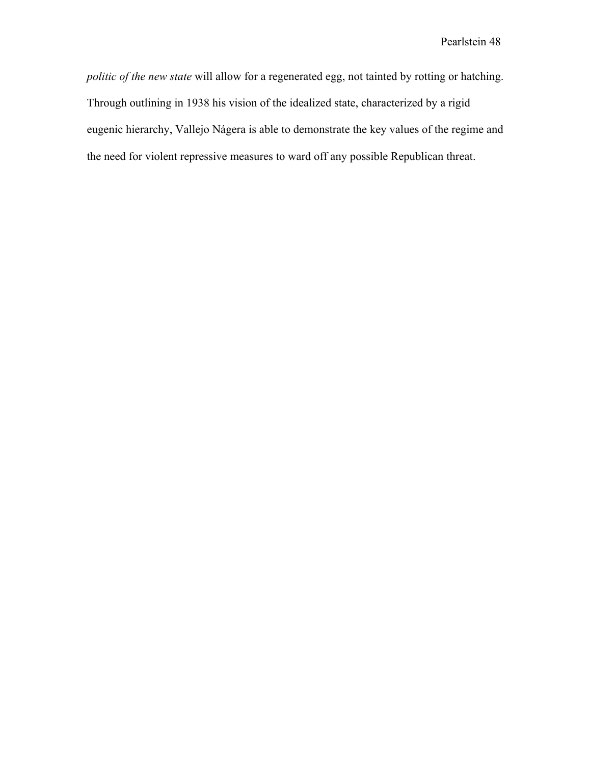*politic of the new state* will allow for a regenerated egg, not tainted by rotting or hatching. Through outlining in 1938 his vision of the idealized state, characterized by a rigid eugenic hierarchy, Vallejo Nágera is able to demonstrate the key values of the regime and the need for violent repressive measures to ward off any possible Republican threat.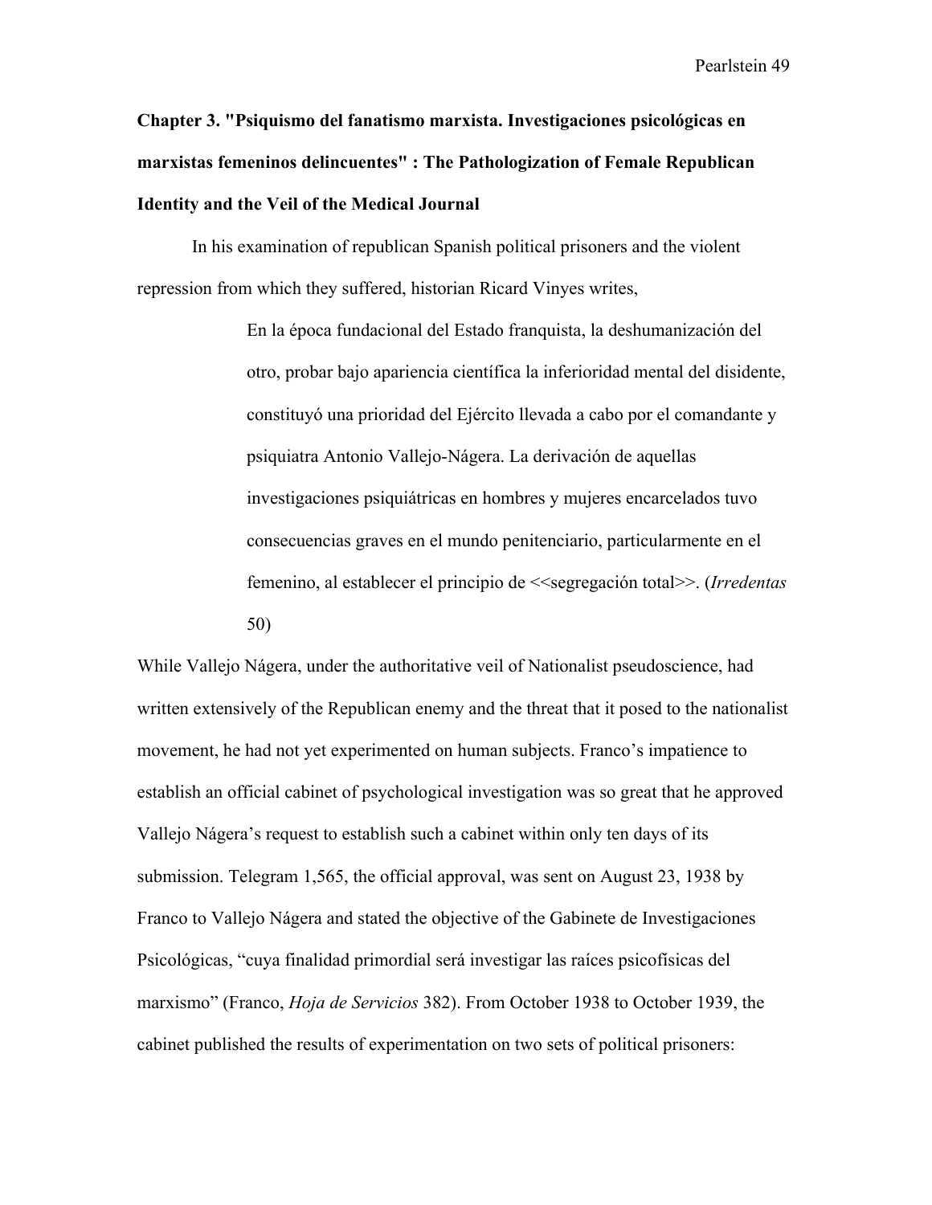## Chapter 3. "Psiquismo del fanatismo marxista. Investigaciones psicológicas en marxistas femeninos delincuentes" : The Pathologization of Female Republican Identity and the Veil of the Medical Journal

In his examination of republican Spanish political prisoners and the violent repression from which they suffered, historian Ricard Vinyes writes,

> En la época fundacional del Estado franquista, la deshumanización del otro, probar bajo apariencia científica la inferioridad mental del disidente, constituyó una prioridad del Ejército llevada a cabo por el comandante y psiquiatra Antonio Vallejo-Nágera. La derivación de aquellas investigaciones psiquiátricas en hombres y mujeres encarcelados tuvo consecuencias graves en el mundo penitenciario, particularmente en el femenino, al establecer el principio de <<segregación total>>. (*Irredentas* 50)

While Vallejo Nágera, under the authoritative veil of Nationalist pseudoscience, had written extensively of the Republican enemy and the threat that it posed to the nationalist movement, he had not yet experimented on human subjects. Franco's impatience to establish an official cabinet of psychological investigation was so great that he approved Vallejo Nágera's request to establish such a cabinet within only ten days of its submission. Telegram 1,565, the official approval, was sent on August 23, 1938 by Franco to Vallejo Nágera and stated the objective of the Gabinete de Investigaciones Psicológicas, "cuya finalidad primordial será investigar las raíces psicofísicas del marxismo" (Franco, *Hoja de Servicios* 382). From October 1938 to October 1939, the cabinet published the results of experimentation on two sets of political prisoners: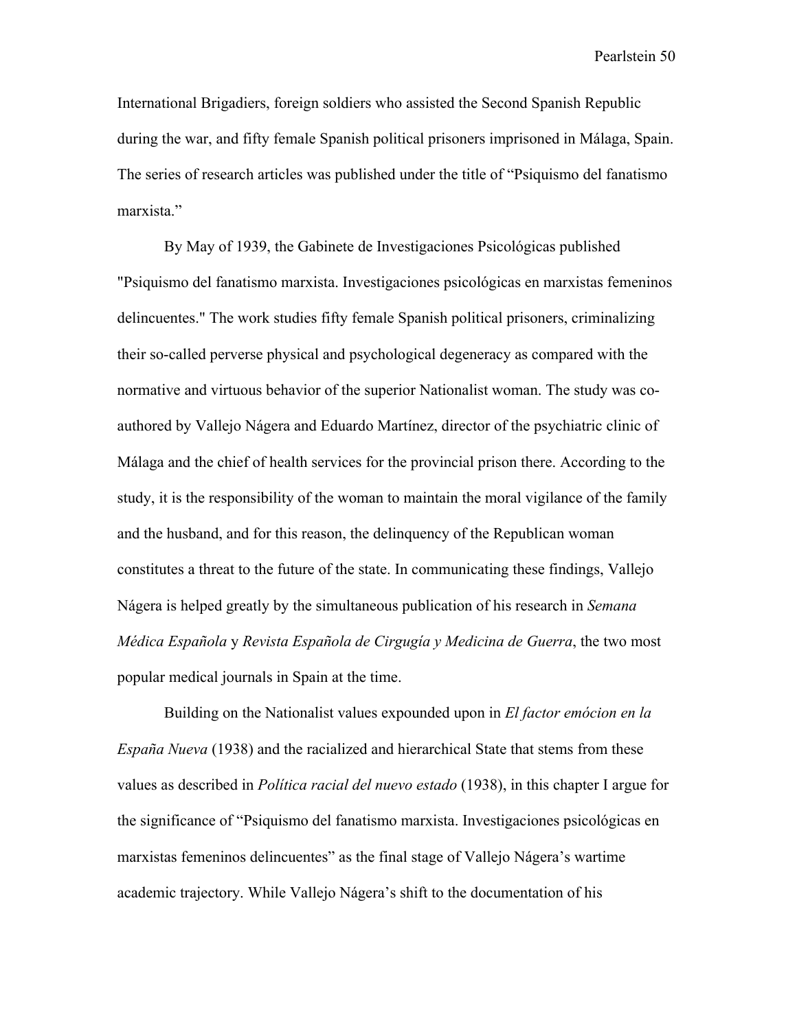International Brigadiers, foreign soldiers who assisted the Second Spanish Republic during the war, and fifty female Spanish political prisoners imprisoned in Málaga, Spain. The series of research articles was published under the title of "Psiquismo del fanatismo marxista."

By May of 1939, the Gabinete de Investigaciones Psicológicas published "Psiquismo del fanatismo marxista. Investigaciones psicológicas en marxistas femeninos delincuentes." The work studies fifty female Spanish political prisoners, criminalizing their so-called perverse physical and psychological degeneracy as compared with the normative and virtuous behavior of the superior Nationalist woman. The study was co-authored by Vallejo Nágera and Eduardo Martínez, director of the psychiatric clinic of Málaga and the chief of health services for the provincial prison there. According to the study, it is the responsibility of the woman to maintain the moral vigilance of the family and the husband, and for this reason, the delinquency of the Republican woman constitutes a threat to the future of the state. In communicating these findings, Vallejo Nágera is helped greatly by the simultaneous publication of his research in *Semana Médica Española* y *Revista Española de Cirgugía y Medicina de Guerra*, the two most popular medical journals in Spain at the time.

Building on the Nationalist values expounded upon in *El factor emócion en la España Nueva* (1938) and the racialized and hierarchical State that stems from these values as described in *Política racial del nuevo estado* (1938), in this chapter I argue for the significance of "Psiquismo del fanatismo marxista. Investigaciones psicológicas en marxistas femeninos delincuentes" as the final stage of Vallejo Nágera's wartime academic trajectory. While Vallejo Nágera's shift to the documentation of his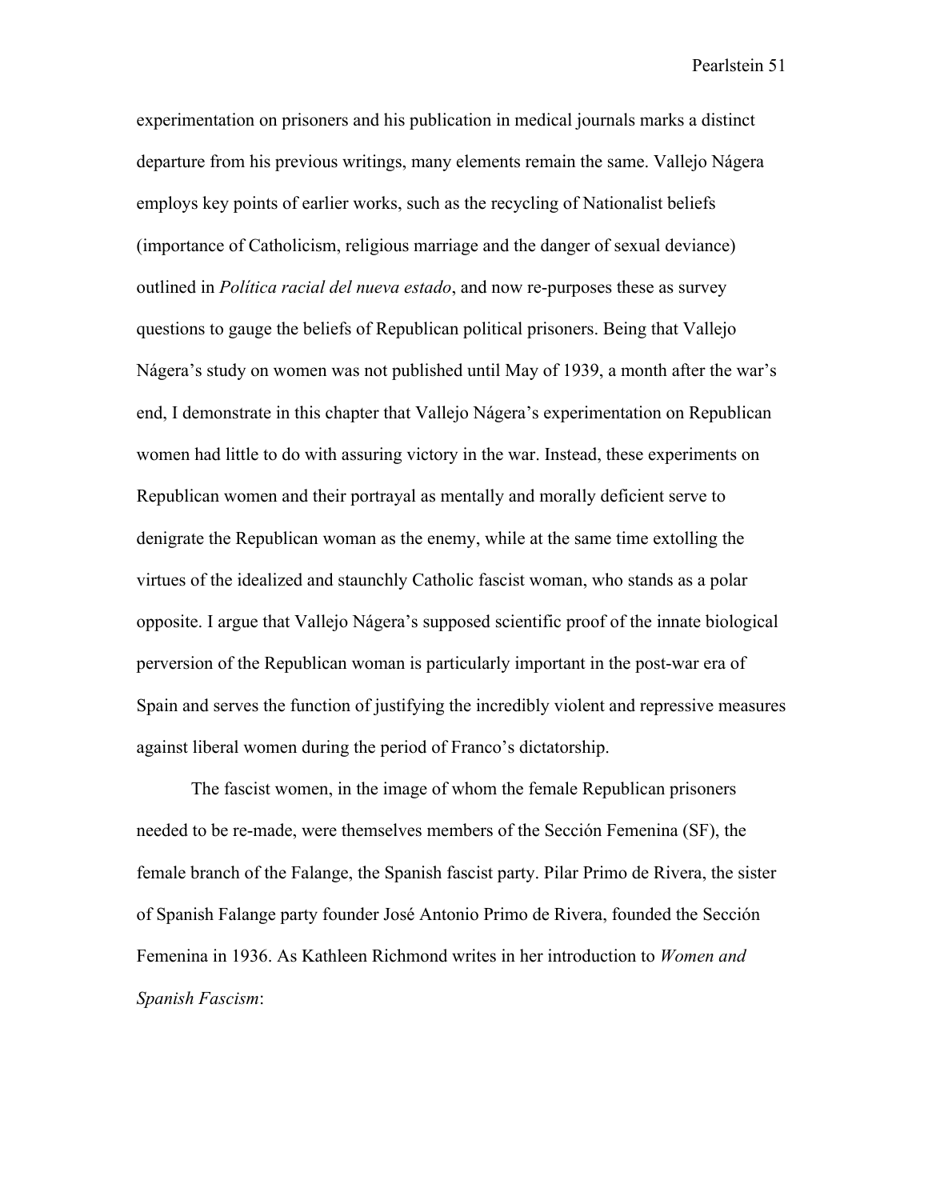experimentation on prisoners and his publication in medical journals marks a distinct departure from his previous writings, many elements remain the same. Vallejo Nágera employs key points of earlier works, such as the recycling of Nationalist beliefs (importance of Catholicism, religious marriage and the danger of sexual deviance) outlined in *Política racial del nueva estado*, and now re-purposes these as survey questions to gauge the beliefs of Republican political prisoners. Being that Vallejo Nágera's study on women was not published until May of 1939, a month after the war's end, I demonstrate in this chapter that Vallejo Nágera's experimentation on Republican women had little to do with assuring victory in the war. Instead, these experiments on Republican women and their portrayal as mentally and morally deficient serve to denigrate the Republican woman as the enemy, while at the same time extolling the virtues of the idealized and staunchly Catholic fascist woman, who stands as a polar opposite. I argue that Vallejo Nágera's supposed scientific proof of the innate biological perversion of the Republican woman is particularly important in the post-war era of Spain and serves the function of justifying the incredibly violent and repressive measures against liberal women during the period of Franco's dictatorship.

The fascist women, in the image of whom the female Republican prisoners needed to be re-made, were themselves members of the Sección Femenina (SF), the female branch of the Falange, the Spanish fascist party. Pilar Primo de Rivera, the sister of Spanish Falange party founder José Antonio Primo de Rivera, founded the Sección Femenina in 1936. As Kathleen Richmond writes in her introduction to *Women and Spanish Fascism*: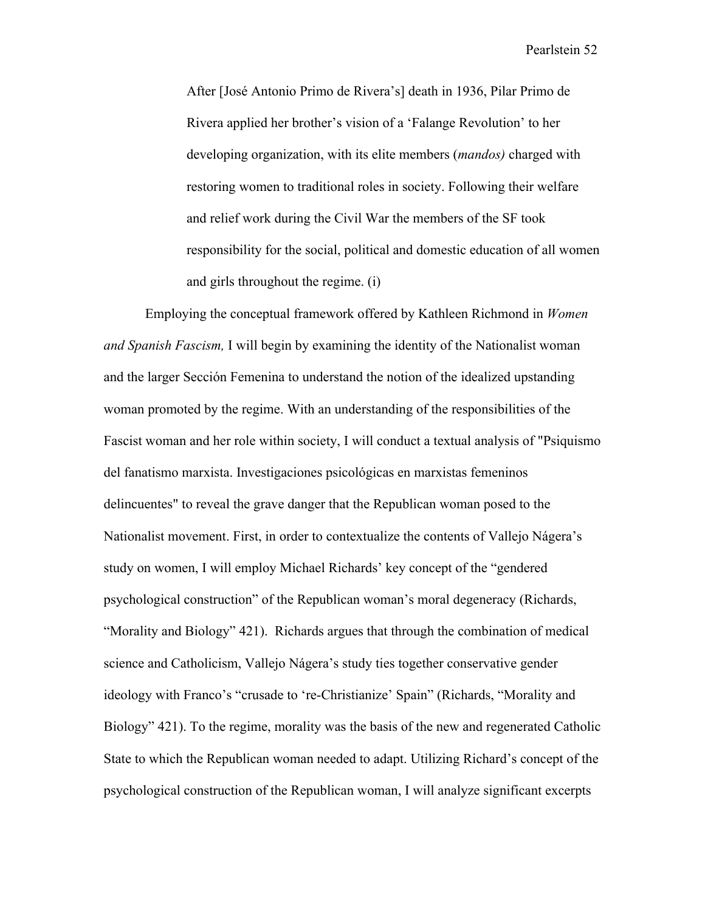> After [José Antonio Primo de Rivera's] death in 1936, Pilar Primo de Rivera applied her brother's vision of a 'Falange Revolution' to her developing organization, with its elite members (*mandos)* charged with restoring women to traditional roles in society. Following their welfare and relief work during the Civil War the members of the SF took responsibility for the social, political and domestic education of all women and girls throughout the regime. (i)

Employing the conceptual framework offered by Kathleen Richmond in *Women and Spanish Fascism,* I will begin by examining the identity of the Nationalist woman and the larger Sección Femenina to understand the notion of the idealized upstanding woman promoted by the regime. With an understanding of the responsibilities of the Fascist woman and her role within society, I will conduct a textual analysis of "Psiquismo del fanatismo marxista. Investigaciones psicológicas en marxistas femeninos delincuentes" to reveal the grave danger that the Republican woman posed to the Nationalist movement. First, in order to contextualize the contents of Vallejo Nágera's study on women, I will employ Michael Richards' key concept of the "gendered psychological construction" of the Republican woman's moral degeneracy (Richards, "Morality and Biology" 421). Richards argues that through the combination of medical science and Catholicism, Vallejo Nágera's study ties together conservative gender ideology with Franco's "crusade to 're-Christianize' Spain" (Richards, "Morality and Biology" 421). To the regime, morality was the basis of the new and regenerated Catholic State to which the Republican woman needed to adapt. Utilizing Richard's concept of the psychological construction of the Republican woman, I will analyze significant excerpts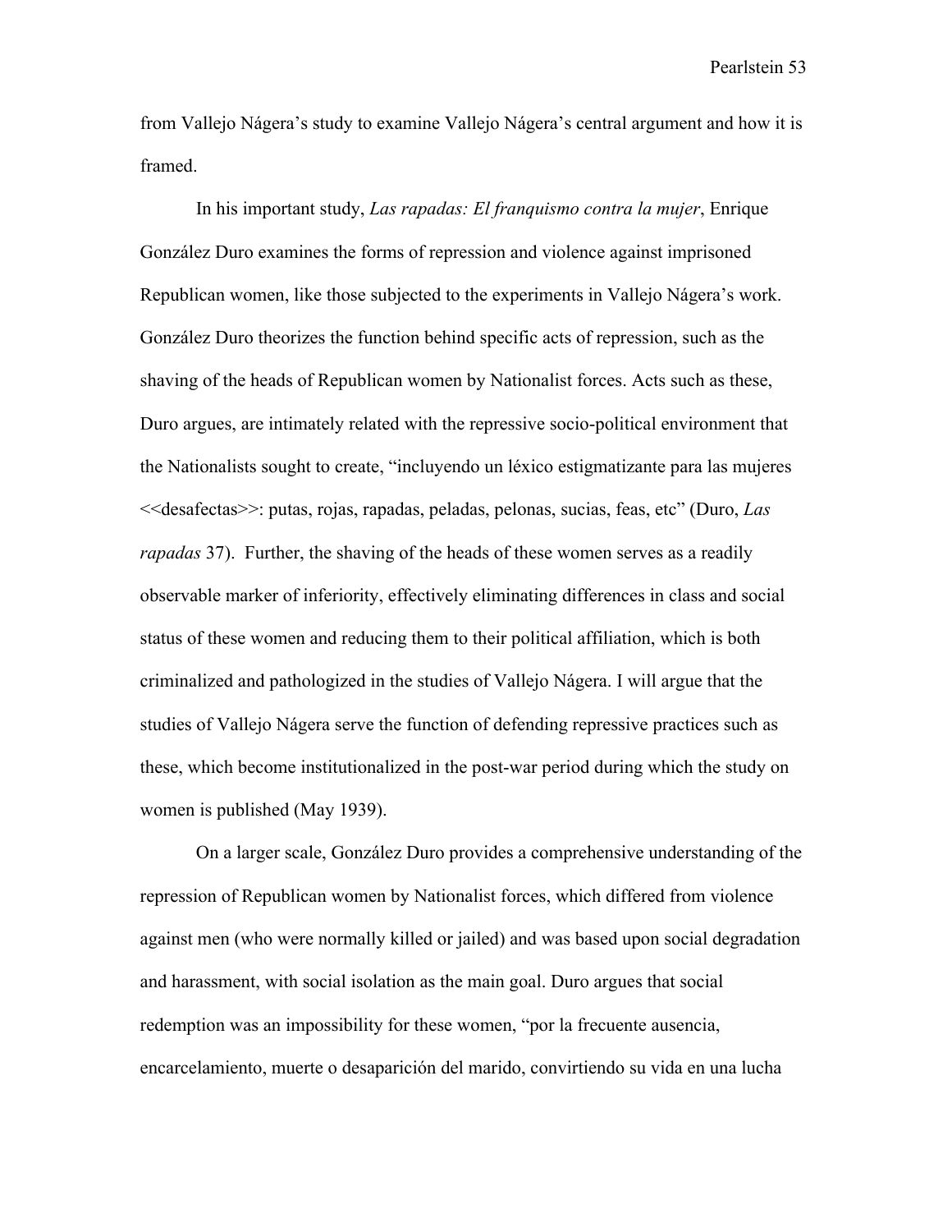from Vallejo Nágera's study to examine Vallejo Nágera's central argument and how it is framed.

In his important study, *Las rapadas: El franquismo contra la mujer*, Enrique González Duro examines the forms of repression and violence against imprisoned Republican women, like those subjected to the experiments in Vallejo Nágera's work. González Duro theorizes the function behind specific acts of repression, such as the shaving of the heads of Republican women by Nationalist forces. Acts such as these, Duro argues, are intimately related with the repressive socio-political environment that the Nationalists sought to create, "incluyendo un léxico estigmatizante para las mujeres <<desafectas>>: putas, rojas, rapadas, peladas, pelonas, sucias, feas, etc" (Duro, *Las rapadas* 37). Further, the shaving of the heads of these women serves as a readily observable marker of inferiority, effectively eliminating differences in class and social status of these women and reducing them to their political affiliation, which is both criminalized and pathologized in the studies of Vallejo Nágera. I will argue that the studies of Vallejo Nágera serve the function of defending repressive practices such as these, which become institutionalized in the post-war period during which the study on women is published (May 1939).

On a larger scale, González Duro provides a comprehensive understanding of the repression of Republican women by Nationalist forces, which differed from violence against men (who were normally killed or jailed) and was based upon social degradation and harassment, with social isolation as the main goal. Duro argues that social redemption was an impossibility for these women, "por la frecuente ausencia, encarcelamiento, muerte o desaparición del marido, convirtiendo su vida en una lucha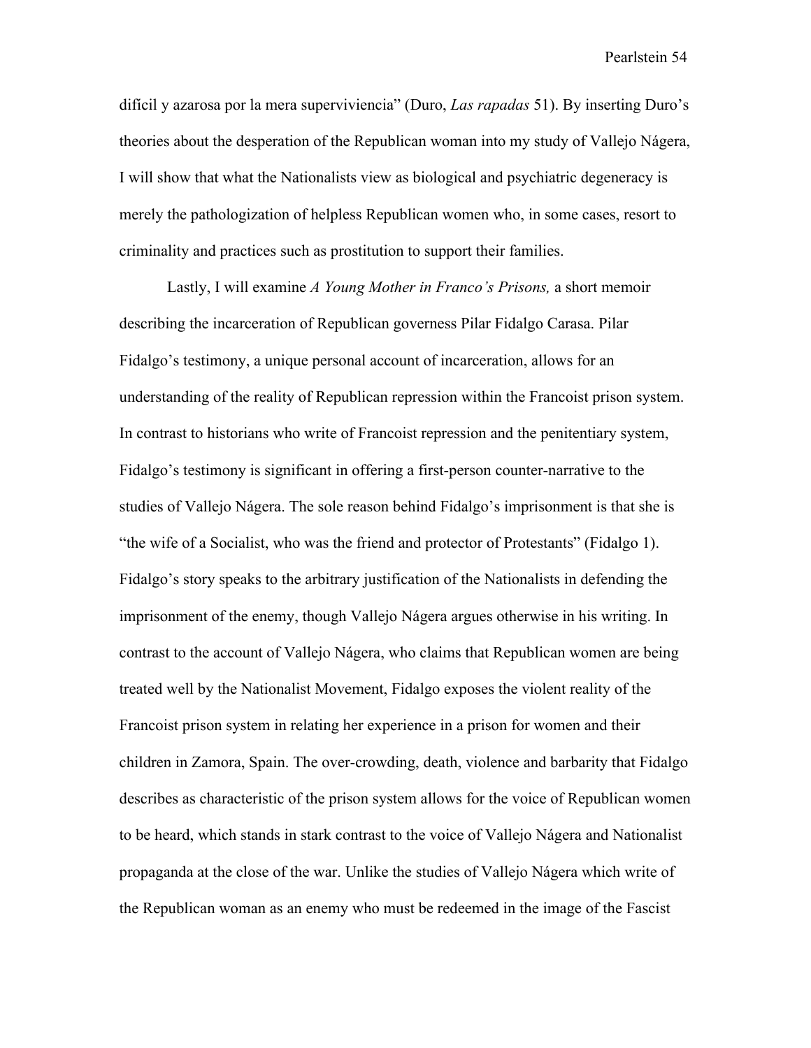difícil y azarosa por la mera superviviencia" (Duro, *Las rapadas* 51). By inserting Duro's theories about the desperation of the Republican woman into my study of Vallejo Nágera, I will show that what the Nationalists view as biological and psychiatric degeneracy is merely the pathologization of helpless Republican women who, in some cases, resort to criminality and practices such as prostitution to support their families.

Lastly, I will examine *A Young Mother in Franco's Prisons,* a short memoir describing the incarceration of Republican governess Pilar Fidalgo Carasa. Pilar Fidalgo's testimony, a unique personal account of incarceration, allows for an understanding of the reality of Republican repression within the Francoist prison system. In contrast to historians who write of Francoist repression and the penitentiary system, Fidalgo's testimony is significant in offering a first-person counter-narrative to the studies of Vallejo Nágera. The sole reason behind Fidalgo's imprisonment is that she is "the wife of a Socialist, who was the friend and protector of Protestants" (Fidalgo 1). Fidalgo's story speaks to the arbitrary justification of the Nationalists in defending the imprisonment of the enemy, though Vallejo Nágera argues otherwise in his writing. In contrast to the account of Vallejo Nágera, who claims that Republican women are being treated well by the Nationalist Movement, Fidalgo exposes the violent reality of the Francoist prison system in relating her experience in a prison for women and their children in Zamora, Spain. The over-crowding, death, violence and barbarity that Fidalgo describes as characteristic of the prison system allows for the voice of Republican women to be heard, which stands in stark contrast to the voice of Vallejo Nágera and Nationalist propaganda at the close of the war. Unlike the studies of Vallejo Nágera which write of the Republican woman as an enemy who must be redeemed in the image of the Fascist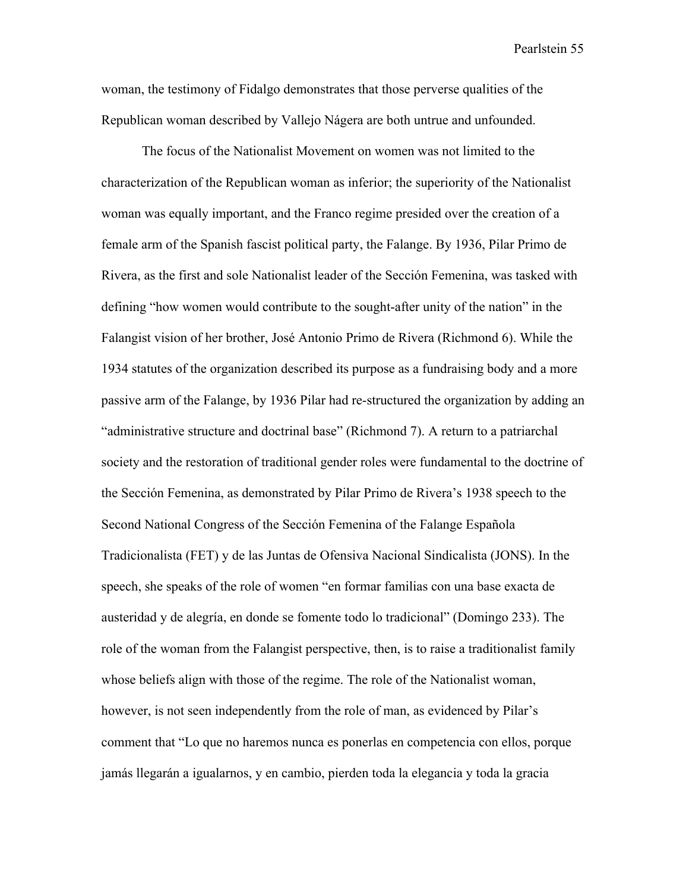woman, the testimony of Fidalgo demonstrates that those perverse qualities of the Republican woman described by Vallejo Nágera are both untrue and unfounded.

The focus of the Nationalist Movement on women was not limited to the characterization of the Republican woman as inferior; the superiority of the Nationalist woman was equally important, and the Franco regime presided over the creation of a female arm of the Spanish fascist political party, the Falange. By 1936, Pilar Primo de Rivera, as the first and sole Nationalist leader of the Sección Femenina, was tasked with defining "how women would contribute to the sought-after unity of the nation" in the Falangist vision of her brother, José Antonio Primo de Rivera (Richmond 6). While the 1934 statutes of the organization described its purpose as a fundraising body and a more passive arm of the Falange, by 1936 Pilar had re-structured the organization by adding an "administrative structure and doctrinal base" (Richmond 7). A return to a patriarchal society and the restoration of traditional gender roles were fundamental to the doctrine of the Sección Femenina, as demonstrated by Pilar Primo de Rivera's 1938 speech to the Second National Congress of the Sección Femenina of the Falange Española Tradicionalista (FET) y de las Juntas de Ofensiva Nacional Sindicalista (JONS). In the speech, she speaks of the role of women "en formar familias con una base exacta de austeridad y de alegría, en donde se fomente todo lo tradicional" (Domingo 233). The role of the woman from the Falangist perspective, then, is to raise a traditionalist family whose beliefs align with those of the regime. The role of the Nationalist woman, however, is not seen independently from the role of man, as evidenced by Pilar's comment that "Lo que no haremos nunca es ponerlas en competencia con ellos, porque jamás llegarán a igualarnos, y en cambio, pierden toda la elegancia y toda la gracia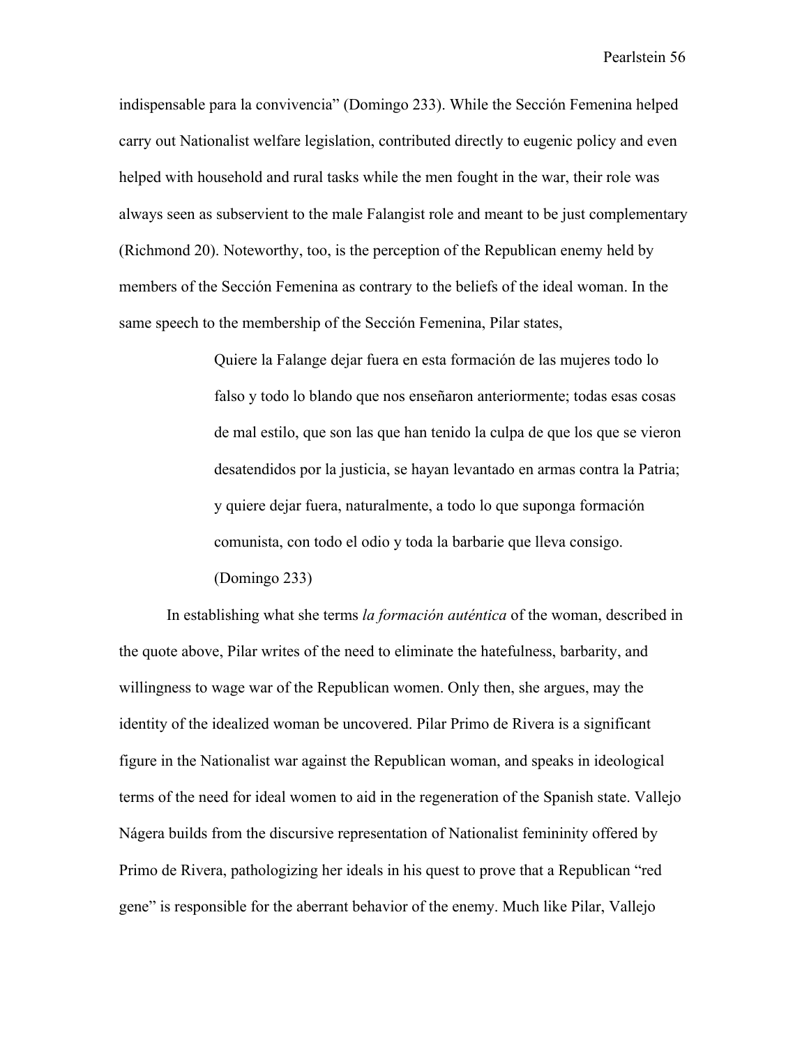indispensable para la convivencia" (Domingo 233). While the Sección Femenina helped carry out Nationalist welfare legislation, contributed directly to eugenic policy and even helped with household and rural tasks while the men fought in the war, their role was always seen as subservient to the male Falangist role and meant to be just complementary (Richmond 20). Noteworthy, too, is the perception of the Republican enemy held by members of the Sección Femenina as contrary to the beliefs of the ideal woman. In the same speech to the membership of the Sección Femenina, Pilar states,

> Quiere la Falange dejar fuera en esta formación de las mujeres todo lo falso y todo lo blando que nos enseñaron anteriormente; todas esas cosas de mal estilo, que son las que han tenido la culpa de que los que se vieron desatendidos por la justicia, se hayan levantado en armas contra la Patria; y quiere dejar fuera, naturalmente, a todo lo que suponga formación comunista, con todo el odio y toda la barbarie que lleva consigo. (Domingo 233)

In establishing what she terms *la formación auténtica* of the woman, described in the quote above, Pilar writes of the need to eliminate the hatefulness, barbarity, and willingness to wage war of the Republican women. Only then, she argues, may the identity of the idealized woman be uncovered. Pilar Primo de Rivera is a significant figure in the Nationalist war against the Republican woman, and speaks in ideological terms of the need for ideal women to aid in the regeneration of the Spanish state. Vallejo Nágera builds from the discursive representation of Nationalist femininity offered by Primo de Rivera, pathologizing her ideals in his quest to prove that a Republican "red gene" is responsible for the aberrant behavior of the enemy. Much like Pilar, Vallejo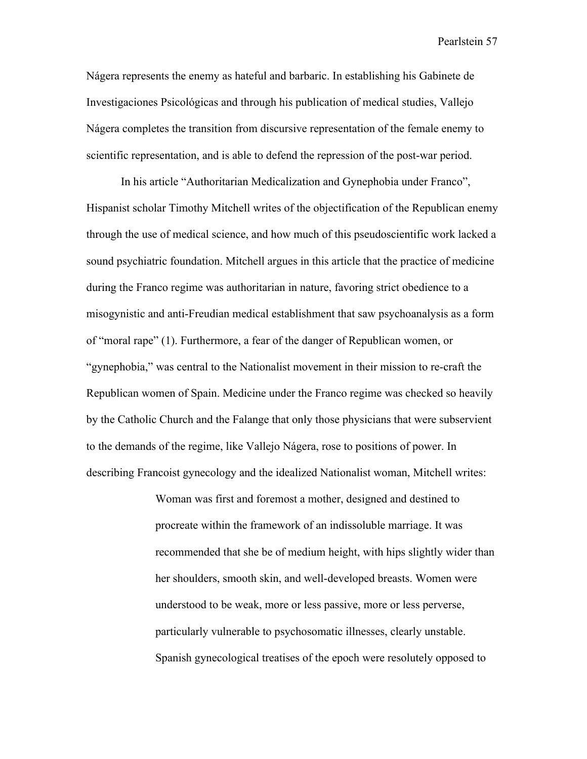Nágera represents the enemy as hateful and barbaric. In establishing his Gabinete de Investigaciones Psicológicas and through his publication of medical studies, Vallejo Nágera completes the transition from discursive representation of the female enemy to scientific representation, and is able to defend the repression of the post-war period.

In his article "Authoritarian Medicalization and Gynephobia under Franco", Hispanist scholar Timothy Mitchell writes of the objectification of the Republican enemy through the use of medical science, and how much of this pseudoscientific work lacked a sound psychiatric foundation. Mitchell argues in this article that the practice of medicine during the Franco regime was authoritarian in nature, favoring strict obedience to a misogynistic and anti-Freudian medical establishment that saw psychoanalysis as a form of "moral rape" (1). Furthermore, a fear of the danger of Republican women, or "gynephobia," was central to the Nationalist movement in their mission to re-craft the Republican women of Spain. Medicine under the Franco regime was checked so heavily by the Catholic Church and the Falange that only those physicians that were subservient to the demands of the regime, like Vallejo Nágera, rose to positions of power. In describing Francoist gynecology and the idealized Nationalist woman, Mitchell writes:

> Woman was first and foremost a mother, designed and destined to procreate within the framework of an indissoluble marriage. It was recommended that she be of medium height, with hips slightly wider than her shoulders, smooth skin, and well-developed breasts. Women were understood to be weak, more or less passive, more or less perverse, particularly vulnerable to psychosomatic illnesses, clearly unstable. Spanish gynecological treatises of the epoch were resolutely opposed to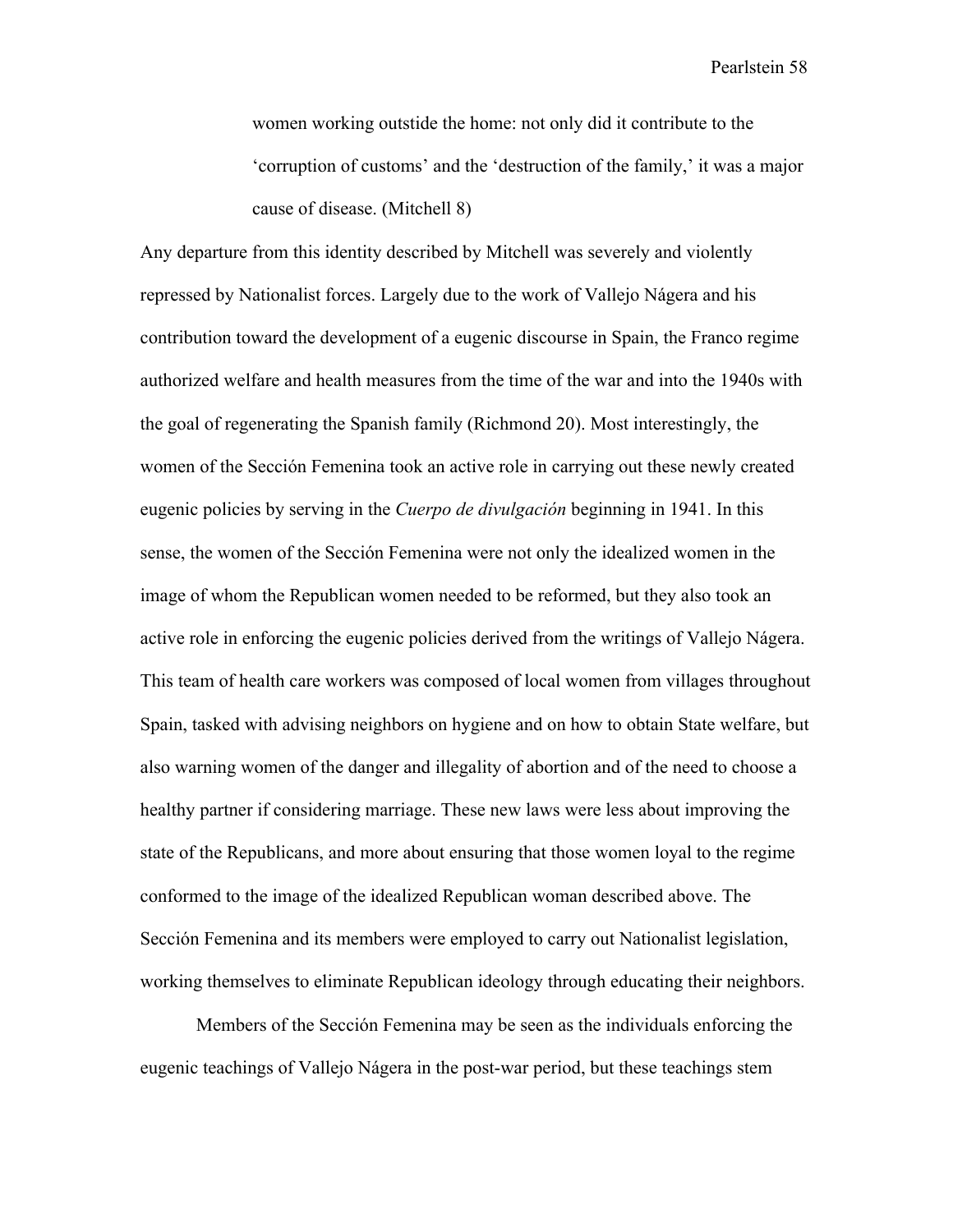> women working outside the home: not only did it contribute to the 'corruption of customs' and the 'destruction of the family,' it was a major cause of disease. (Mitchell 8)

Any departure from this identity described by Mitchell was severely and violently repressed by Nationalist forces. Largely due to the work of Vallejo Nágera and his contribution toward the development of a eugenic discourse in Spain, the Franco regime authorized welfare and health measures from the time of the war and into the 1940s with the goal of regenerating the Spanish family (Richmond 20). Most interestingly, the women of the Sección Femenina took an active role in carrying out these newly created eugenic policies by serving in the *Cuerpo de divulgación* beginning in 1941. In this sense, the women of the Sección Femenina were not only the idealized women in the image of whom the Republican women needed to be reformed, but they also took an active role in enforcing the eugenic policies derived from the writings of Vallejo Nágera. This team of health care workers was composed of local women from villages throughout Spain, tasked with advising neighbors on hygiene and on how to obtain State welfare, but also warning women of the danger and illegality of abortion and of the need to choose a healthy partner if considering marriage. These new laws were less about improving the state of the Republicans, and more about ensuring that those women loyal to the regime conformed to the image of the idealized Republican woman described above. The Sección Femenina and its members were employed to carry out Nationalist legislation, working themselves to eliminate Republican ideology through educating their neighbors.

Members of the Sección Femenina may be seen as the individuals enforcing the eugenic teachings of Vallejo Nágera in the post-war period, but these teachings stem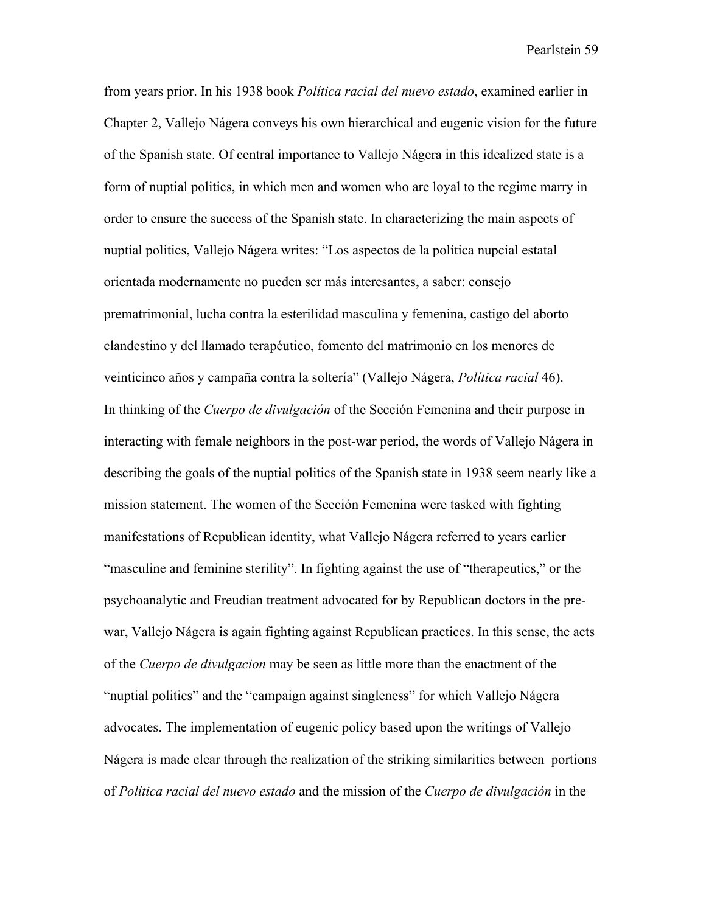from years prior. In his 1938 book *Política racial del nuevo estado*, examined earlier in Chapter 2, Vallejo Nágera conveys his own hierarchical and eugenic vision for the future of the Spanish state. Of central importance to Vallejo Nágera in this idealized state is a form of nuptial politics, in which men and women who are loyal to the regime marry in order to ensure the success of the Spanish state. In characterizing the main aspects of nuptial politics, Vallejo Nágera writes: "Los aspectos de la política nupcial estatal orientada modernamente no pueden ser más interesantes, a saber: consejo prematrimonial, lucha contra la esterilidad masculina y femenina, castigo del aborto clandestino y del llamado terapéutico, fomento del matrimonio en los menores de veinticinco años y campaña contra la soltería" (Vallejo Nágera, *Política racial* 46).

In thinking of the *Cuerpo de divulgación* of the Sección Femenina and their purpose in interacting with female neighbors in the post-war period, the words of Vallejo Nágera in describing the goals of the nuptial politics of the Spanish state in 1938 seem nearly like a mission statement. The women of the Sección Femenina were tasked with fighting manifestations of Republican identity, what Vallejo Nágera referred to years earlier "masculine and feminine sterility". In fighting against the use of "therapeutics," or the psychoanalytic and Freudian treatment advocated for by Republican doctors in the pre-war, Vallejo Nágera is again fighting against Republican practices. In this sense, the acts of the *Cuerpo de divulgacion* may be seen as little more than the enactment of the "nuptial politics" and the "campaign against singleness" for which Vallejo Nágera advocates. The implementation of eugenic policy based upon the writings of Vallejo Nágera is made clear through the realization of the striking similarities between portions of *Política racial del nuevo estado* and the mission of the *Cuerpo de divulgación* in the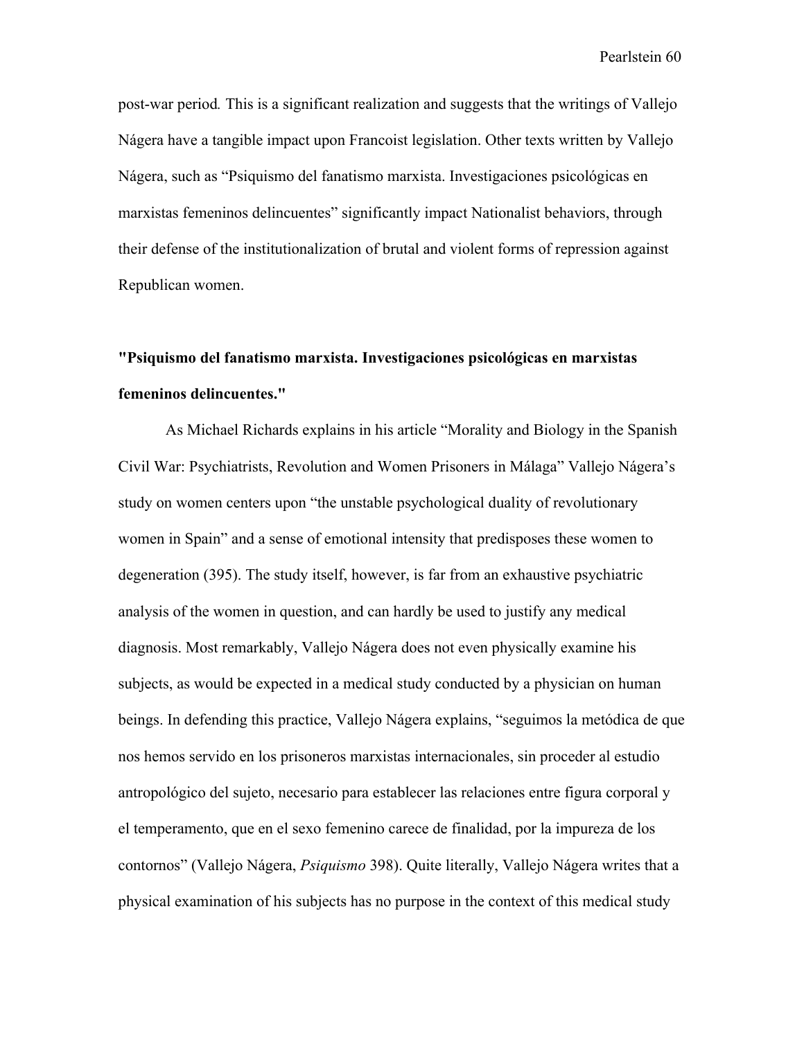post-war period*.* This is a significant realization and suggests that the writings of Vallejo Nágera have a tangible impact upon Francoist legislation. Other texts written by Vallejo Nágera, such as "Psiquismo del fanatismo marxista. Investigaciones psicológicas en marxistas femeninos delincuentes" significantly impact Nationalist behaviors, through their defense of the institutionalization of brutal and violent forms of repression against Republican women.

## "Psiquismo del fanatismo marxista. Investigaciones psicológicas en marxistas femeninos delincuentes."

As Michael Richards explains in his article "Morality and Biology in the Spanish Civil War: Psychiatrists, Revolution and Women Prisoners in Málaga" Vallejo Nágera's study on women centers upon "the unstable psychological duality of revolutionary women in Spain" and a sense of emotional intensity that predisposes these women to degeneration (395). The study itself, however, is far from an exhaustive psychiatric analysis of the women in question, and can hardly be used to justify any medical diagnosis. Most remarkably, Vallejo Nágera does not even physically examine his subjects, as would be expected in a medical study conducted by a physician on human beings. In defending this practice, Vallejo Nágera explains, "seguimos la metódica de que nos hemos servido en los prisoneros marxistas internacionales, sin proceder al estudio antropológico del sujeto, necesario para establecer las relaciones entre figura corporal y el temperamento, que en el sexo femenino carece de finalidad, por la impureza de los contornos" (Vallejo Nágera, *Psiquismo* 398). Quite literally, Vallejo Nágera writes that a physical examination of his subjects has no purpose in the context of this medical study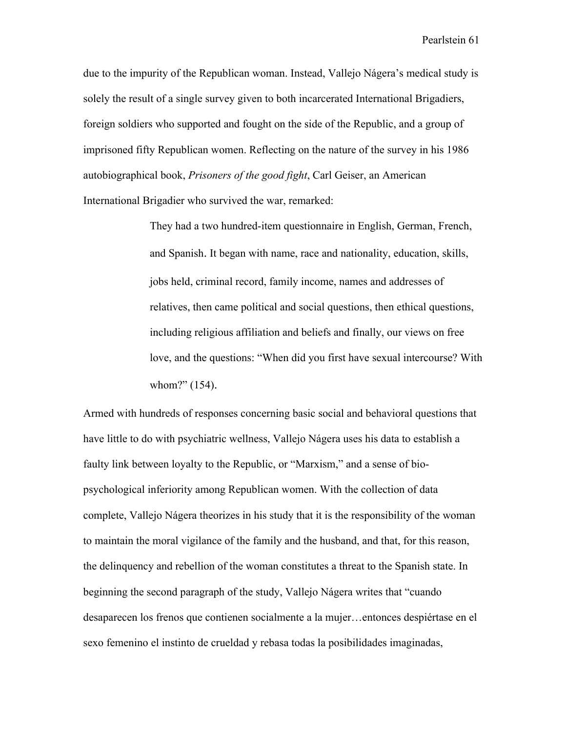due to the impurity of the Republican woman. Instead, Vallejo Nágera's medical study is solely the result of a single survey given to both incarcerated International Brigadiers, foreign soldiers who supported and fought on the side of the Republic, and a group of imprisoned fifty Republican women. Reflecting on the nature of the survey in his 1986 autobiographical book, *Prisoners of the good fight*, Carl Geiser, an American International Brigadier who survived the war, remarked:

> They had a two hundred-item questionnaire in English, German, French, and Spanish. It began with name, race and nationality, education, skills, jobs held, criminal record, family income, names and addresses of relatives, then came political and social questions, then ethical questions, including religious affiliation and beliefs and finally, our views on free love, and the questions: "When did you first have sexual intercourse? With whom?" (154).

Armed with hundreds of responses concerning basic social and behavioral questions that have little to do with psychiatric wellness, Vallejo Nágera uses his data to establish a faulty link between loyalty to the Republic, or "Marxism," and a sense of bio-psychological inferiority among Republican women. With the collection of data complete, Vallejo Nágera theorizes in his study that it is the responsibility of the woman to maintain the moral vigilance of the family and the husband, and that, for this reason, the delinquency and rebellion of the woman constitutes a threat to the Spanish state. In beginning the second paragraph of the study, Vallejo Nágera writes that "cuando desaparecen los frenos que contienen socialmente a la mujer…entonces despiértase en el sexo femenino el instinto de crueldad y rebasa todas la posibilidades imaginadas,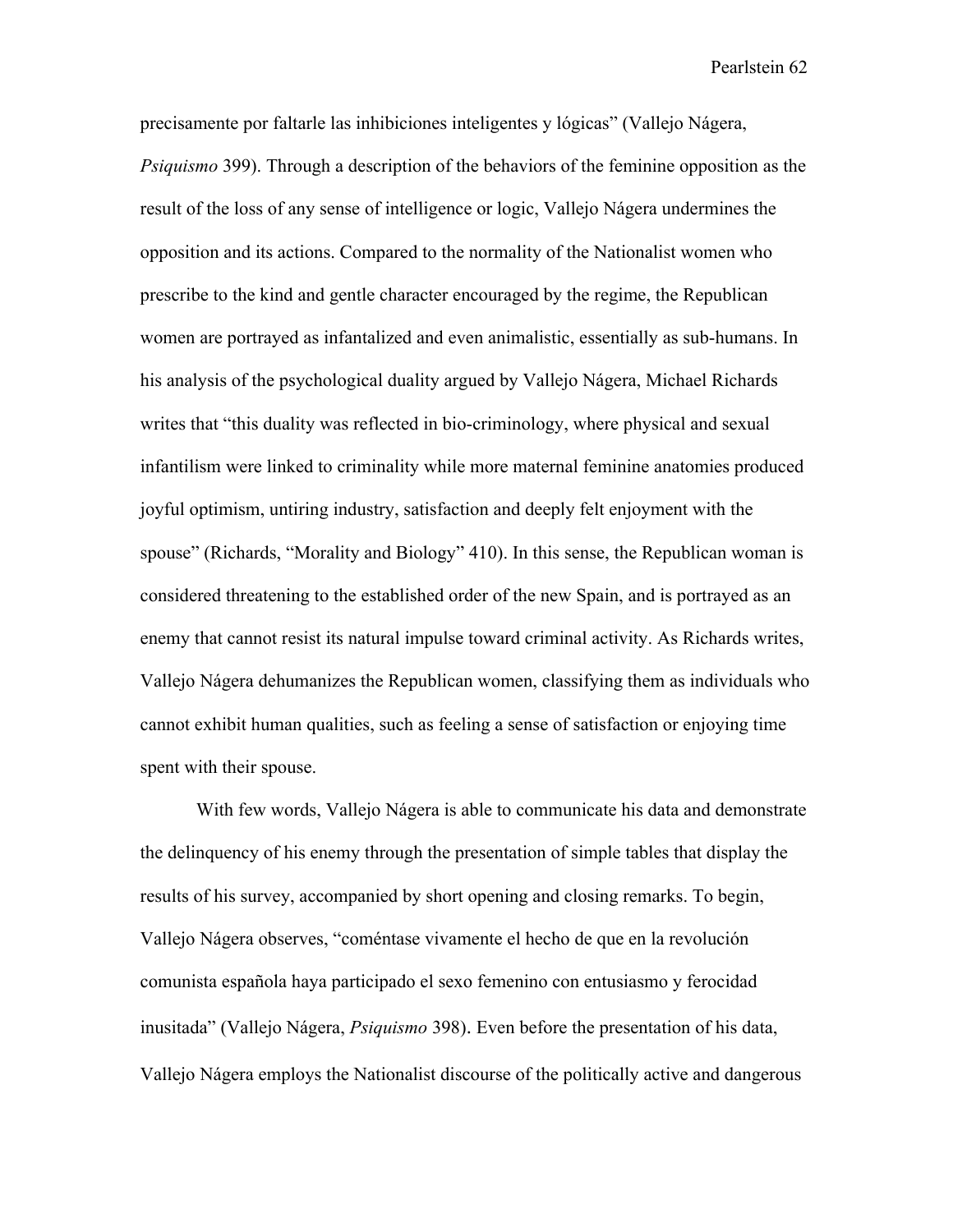precisamente por faltarle las inhibiciones inteligentes y lógicas" (Vallejo Nágera, *Psiquismo* 399). Through a description of the behaviors of the feminine opposition as the result of the loss of any sense of intelligence or logic, Vallejo Nágera undermines the opposition and its actions. Compared to the normality of the Nationalist women who prescribe to the kind and gentle character encouraged by the regime, the Republican women are portrayed as infantalized and even animalistic, essentially as sub-humans. In his analysis of the psychological duality argued by Vallejo Nágera, Michael Richards writes that "this duality was reflected in bio-criminology, where physical and sexual infantilism were linked to criminality while more maternal feminine anatomies produced joyful optimism, untiring industry, satisfaction and deeply felt enjoyment with the spouse" (Richards, "Morality and Biology" 410). In this sense, the Republican woman is considered threatening to the established order of the new Spain, and is portrayed as an enemy that cannot resist its natural impulse toward criminal activity. As Richards writes, Vallejo Nágera dehumanizes the Republican women, classifying them as individuals who cannot exhibit human qualities, such as feeling a sense of satisfaction or enjoying time spent with their spouse.

With few words, Vallejo Nágera is able to communicate his data and demonstrate the delinquency of his enemy through the presentation of simple tables that display the results of his survey, accompanied by short opening and closing remarks. To begin, Vallejo Nágera observes, "coméntase vivamente el hecho de que en la revolución comunista española haya participado el sexo femenino con entusiasmo y ferocidad inusitada" (Vallejo Nágera, *Psiquismo* 398). Even before the presentation of his data, Vallejo Nágera employs the Nationalist discourse of the politically active and dangerous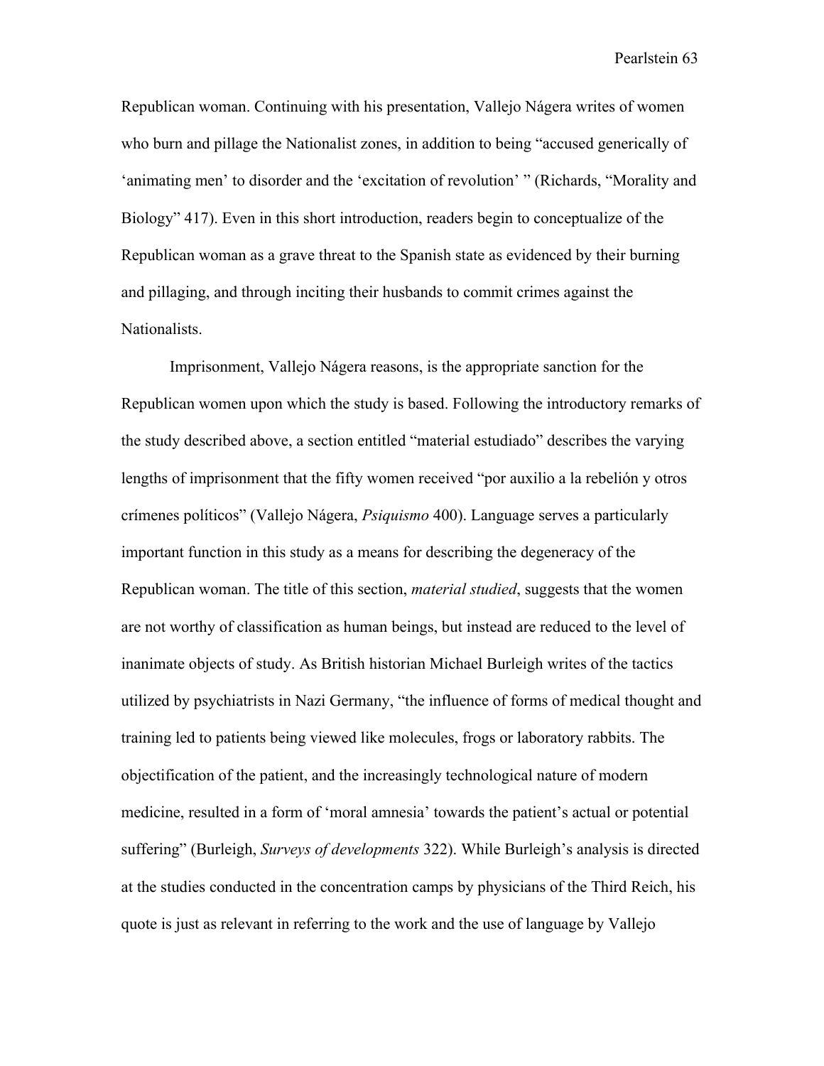Republican woman. Continuing with his presentation, Vallejo Nágera writes of women who burn and pillage the Nationalist zones, in addition to being "accused generically of 'animating men' to disorder and the 'excitation of revolution' " (Richards, "Morality and Biology" 417). Even in this short introduction, readers begin to conceptualize of the Republican woman as a grave threat to the Spanish state as evidenced by their burning and pillaging, and through inciting their husbands to commit crimes against the Nationalists.

Imprisonment, Vallejo Nágera reasons, is the appropriate sanction for the Republican women upon which the study is based. Following the introductory remarks of the study described above, a section entitled "material estudiado" describes the varying lengths of imprisonment that the fifty women received "por auxilio a la rebelión y otros crímenes políticos" (Vallejo Nágera, *Psiquismo* 400). Language serves a particularly important function in this study as a means for describing the degeneracy of the Republican woman. The title of this section, *material studied*, suggests that the women are not worthy of classification as human beings, but instead are reduced to the level of inanimate objects of study. As British historian Michael Burleigh writes of the tactics utilized by psychiatrists in Nazi Germany, "the influence of forms of medical thought and training led to patients being viewed like molecules, frogs or laboratory rabbits. The objectification of the patient, and the increasingly technological nature of modern medicine, resulted in a form of 'moral amnesia' towards the patient's actual or potential suffering" (Burleigh, *Surveys of developments* 322). While Burleigh's analysis is directed at the studies conducted in the concentration camps by physicians of the Third Reich, his quote is just as relevant in referring to the work and the use of language by Vallejo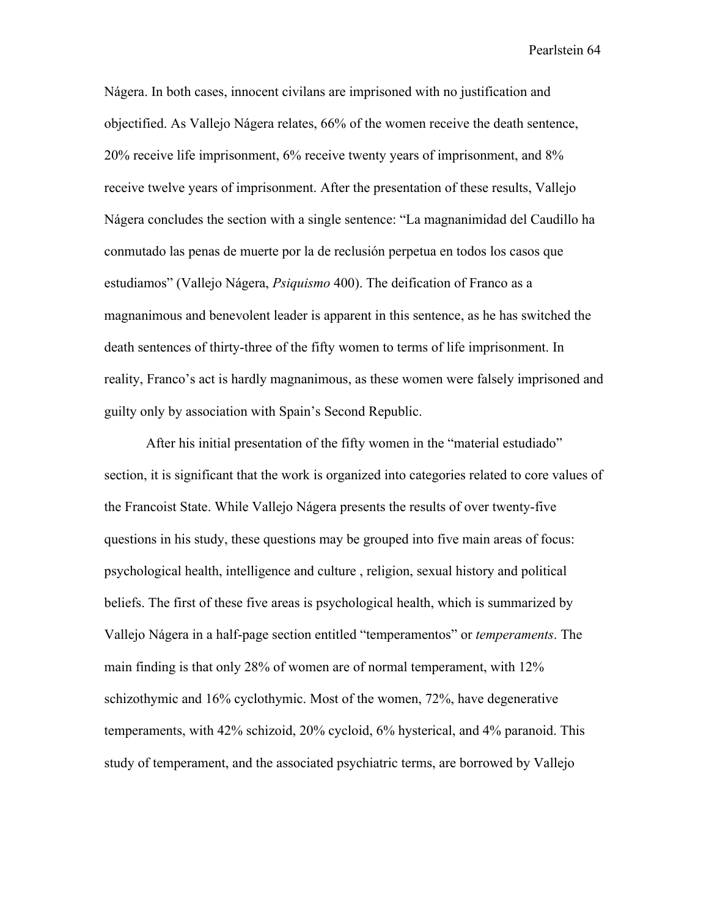Nágera. In both cases, innocent civilans are imprisoned with no justification and objectified. As Vallejo Nágera relates, 66% of the women receive the death sentence, 20% receive life imprisonment, 6% receive twenty years of imprisonment, and 8% receive twelve years of imprisonment. After the presentation of these results, Vallejo Nágera concludes the section with a single sentence: "La magnanimidad del Caudillo ha conmutado las penas de muerte por la de reclusión perpetua en todos los casos que estudiamos" (Vallejo Nágera, *Psiquismo* 400). The deification of Franco as a magnanimous and benevolent leader is apparent in this sentence, as he has switched the death sentences of thirty-three of the fifty women to terms of life imprisonment. In reality, Franco's act is hardly magnanimous, as these women were falsely imprisoned and guilty only by association with Spain's Second Republic.

After his initial presentation of the fifty women in the "material estudiado" section, it is significant that the work is organized into categories related to core values of the Francoist State. While Vallejo Nágera presents the results of over twenty-five questions in his study, these questions may be grouped into five main areas of focus: psychological health, intelligence and culture , religion, sexual history and political beliefs. The first of these five areas is psychological health, which is summarized by Vallejo Nágera in a half-page section entitled "temperamentos" or *temperaments*. The main finding is that only 28% of women are of normal temperament, with 12% schizothymic and 16% cyclothymic. Most of the women, 72%, have degenerative temperaments, with 42% schizoid, 20% cycloid, 6% hysterical, and 4% paranoid. This study of temperament, and the associated psychiatric terms, are borrowed by Vallejo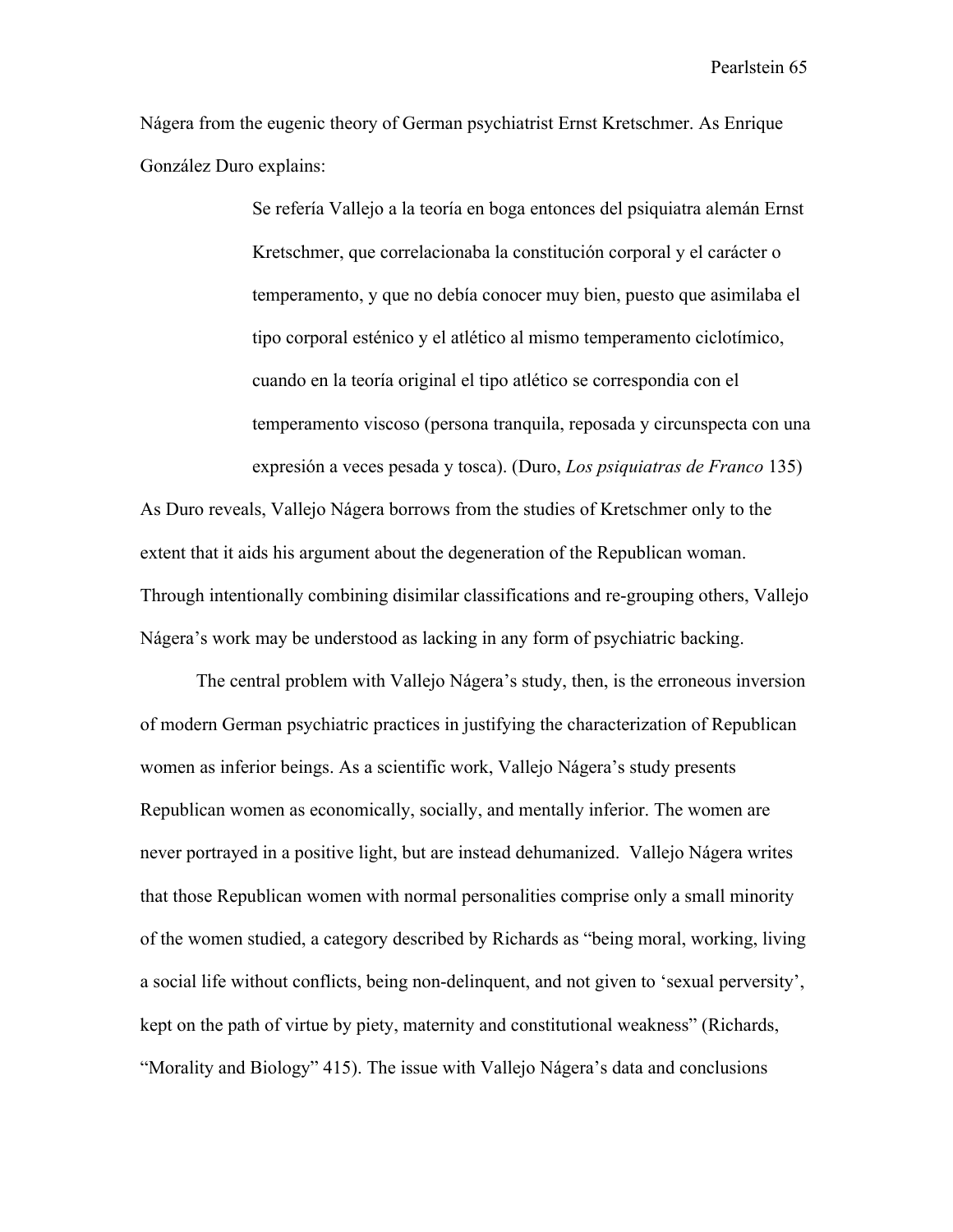Nágera from the eugenic theory of German psychiatrist Ernst Kretschmer. As Enrique González Duro explains:

> Se refería Vallejo a la teoría en boga entonces del psiquiatra alemán Ernst Kretschmer, que correlacionaba la constitución corporal y el carácter o temperamento, y que no debía conocer muy bien, puesto que asimilaba el tipo corporal esténico y el atlético al mismo temperamento ciclotímico, cuando en la teoría original el tipo atlético se correspondia con el temperamento viscoso (persona tranquila, reposada y circunspecta con una expresión a veces pesada y tosca). (Duro, *Los psiquiatras de Franco* 135)

As Duro reveals, Vallejo Nágera borrows from the studies of Kretschmer only to the extent that it aids his argument about the degeneration of the Republican woman. Through intentionally combining disimilar classifications and re-grouping others, Vallejo Nágera's work may be understood as lacking in any form of psychiatric backing.

The central problem with Vallejo Nágera's study, then, is the erroneous inversion of modern German psychiatric practices in justifying the characterization of Republican women as inferior beings. As a scientific work, Vallejo Nágera's study presents Republican women as economically, socially, and mentally inferior. The women are never portrayed in a positive light, but are instead dehumanized. Vallejo Nágera writes that those Republican women with normal personalities comprise only a small minority of the women studied, a category described by Richards as "being moral, working, living a social life without conflicts, being non-delinquent, and not given to 'sexual perversity', kept on the path of virtue by piety, maternity and constitutional weakness" (Richards, "Morality and Biology" 415). The issue with Vallejo Nágera's data and conclusions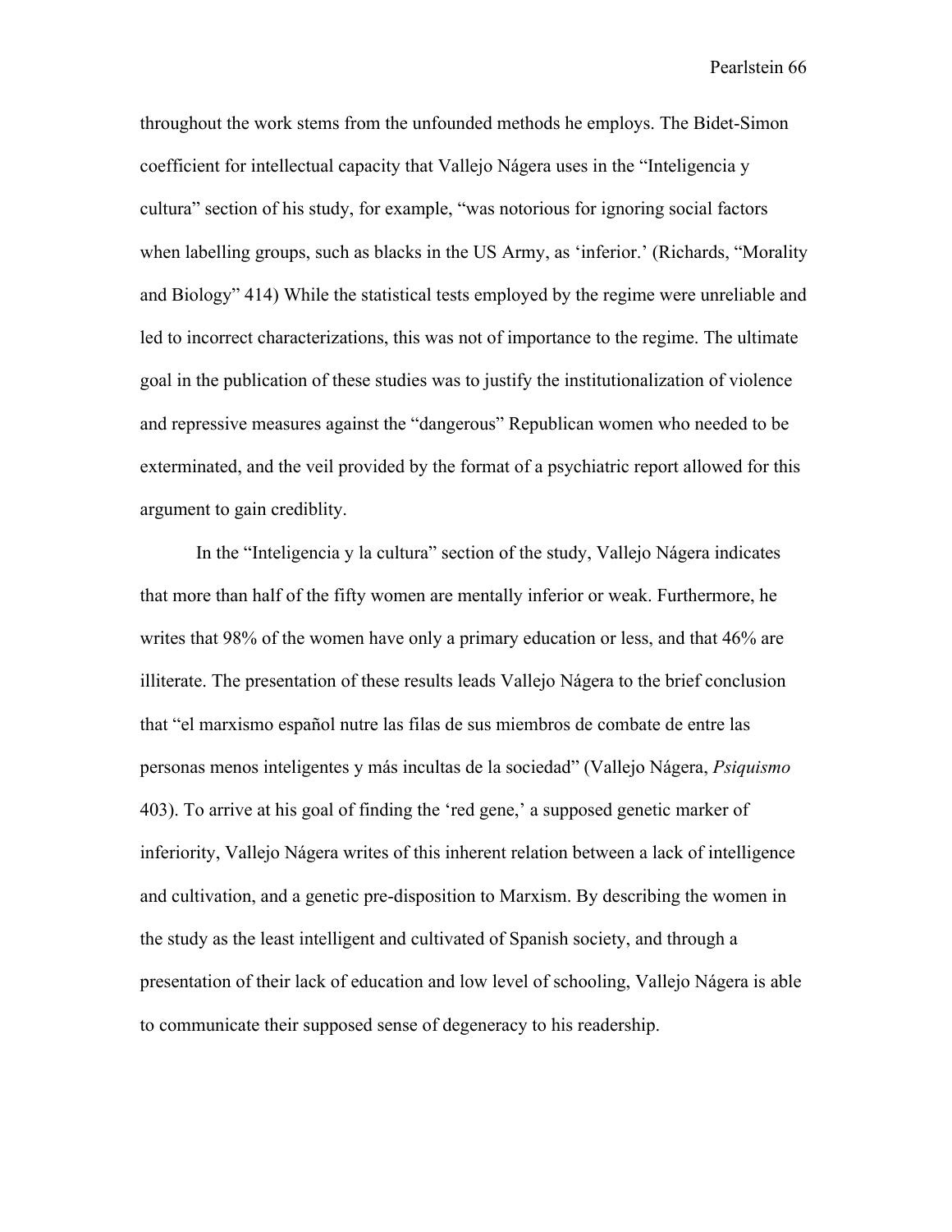throughout the work stems from the unfounded methods he employs. The Bidet-Simon coefficient for intellectual capacity that Vallejo Nágera uses in the "Inteligencia y cultura" section of his study, for example, "was notorious for ignoring social factors when labelling groups, such as blacks in the US Army, as 'inferior.' (Richards, "Morality and Biology" 414) While the statistical tests employed by the regime were unreliable and led to incorrect characterizations, this was not of importance to the regime. The ultimate goal in the publication of these studies was to justify the institutionalization of violence and repressive measures against the "dangerous" Republican women who needed to be exterminated, and the veil provided by the format of a psychiatric report allowed for this argument to gain credibility.

In the "Inteligencia y la cultura" section of the study, Vallejo Nágera indicates that more than half of the fifty women are mentally inferior or weak. Furthermore, he writes that 98% of the women have only a primary education or less, and that 46% are illiterate. The presentation of these results leads Vallejo Nágera to the brief conclusion that "el marxismo español nutre las filas de sus miembros de combate de entre las personas menos inteligentes y más incultas de la sociedad" (Vallejo Nágera, *Psiquismo* 403). To arrive at his goal of finding the 'red gene,' a supposed genetic marker of inferiority, Vallejo Nágera writes of this inherent relation between a lack of intelligence and cultivation, and a genetic pre-disposition to Marxism. By describing the women in the study as the least intelligent and cultivated of Spanish society, and through a presentation of their lack of education and low level of schooling, Vallejo Nágera is able to communicate their supposed sense of degeneracy to his readership.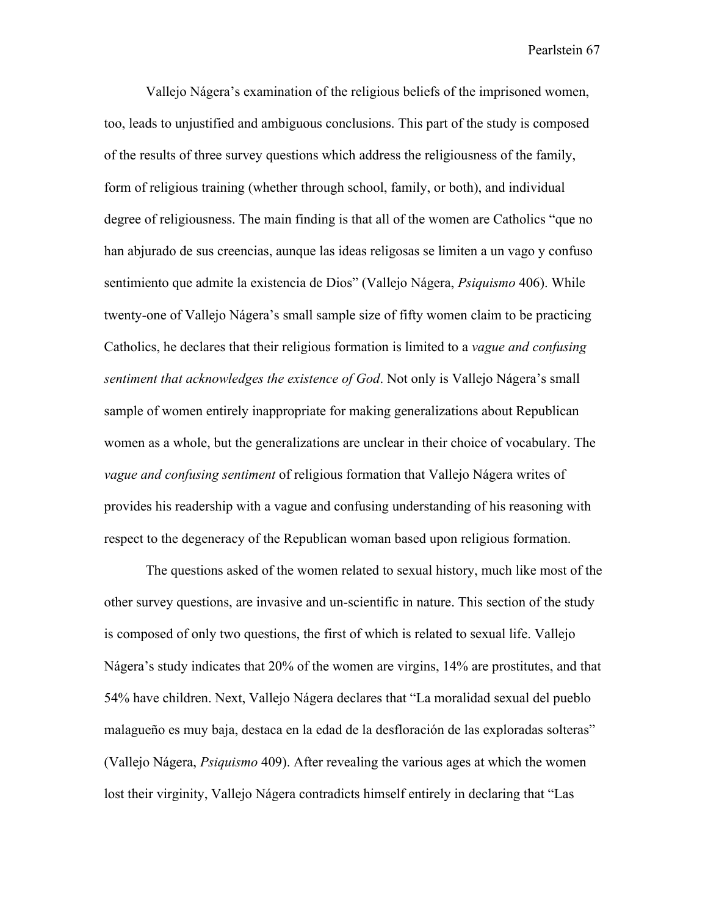Vallejo Nágera's examination of the religious beliefs of the imprisoned women, too, leads to unjustified and ambiguous conclusions. This part of the study is composed of the results of three survey questions which address the religiousness of the family, form of religious training (whether through school, family, or both), and individual degree of religiousness. The main finding is that all of the women are Catholics "que no han abjurado de sus creencias, aunque las ideas religosas se limiten a un vago y confuso sentimiento que admite la existencia de Dios" (Vallejo Nágera, *Psiquismo* 406). While twenty-one of Vallejo Nágera's small sample size of fifty women claim to be practicing Catholics, he declares that their religious formation is limited to a *vague and confusing sentiment that acknowledges the existence of God*. Not only is Vallejo Nágera's small sample of women entirely inappropriate for making generalizations about Republican women as a whole, but the generalizations are unclear in their choice of vocabulary. The *vague and confusing sentiment* of religious formation that Vallejo Nágera writes of provides his readership with a vague and confusing understanding of his reasoning with respect to the degeneracy of the Republican woman based upon religious formation.

The questions asked of the women related to sexual history, much like most of the other survey questions, are invasive and un-scientific in nature. This section of the study is composed of only two questions, the first of which is related to sexual life. Vallejo Nágera's study indicates that 20% of the women are virgins, 14% are prostitutes, and that 54% have children. Next, Vallejo Nágera declares that "La moralidad sexual del pueblo malagueño es muy baja, destaca en la edad de la desfloración de las exploradas solteras" (Vallejo Nágera, *Psiquismo* 409). After revealing the various ages at which the women lost their virginity, Vallejo Nágera contradicts himself entirely in declaring that "Las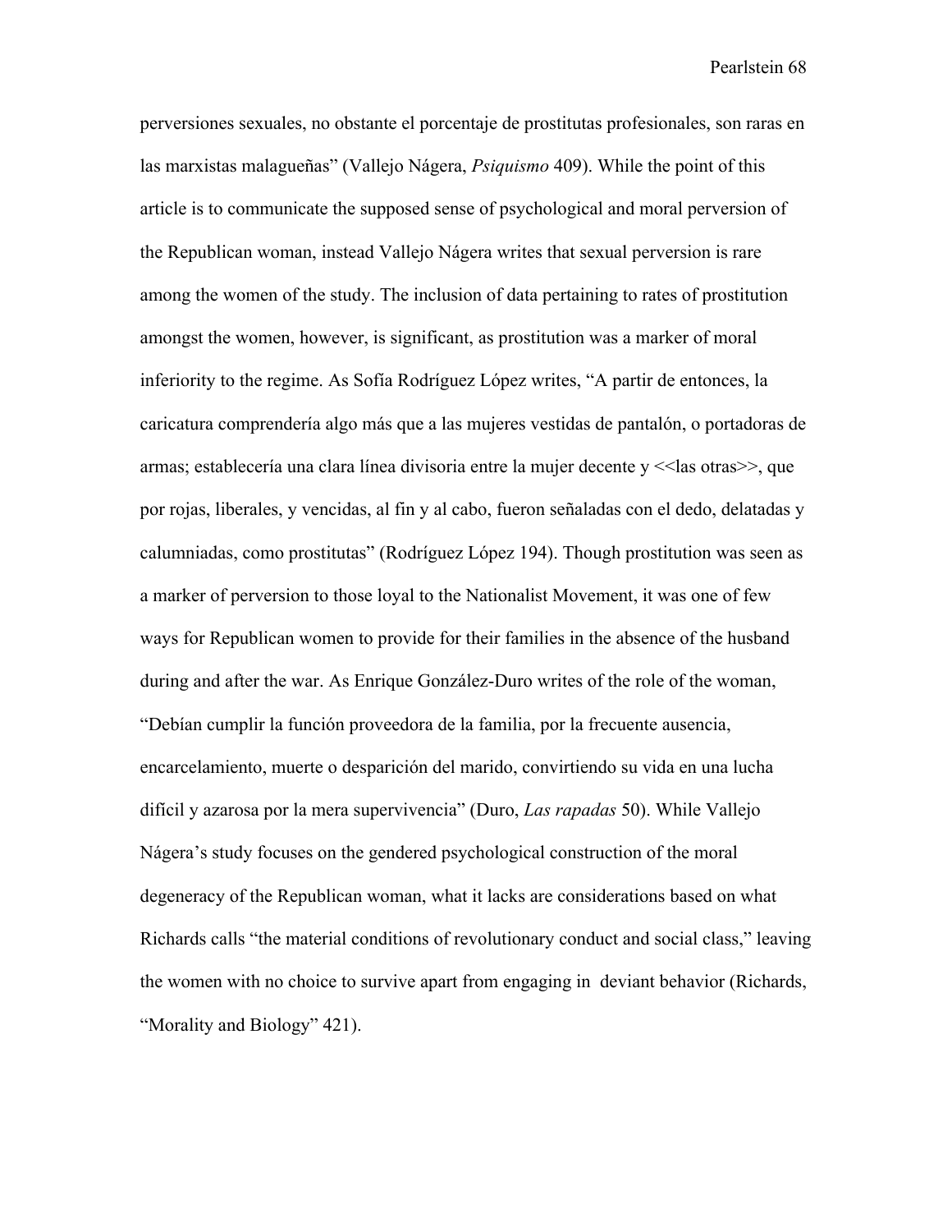perversiones sexuales, no obstante el porcentaje de prostitutas profesionales, son raras en las marxistas malagueñas" (Vallejo Nágera, *Psiquismo* 409). While the point of this article is to communicate the supposed sense of psychological and moral perversion of the Republican woman, instead Vallejo Nágera writes that sexual perversion is rare among the women of the study. The inclusion of data pertaining to rates of prostitution amongst the women, however, is significant, as prostitution was a marker of moral inferiority to the regime. As Sofía Rodríguez López writes, "A partir de entonces, la caricatura comprendería algo más que a las mujeres vestidas de pantalón, o portadoras de armas; establecería una clara línea divisoria entre la mujer decente y <<las otras>>, que por rojas, liberales, y vencidas, al fin y al cabo, fueron señaladas con el dedo, delatadas y calumniadas, como prostitutas" (Rodríguez López 194). Though prostitution was seen as a marker of perversion to those loyal to the Nationalist Movement, it was one of few ways for Republican women to provide for their families in the absence of the husband during and after the war. As Enrique González-Duro writes of the role of the woman, "Debían cumplir la función proveedora de la familia, por la frecuente ausencia, encarcelamiento, muerte o desparición del marido, convirtiendo su vida en una lucha difícil y azarosa por la mera supervivencia" (Duro, *Las rapadas* 50). While Vallejo Nágera's study focuses on the gendered psychological construction of the moral degeneracy of the Republican woman, what it lacks are considerations based on what Richards calls "the material conditions of revolutionary conduct and social class," leaving the women with no choice to survive apart from engaging in deviant behavior (Richards, "Morality and Biology" 421).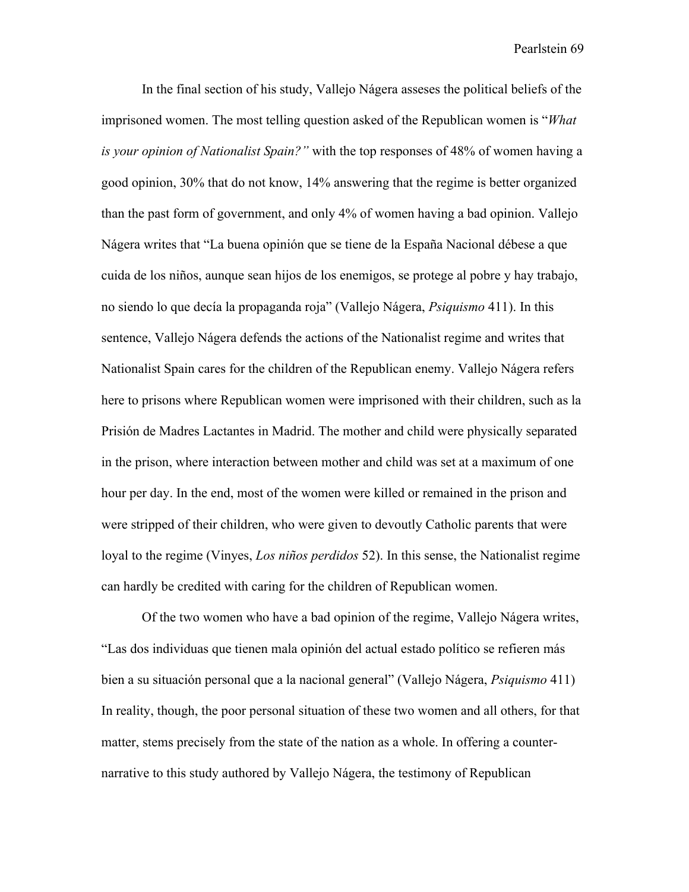In the final section of his study, Vallejo Nágera asseses the political beliefs of the imprisoned women. The most telling question asked of the Republican women is "*What is your opinion of Nationalist Spain?"* with the top responses of 48% of women having a good opinion, 30% that do not know, 14% answering that the regime is better organized than the past form of government, and only 4% of women having a bad opinion. Vallejo Nágera writes that "La buena opinión que se tiene de la España Nacional débese a que cuida de los niños, aunque sean hijos de los enemigos, se protege al pobre y hay trabajo, no siendo lo que decía la propaganda roja" (Vallejo Nágera, *Psiquismo* 411). In this sentence, Vallejo Nágera defends the actions of the Nationalist regime and writes that Nationalist Spain cares for the children of the Republican enemy. Vallejo Nágera refers here to prisons where Republican women were imprisoned with their children, such as la Prisión de Madres Lactantes in Madrid. The mother and child were physically separated in the prison, where interaction between mother and child was set at a maximum of one hour per day. In the end, most of the women were killed or remained in the prison and were stripped of their children, who were given to devoutly Catholic parents that were loyal to the regime (Vinyes, *Los niños perdidos* 52). In this sense, the Nationalist regime can hardly be credited with caring for the children of Republican women.

Of the two women who have a bad opinion of the regime, Vallejo Nágera writes, "Las dos individuas que tienen mala opinión del actual estado político se refieren más bien a su situación personal que a la nacional general" (Vallejo Nágera, *Psiquismo* 411) In reality, though, the poor personal situation of these two women and all others, for that matter, stems precisely from the state of the nation as a whole. In offering a counter-narrative to this study authored by Vallejo Nágera, the testimony of Republican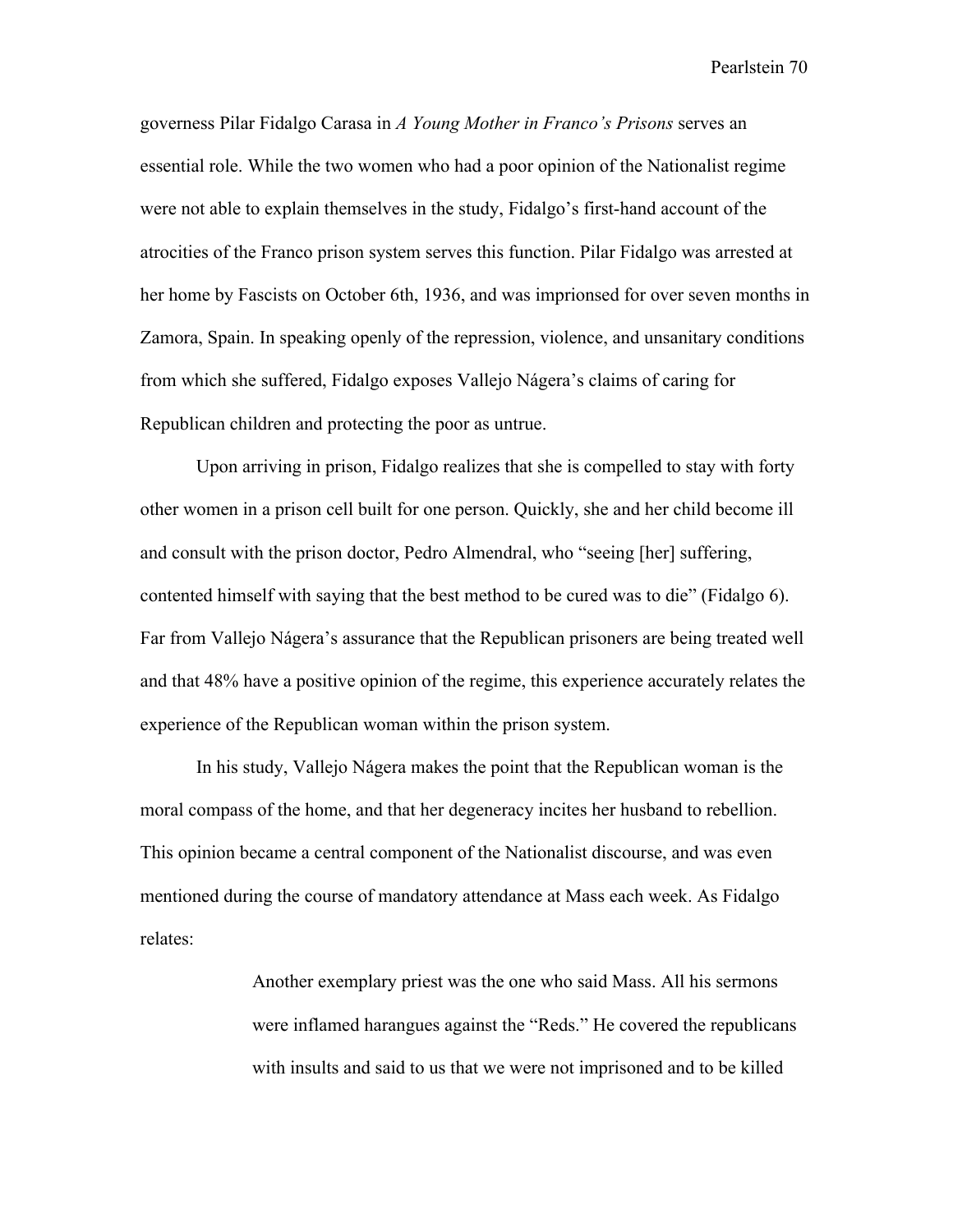governess Pilar Fidalgo Carasa in *A Young Mother in Franco's Prisons* serves an essential role. While the two women who had a poor opinion of the Nationalist regime were not able to explain themselves in the study, Fidalgo's first-hand account of the atrocities of the Franco prison system serves this function. Pilar Fidalgo was arrested at her home by Fascists on October 6th, 1936, and was imprionsed for over seven months in Zamora, Spain. In speaking openly of the repression, violence, and unsanitary conditions from which she suffered, Fidalgo exposes Vallejo Nágera's claims of caring for Republican children and protecting the poor as untrue.

Upon arriving in prison, Fidalgo realizes that she is compelled to stay with forty other women in a prison cell built for one person. Quickly, she and her child become ill and consult with the prison doctor, Pedro Almendral, who "seeing [her] suffering, contented himself with saying that the best method to be cured was to die" (Fidalgo 6). Far from Vallejo Nágera's assurance that the Republican prisoners are being treated well and that 48% have a positive opinion of the regime, this experience accurately relates the experience of the Republican woman within the prison system.

In his study, Vallejo Nágera makes the point that the Republican woman is the moral compass of the home, and that her degeneracy incites her husband to rebellion. This opinion became a central component of the Nationalist discourse, and was even mentioned during the course of mandatory attendance at Mass each week. As Fidalgo relates:

> Another exemplary priest was the one who said Mass. All his sermons were inflamed harangues against the "Reds." He covered the republicans with insults and said to us that we were not imprisoned and to be killed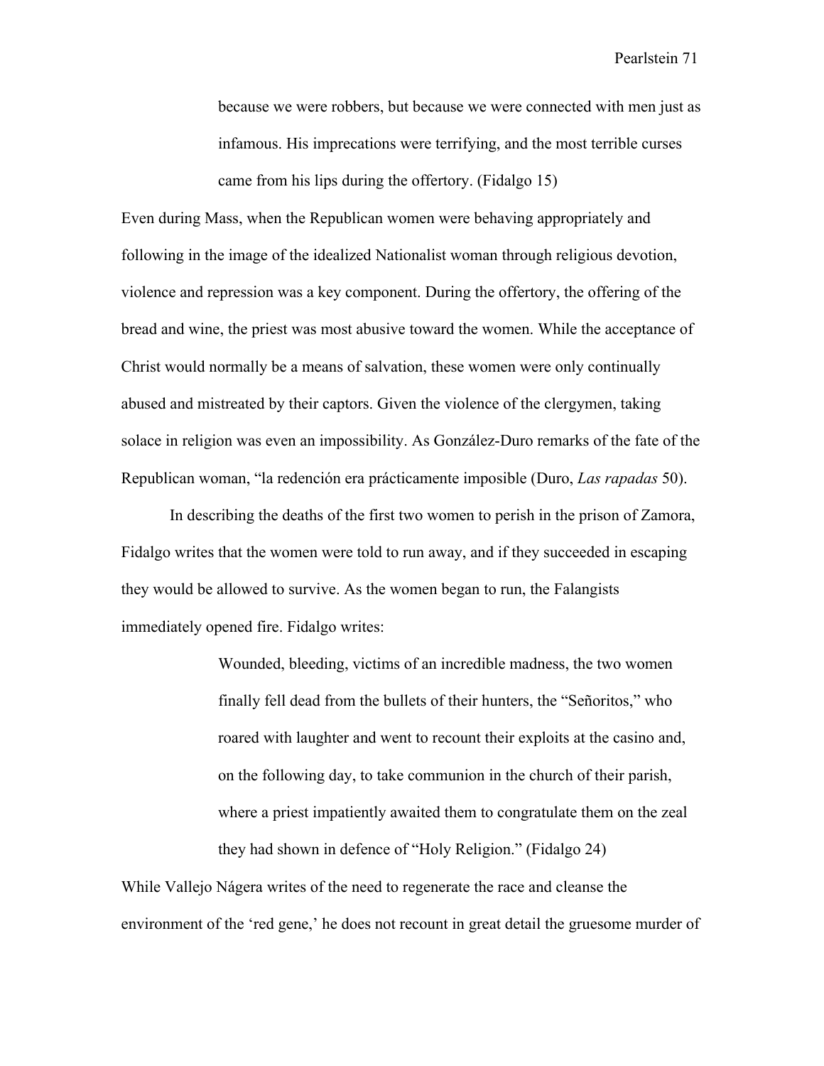> because we were robbers, but because we were connected with men just as infamous. His imprecations were terrifying, and the most terrible curses came from his lips during the offertory. (Fidalgo 15)

Even during Mass, when the Republican women were behaving appropriately and following in the image of the idealized Nationalist woman through religious devotion, violence and repression was a key component. During the offertory, the offering of the bread and wine, the priest was most abusive toward the women. While the acceptance of Christ would normally be a means of salvation, these women were only continually abused and mistreated by their captors. Given the violence of the clergymen, taking solace in religion was even an impossibility. As González-Duro remarks of the fate of the Republican woman, "la redención era prácticamente imposible (Duro, *Las rapadas* 50).

In describing the deaths of the first two women to perish in the prison of Zamora, Fidalgo writes that the women were told to run away, and if they succeeded in escaping they would be allowed to survive. As the women began to run, the Falangists immediately opened fire. Fidalgo writes:

> Wounded, bleeding, victims of an incredible madness, the two women finally fell dead from the bullets of their hunters, the "Señoritos," who roared with laughter and went to recount their exploits at the casino and, on the following day, to take communion in the church of their parish, where a priest impatiently awaited them to congratulate them on the zeal they had shown in defence of "Holy Religion." (Fidalgo 24)

While Vallejo Nágera writes of the need to regenerate the race and cleanse the environment of the 'red gene,' he does not recount in great detail the gruesome murder of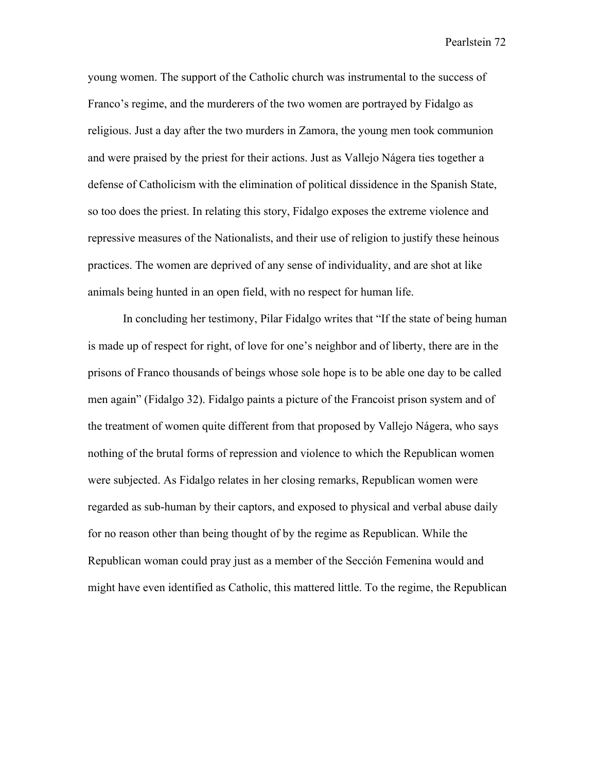young women. The support of the Catholic church was instrumental to the success of Franco's regime, and the murderers of the two women are portrayed by Fidalgo as religious. Just a day after the two murders in Zamora, the young men took communion and were praised by the priest for their actions. Just as Vallejo Nágera ties together a defense of Catholicism with the elimination of political dissidence in the Spanish State, so too does the priest. In relating this story, Fidalgo exposes the extreme violence and repressive measures of the Nationalists, and their use of religion to justify these heinous practices. The women are deprived of any sense of individuality, and are shot at like animals being hunted in an open field, with no respect for human life.

In concluding her testimony, Pilar Fidalgo writes that "If the state of being human is made up of respect for right, of love for one's neighbor and of liberty, there are in the prisons of Franco thousands of beings whose sole hope is to be able one day to be called men again" (Fidalgo 32). Fidalgo paints a picture of the Francoist prison system and of the treatment of women quite different from that proposed by Vallejo Nágera, who says nothing of the brutal forms of repression and violence to which the Republican women were subjected. As Fidalgo relates in her closing remarks, Republican women were regarded as sub-human by their captors, and exposed to physical and verbal abuse daily for no reason other than being thought of by the regime as Republican. While the Republican woman could pray just as a member of the Sección Femenina would and might have even identified as Catholic, this mattered little. To the regime, the Republican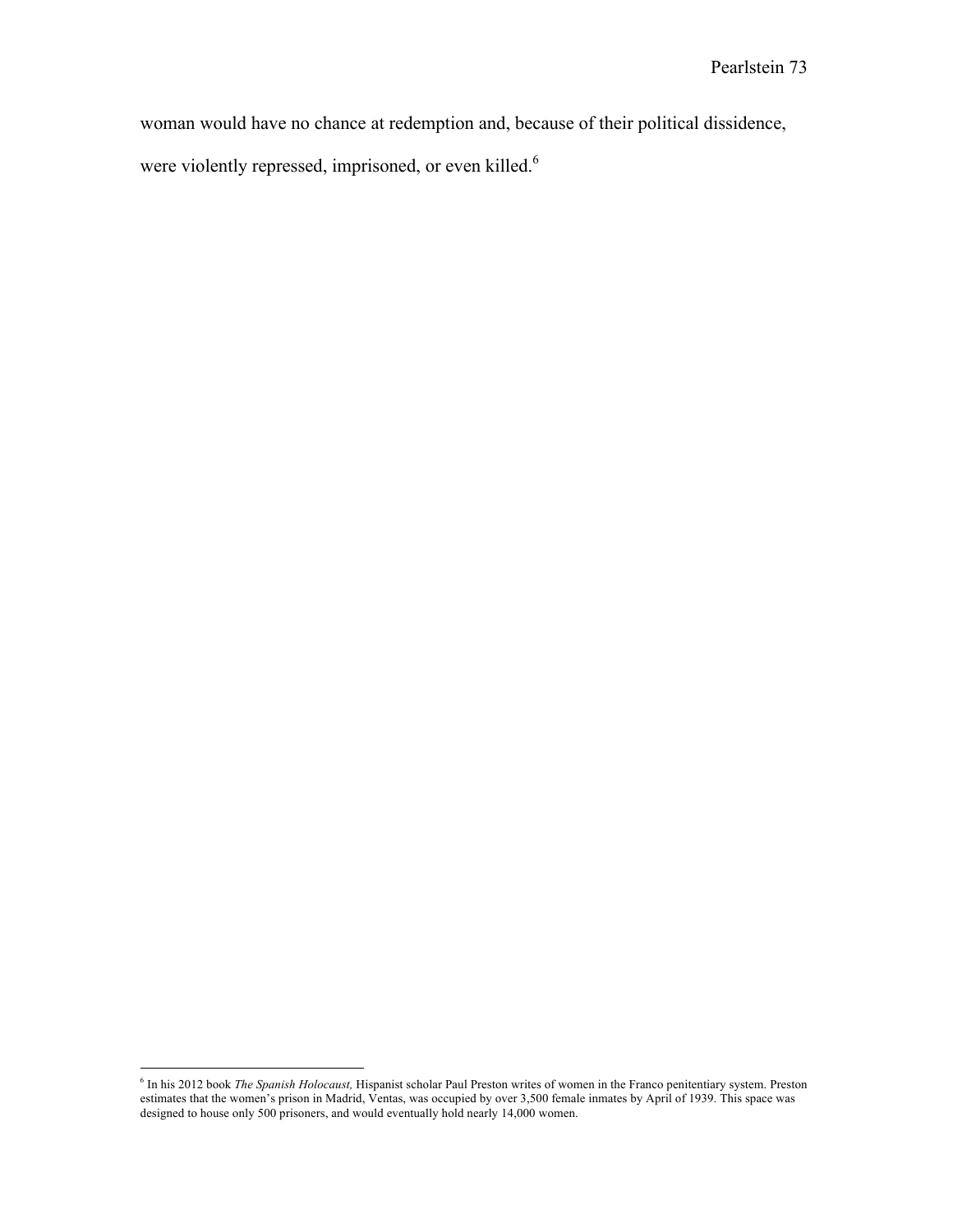woman would have no chance at redemption and, because of their political dissidence, were violently repressed, imprisoned, or even killed.[6]

---

[6] In his 2012 book *The Spanish Holocaust,* Hispanist scholar Paul Preston writes of women in the Franco penitentiary system. Preston estimates that the women's prison in Madrid, Ventas, was occupied by over 3,500 female inmates by April of 1939. This space was designed to house only 500 prisoners, and would eventually hold nearly 14,000 women.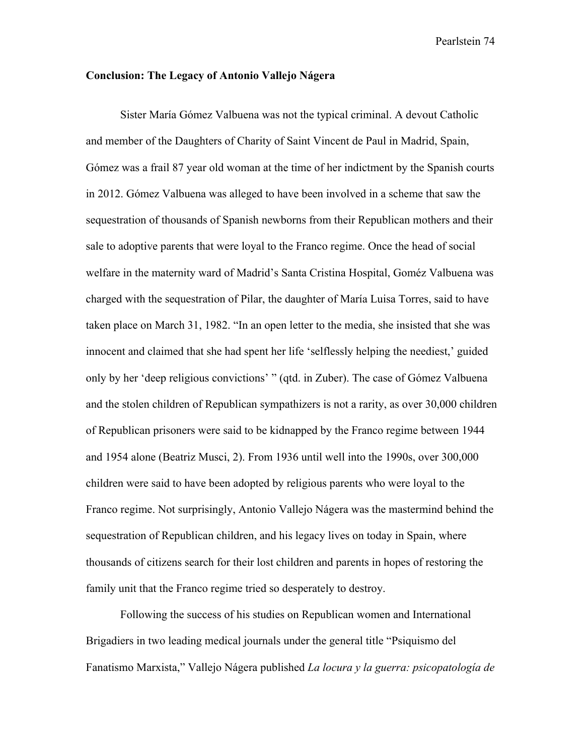## Conclusion: The Legacy of Antonio Vallejo Nágera

Sister María Gómez Valbuena was not the typical criminal. A devout Catholic and member of the Daughters of Charity of Saint Vincent de Paul in Madrid, Spain, Gómez was a frail 87 year old woman at the time of her indictment by the Spanish courts in 2012. Gómez Valbuena was alleged to have been involved in a scheme that saw the sequestration of thousands of Spanish newborns from their Republican mothers and their sale to adoptive parents that were loyal to the Franco regime. Once the head of social welfare in the maternity ward of Madrid's Santa Cristina Hospital, Goméz Valbuena was charged with the sequestration of Pilar, the daughter of María Luisa Torres, said to have taken place on March 31, 1982. "In an open letter to the media, she insisted that she was innocent and claimed that she had spent her life 'selflessly helping the neediest,' guided only by her 'deep religious convictions' " (qtd. in Zuber). The case of Gómez Valbuena and the stolen children of Republican sympathizers is not a rarity, as over 30,000 children of Republican prisoners were said to be kidnapped by the Franco regime between 1944 and 1954 alone (Beatriz Musci, 2). From 1936 until well into the 1990s, over 300,000 children were said to have been adopted by religious parents who were loyal to the Franco regime. Not surprisingly, Antonio Vallejo Nágera was the mastermind behind the sequestration of Republican children, and his legacy lives on today in Spain, where thousands of citizens search for their lost children and parents in hopes of restoring the family unit that the Franco regime tried so desperately to destroy.

Following the success of his studies on Republican women and International Brigadiers in two leading medical journals under the general title "Psiquismo del Fanatismo Marxista," Vallejo Nágera published *La locura y la guerra: psicopatología de*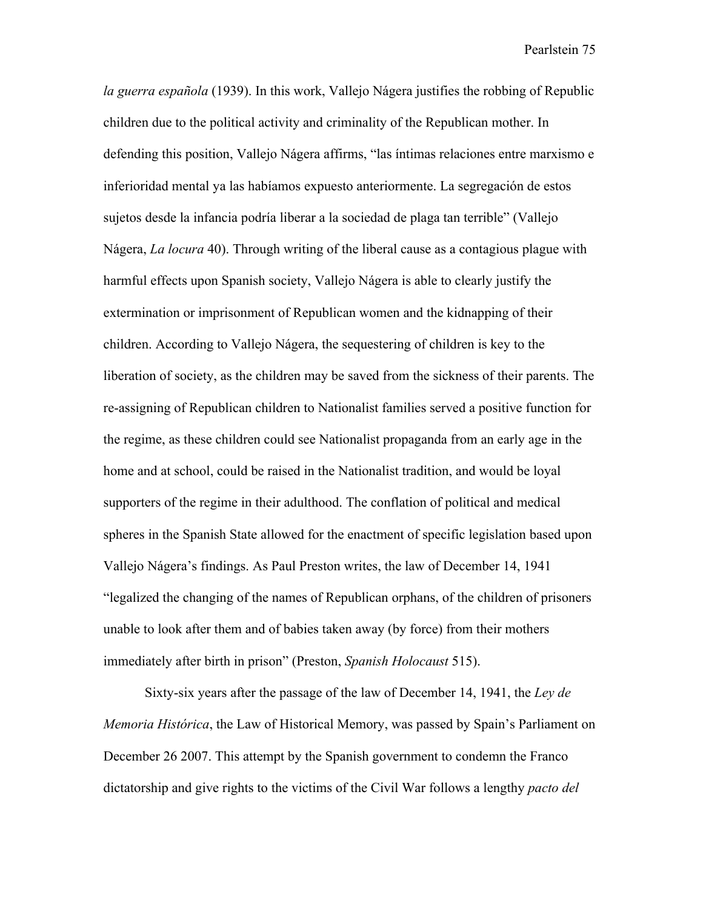*la guerra española* (1939). In this work, Vallejo Nágera justifies the robbing of Republic children due to the political activity and criminality of the Republican mother. In defending this position, Vallejo Nágera affirms, "las íntimas relaciones entre marxismo e inferioridad mental ya las habíamos expuesto anteriormente. La segregación de estos sujetos desde la infancia podría liberar a la sociedad de plaga tan terrible" (Vallejo Nágera, *La locura* 40). Through writing of the liberal cause as a contagious plague with harmful effects upon Spanish society, Vallejo Nágera is able to clearly justify the extermination or imprisonment of Republican women and the kidnapping of their children. According to Vallejo Nágera, the sequestering of children is key to the liberation of society, as the children may be saved from the sickness of their parents. The re-assigning of Republican children to Nationalist families served a positive function for the regime, as these children could see Nationalist propaganda from an early age in the home and at school, could be raised in the Nationalist tradition, and would be loyal supporters of the regime in their adulthood. The conflation of political and medical spheres in the Spanish State allowed for the enactment of specific legislation based upon Vallejo Nágera's findings. As Paul Preston writes, the law of December 14, 1941 "legalized the changing of the names of Republican orphans, of the children of prisoners unable to look after them and of babies taken away (by force) from their mothers immediately after birth in prison" (Preston, *Spanish Holocaust* 515).

Sixty-six years after the passage of the law of December 14, 1941, the *Ley de Memoria Histórica*, the Law of Historical Memory, was passed by Spain's Parliament on December 26 2007. This attempt by the Spanish government to condemn the Franco dictatorship and give rights to the victims of the Civil War follows a lengthy *pacto del*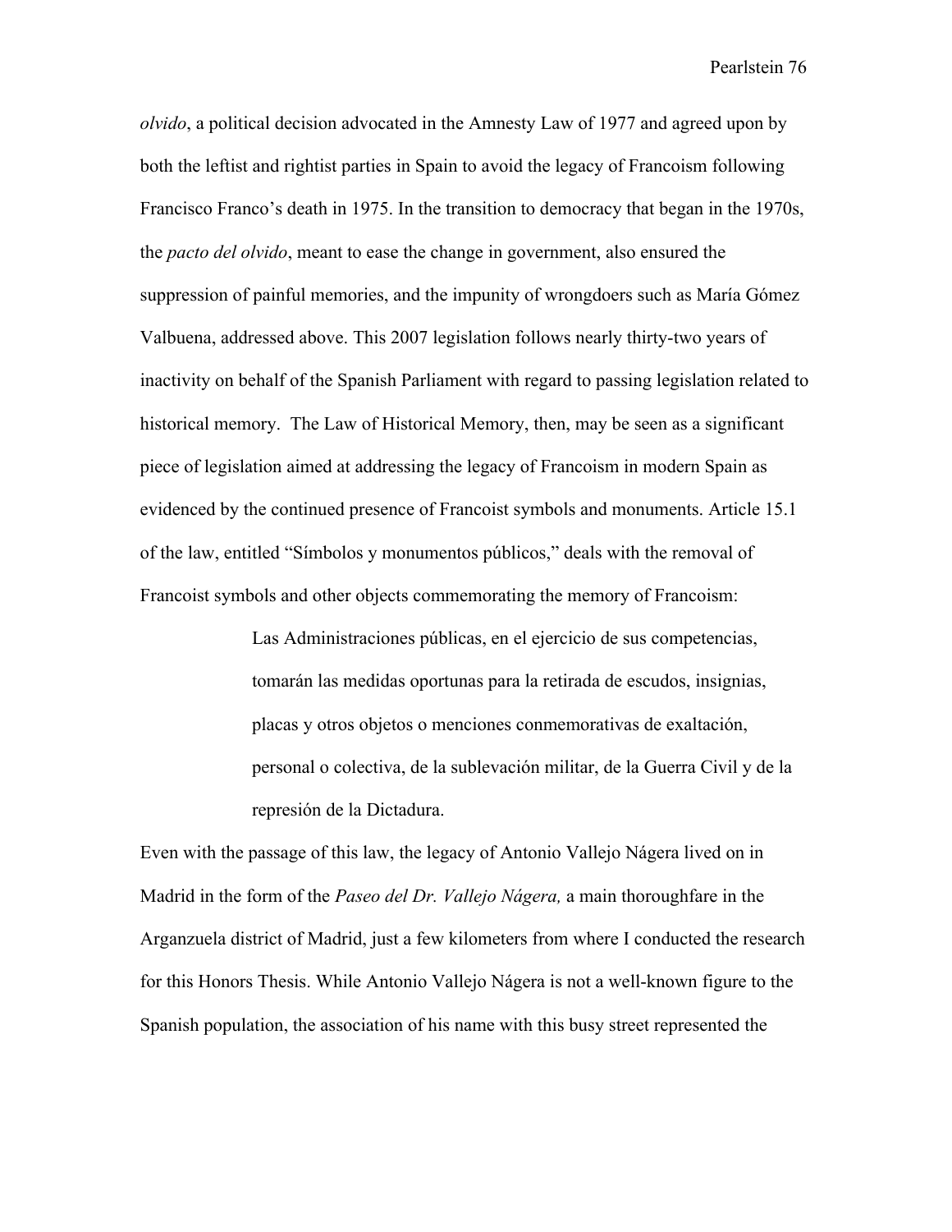*olvido*, a political decision advocated in the Amnesty Law of 1977 and agreed upon by both the leftist and rightist parties in Spain to avoid the legacy of Francoism following Francisco Franco's death in 1975. In the transition to democracy that began in the 1970s, the *pacto del olvido*, meant to ease the change in government, also ensured the suppression of painful memories, and the impunity of wrongdoers such as María Gómez Valbuena, addressed above. This 2007 legislation follows nearly thirty-two years of inactivity on behalf of the Spanish Parliament with regard to passing legislation related to historical memory. The Law of Historical Memory, then, may be seen as a significant piece of legislation aimed at addressing the legacy of Francoism in modern Spain as evidenced by the continued presence of Francoist symbols and monuments. Article 15.1 of the law, entitled "Símbolos y monumentos públicos," deals with the removal of Francoist symbols and other objects commemorating the memory of Francoism:

> Las Administraciones públicas, en el ejercicio de sus competencias, tomarán las medidas oportunas para la retirada de escudos, insignias, placas y otros objetos o menciones conmemorativas de exaltación, personal o colectiva, de la sublevación militar, de la Guerra Civil y de la represión de la Dictadura.

Even with the passage of this law, the legacy of Antonio Vallejo Nágera lived on in Madrid in the form of the *Paseo del Dr. Vallejo Nágera,* a main thoroughfare in the Arganzuela district of Madrid, just a few kilometers from where I conducted the research for this Honors Thesis. While Antonio Vallejo Nágera is not a well-known figure to the Spanish population, the association of his name with this busy street represented the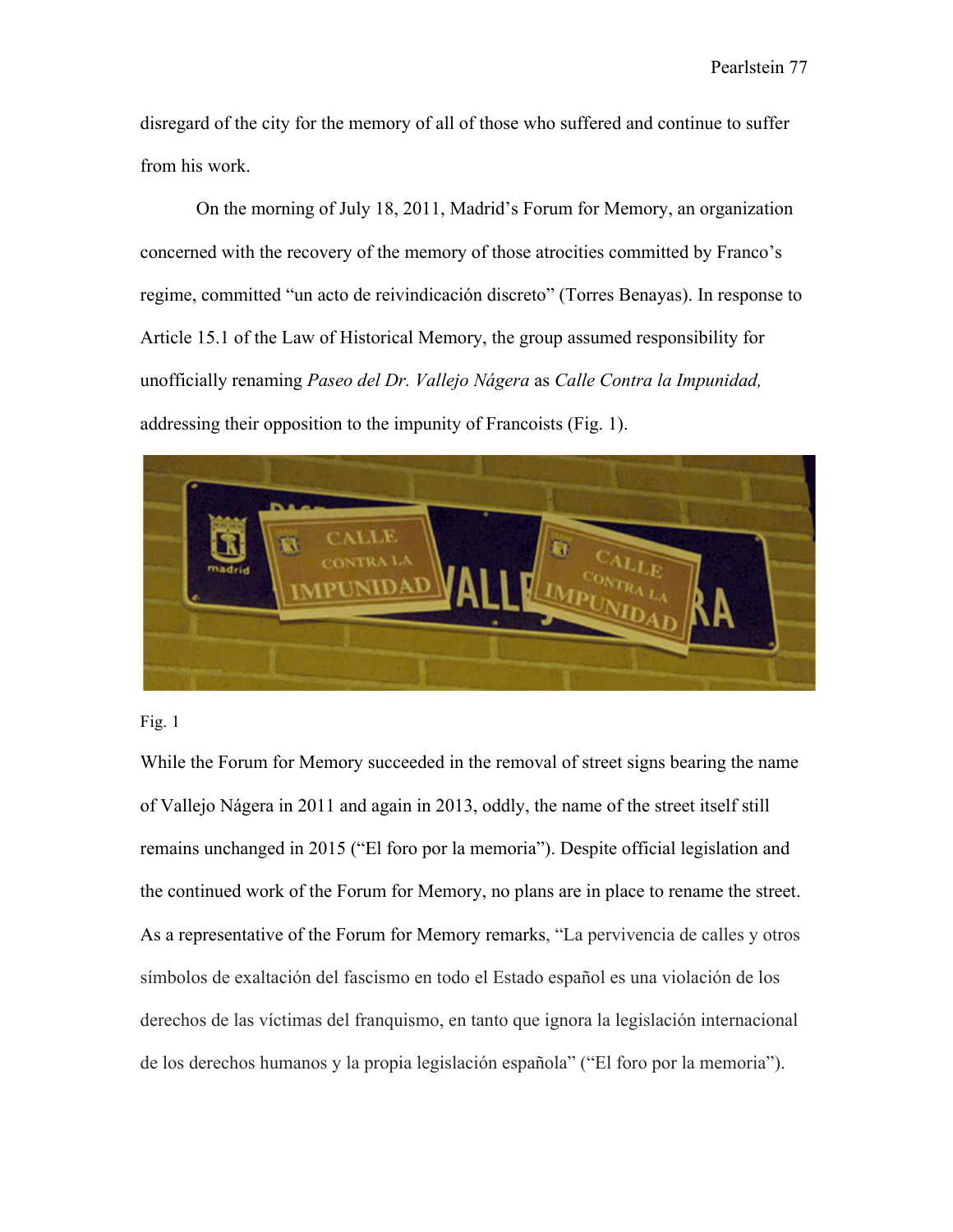disregard of the city for the memory of all of those who suffered and continue to suffer from his work.

On the morning of July 18, 2011, Madrid's Forum for Memory, an organization concerned with the recovery of the memory of those atrocities committed by Franco's regime, committed "un acto de reivindicación discreto" (Torres Benayas). In response to Article 15.1 of the Law of Historical Memory, the group assumed responsibility for unofficially renaming *Paseo del Dr. Vallejo Nágera* as *Calle Contra la Impunidad,* addressing their opposition to the impunity of Francoists (Fig. 1).

Fig. 1

While the Forum for Memory succeeded in the removal of street signs bearing the name of Vallejo Nágera in 2011 and again in 2013, oddly, the name of the street itself still remains unchanged in 2015 ("El foro por la memoria"). Despite official legislation and the continued work of the Forum for Memory, no plans are in place to rename the street. As a representative of the Forum for Memory remarks, "La pervivencia de calles y otros símbolos de exaltación del fascismo en todo el Estado español es una violación de los derechos de las víctimas del franquismo, en tanto que ignora la legislación internacional de los derechos humanos y la propia legislación española" ("El foro por la memoria").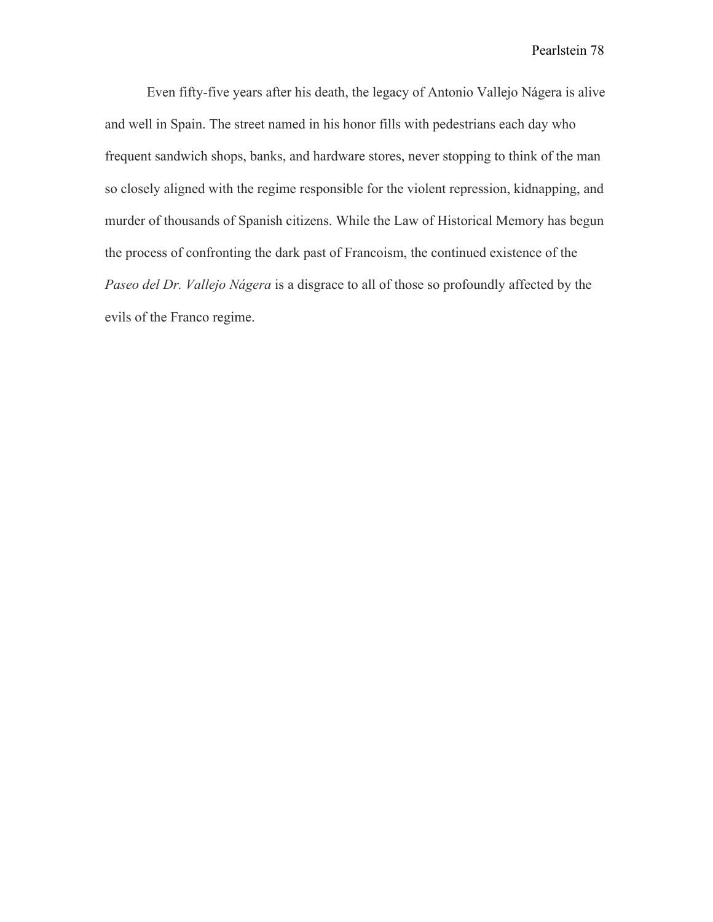Even fifty-five years after his death, the legacy of Antonio Vallejo Nágera is alive and well in Spain. The street named in his honor fills with pedestrians each day who frequent sandwich shops, banks, and hardware stores, never stopping to think of the man so closely aligned with the regime responsible for the violent repression, kidnapping, and murder of thousands of Spanish citizens. While the Law of Historical Memory has begun the process of confronting the dark past of Francoism, the continued existence of the *Paseo del Dr. Vallejo Nágera* is a disgrace to all of those so profoundly affected by the evils of the Franco regime.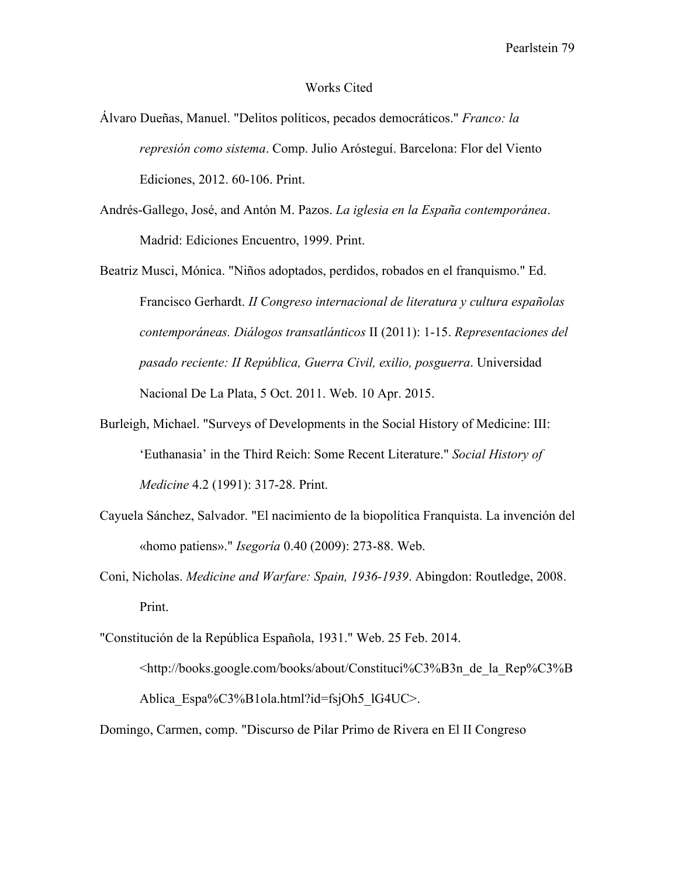# Works Cited

Álvaro Dueñas, Manuel. "Delitos políticos, pecados democráticos." *Franco: la represión como sistema*. Comp. Julio Aróstegui. Barcelona: Flor del Viento Ediciones, 2012. 60-106. Print.

Andrés-Gallego, José, and Antón M. Pazos. *La iglesia en la España contemporánea*. Madrid: Ediciones Encuentro, 1999. Print.

Beatriz Musci, Mónica. "Niños adoptados, perdidos, robados en el franquismo." Ed. Francisco Gerhardt. *II Congreso internacional de literatura y cultura españolas contemporáneas. Diálogos transatlánticos* II (2011): 1-15. *Representaciones del pasado reciente: II República, Guerra Civil, exilio, posguerra*. Universidad Nacional De La Plata, 5 Oct. 2011. Web. 10 Apr. 2015.

Burleigh, Michael. "Surveys of Developments in the Social History of Medicine: III: 'Euthanasia' in the Third Reich: Some Recent Literature." *Social History of Medicine* 4.2 (1991): 317-28. Print.

Cayuela Sánchez, Salvador. "El nacimiento de la biopolítica Franquista. La invención del «homo patiens»." *Isegoría* 0.40 (2009): 273-88. Web.

Coni, Nicholas. *Medicine and Warfare: Spain, 1936-1939*. Abingdon: Routledge, 2008. Print.

"Constitución de la República Española, 1931." Web. 25 Feb. 2014. <http://books.google.com/books/about/Constituci%C3%B3n_de_la_Rep%C3%BAblica_Espa%C3%B1ola.html?id=fsjOh5_lG4UC>.

Domingo, Carmen, comp. "Discurso de Pilar Primo de Rivera en El II Congreso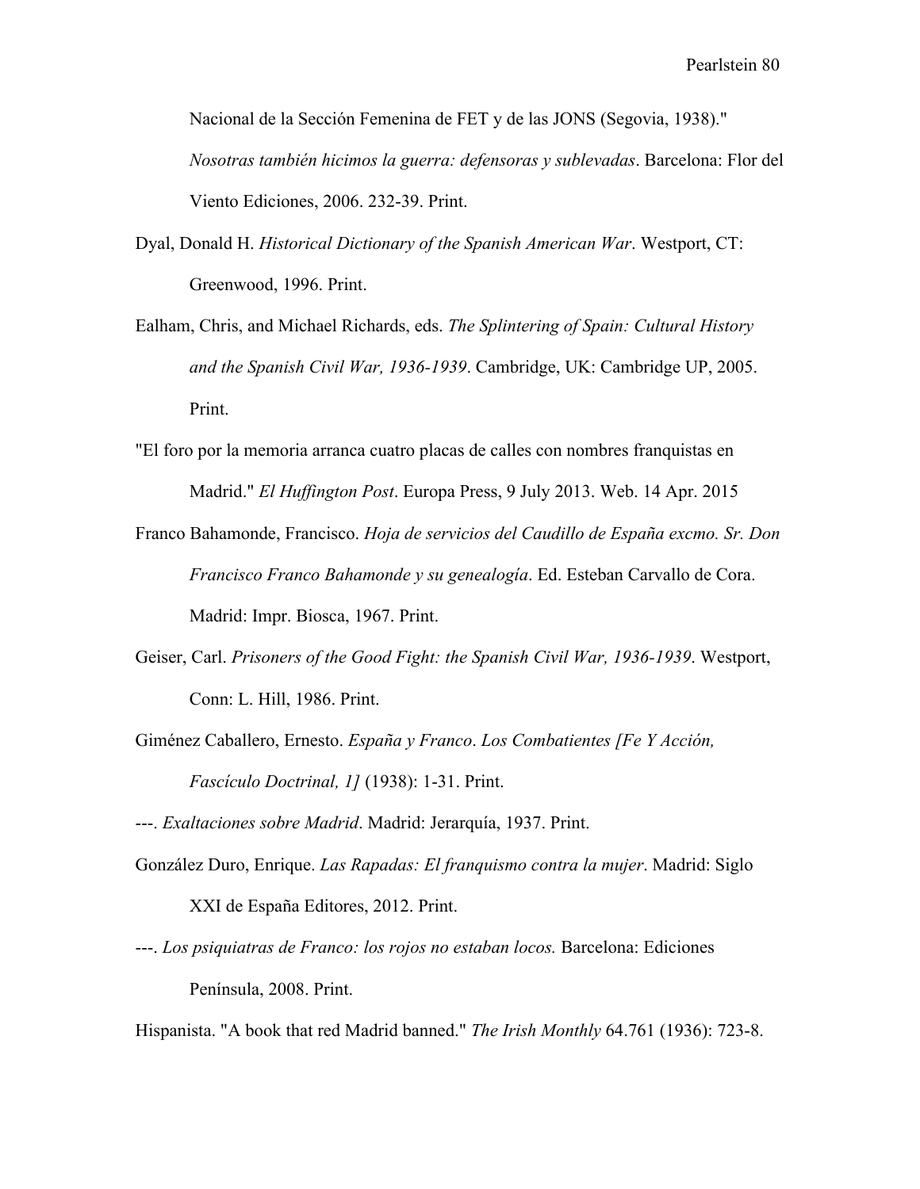Nacional de la Sección Femenina de FET y de las JONS (Segovia, 1938)." *Nosotras también hicimos la guerra: defensoras y sublevadas*. Barcelona: Flor del Viento Ediciones, 2006. 232-39. Print.

Dyal, Donald H. *Historical Dictionary of the Spanish American War*. Westport, CT: Greenwood, 1996. Print.

Ealham, Chris, and Michael Richards, eds. *The Splintering of Spain: Cultural History and the Spanish Civil War, 1936-1939*. Cambridge, UK: Cambridge UP, 2005. Print.

"El foro por la memoria arranca cuatro placas de calles con nombres franquistas en Madrid." *El Huffington Post*. Europa Press, 9 July 2013. Web. 14 Apr. 2015

Franco Bahamonde, Francisco. *Hoja de servicios del Caudillo de España excmo. Sr. Don Francisco Franco Bahamonde y su genealogía*. Ed. Esteban Carvallo de Cora. Madrid: Impr. Biosca, 1967. Print.

Geiser, Carl. *Prisoners of the Good Fight: the Spanish Civil War, 1936-1939*. Westport, Conn: L. Hill, 1986. Print.

Giménez Caballero, Ernesto. *España y Franco*. *Los Combatientes [Fe Y Acción, Fascículo Doctrinal, 1]* (1938): 1-31. Print.

---. *Exaltaciones sobre Madrid*. Madrid: Jerarquía, 1937. Print.

González Duro, Enrique. *Las Rapadas: El franquismo contra la mujer*. Madrid: Siglo XXI de España Editores, 2012. Print.

---. *Los psiquiatras de Franco: los rojos no estaban locos.* Barcelona: Ediciones Península, 2008. Print.

Hispanista. "A book that red Madrid banned." *The Irish Monthly* 64.761 (1936): 723-8.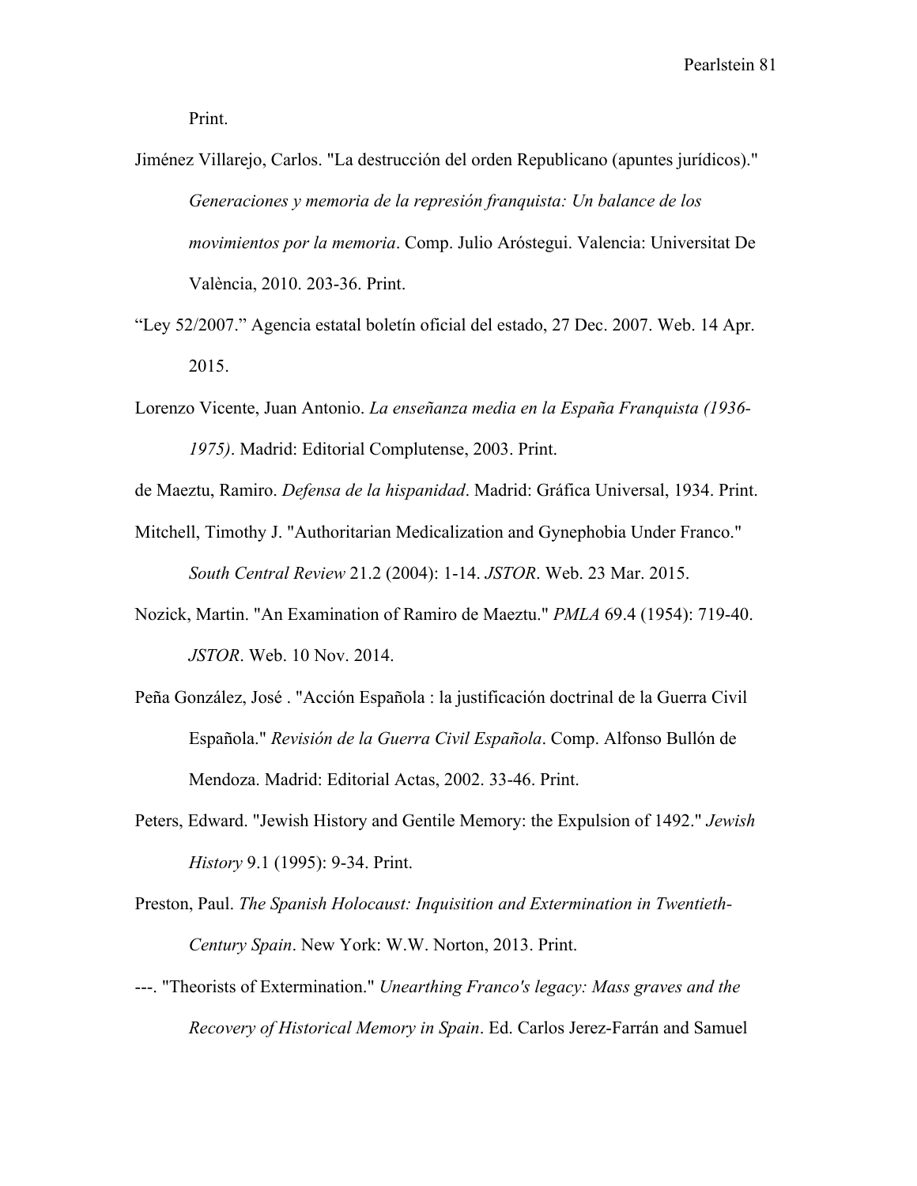Print.

Jiménez Villarejo, Carlos. "La destrucción del orden Republicano (apuntes jurídicos)." *Generaciones y memoria de la represión franquista: Un balance de los movimientos por la memoria*. Comp. Julio Aróstegui. Valencia: Universitat De València, 2010. 203-36. Print.

"Ley 52/2007." Agencia estatal boletín oficial del estado, 27 Dec. 2007. Web. 14 Apr. 2015.

Lorenzo Vicente, Juan Antonio. *La enseñanza media en la España Franquista (1936-1975)*. Madrid: Editorial Complutense, 2003. Print.

de Maeztu, Ramiro. *Defensa de la hispanidad*. Madrid: Gráfica Universal, 1934. Print.

Mitchell, Timothy J. "Authoritarian Medicalization and Gynephobia Under Franco." *South Central Review* 21.2 (2004): 1-14. *JSTOR*. Web. 23 Mar. 2015.

Nozick, Martin. "An Examination of Ramiro de Maeztu." *PMLA* 69.4 (1954): 719-40. *JSTOR*. Web. 10 Nov. 2014.

Peña González, José . "Acción Española : la justificación doctrinal de la Guerra Civil Española." *Revisión de la Guerra Civil Española*. Comp. Alfonso Bullón de Mendoza. Madrid: Editorial Actas, 2002. 33-46. Print.

Peters, Edward. "Jewish History and Gentile Memory: the Expulsion of 1492." *Jewish History* 9.1 (1995): 9-34. Print.

Preston, Paul. *The Spanish Holocaust: Inquisition and Extermination in Twentieth-Century Spain*. New York: W.W. Norton, 2013. Print.

---. "Theorists of Extermination." *Unearthing Franco's legacy: Mass graves and the Recovery of Historical Memory in Spain*. Ed. Carlos Jerez-Farrán and Samuel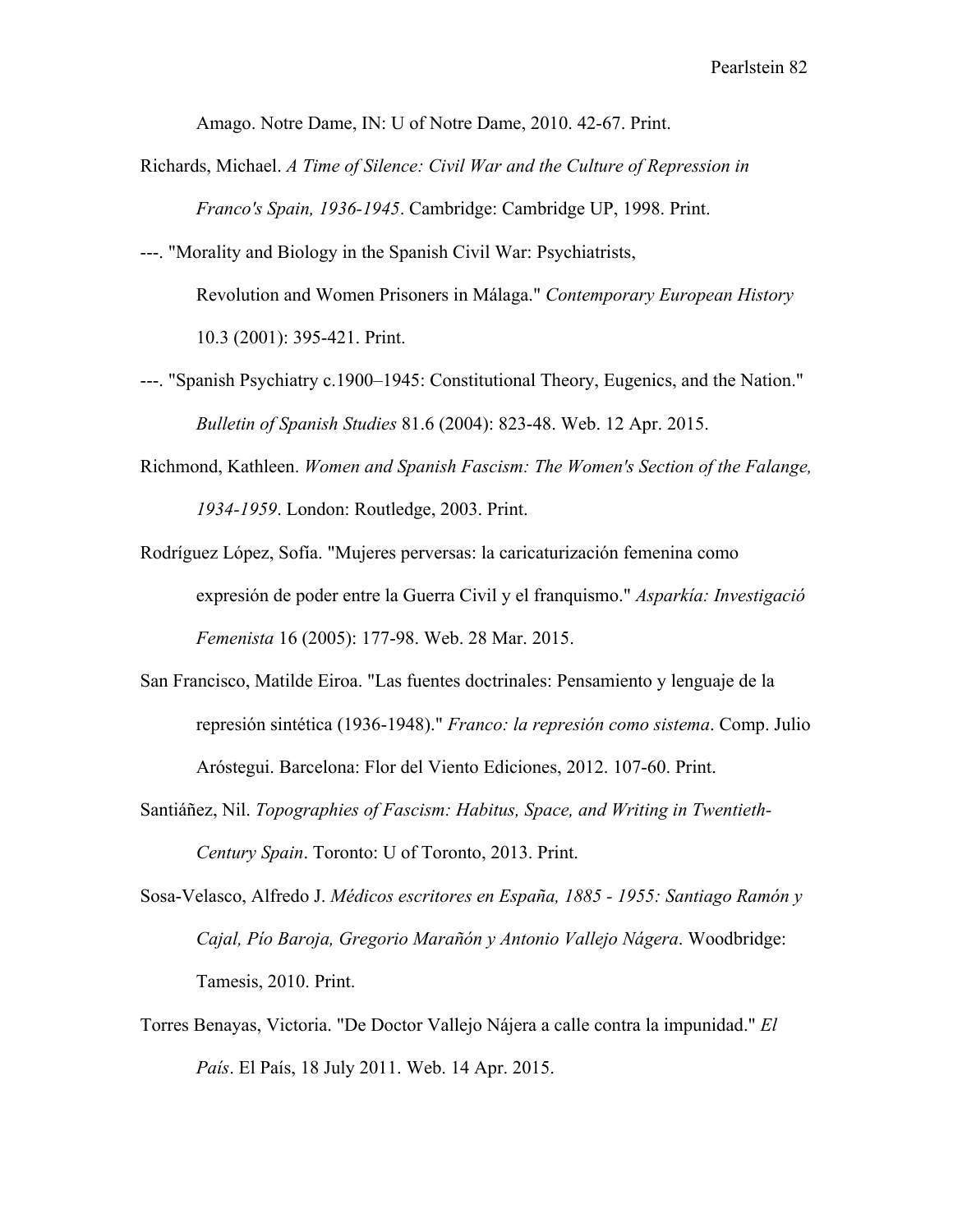Amago. Notre Dame, IN: U of Notre Dame, 2010. 42-67. Print.

Richards, Michael. *A Time of Silence: Civil War and the Culture of Repression in Franco's Spain, 1936-1945*. Cambridge: Cambridge UP, 1998. Print.

---. "Morality and Biology in the Spanish Civil War: Psychiatrists, Revolution and Women Prisoners in Málaga." *Contemporary European History* 10.3 (2001): 395-421. Print.

---. "Spanish Psychiatry c.1900–1945: Constitutional Theory, Eugenics, and the Nation." *Bulletin of Spanish Studies* 81.6 (2004): 823-48. Web. 12 Apr. 2015.

Richmond, Kathleen. *Women and Spanish Fascism: The Women's Section of the Falange, 1934-1959*. London: Routledge, 2003. Print.

Rodríguez López, Sofía. "Mujeres perversas: la caricaturización femenina como expresión de poder entre la Guerra Civil y el franquismo." *Asparkía: Investigació Femenista* 16 (2005): 177-98. Web. 28 Mar. 2015.

San Francisco, Matilde Eiroa. "Las fuentes doctrinales: Pensamiento y lenguaje de la represión sintética (1936-1948)." *Franco: la represión como sistema*. Comp. Julio Aróstegui. Barcelona: Flor del Viento Ediciones, 2012. 107-60. Print.

Santiáñez, Nil. *Topographies of Fascism: Habitus, Space, and Writing in Twentieth-Century Spain*. Toronto: U of Toronto, 2013. Print.

Sosa-Velasco, Alfredo J. *Médicos escritores en España, 1885 - 1955: Santiago Ramón y Cajal, Pío Baroja, Gregorio Marañón y Antonio Vallejo Nágera*. Woodbridge: Tamesis, 2010. Print.

Torres Benayas, Victoria. "De Doctor Vallejo Nájera a calle contra la impunidad." *El País*. El País, 18 July 2011. Web. 14 Apr. 2015.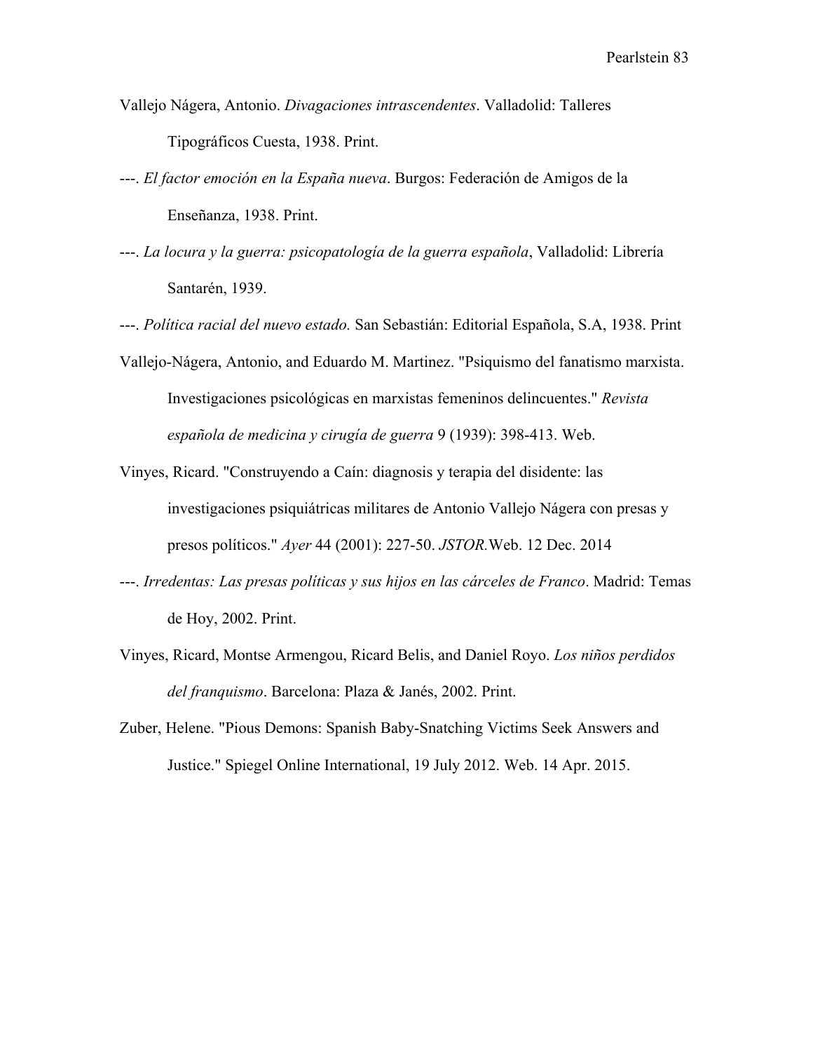Vallejo Nágera, Antonio. *Divagaciones intrascendentes*. Valladolid: Talleres Tipográficos Cuesta, 1938. Print.

---. *El factor emoción en la España nueva*. Burgos: Federación de Amigos de la Enseñanza, 1938. Print.

---. *La locura y la guerra: psicopatología de la guerra española*, Valladolid: Librería Santarén, 1939.

---. *Política racial del nuevo estado.* San Sebastián: Editorial Española, S.A, 1938. Print

Vallejo-Nágera, Antonio, and Eduardo M. Martinez. "Psiquismo del fanatismo marxista. Investigaciones psicológicas en marxistas femeninos delincuentes." *Revista española de medicina y cirugía de guerra* 9 (1939): 398-413. Web.

Vinyes, Ricard. "Construyendo a Caín: diagnosis y terapia del disidente: las investigaciones psiquiátricas militares de Antonio Vallejo Nágera con presas y presos políticos." *Ayer* 44 (2001): 227-50. *JSTOR.*Web. 12 Dec. 2014

---. *Irredentas: Las presas políticas y sus hijos en las cárceles de Franco*. Madrid: Temas de Hoy, 2002. Print.

Vinyes, Ricard, Montse Armengou, Ricard Belis, and Daniel Royo. *Los niños perdidos del franquismo*. Barcelona: Plaza & Janés, 2002. Print.

Zuber, Helene. "Pious Demons: Spanish Baby-Snatching Victims Seek Answers and Justice." Spiegel Online International, 19 July 2012. Web. 14 Apr. 2015.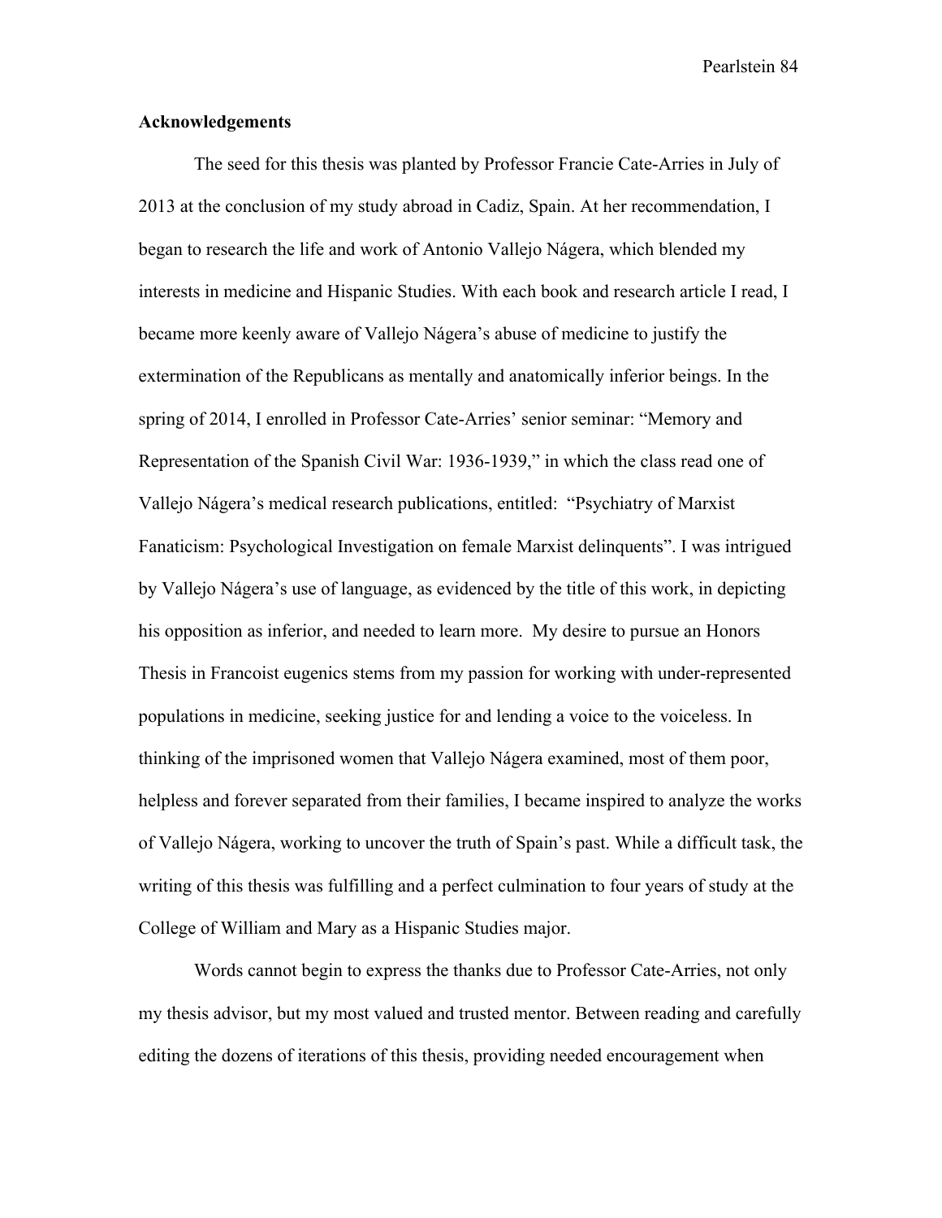## Acknowledgements

The seed for this thesis was planted by Professor Francie Cate-Arries in July of 2013 at the conclusion of my study abroad in Cadiz, Spain. At her recommendation, I began to research the life and work of Antonio Vallejo Nágera, which blended my interests in medicine and Hispanic Studies. With each book and research article I read, I became more keenly aware of Vallejo Nágera's abuse of medicine to justify the extermination of the Republicans as mentally and anatomically inferior beings. In the spring of 2014, I enrolled in Professor Cate-Arries' senior seminar: "Memory and Representation of the Spanish Civil War: 1936-1939," in which the class read one of Vallejo Nágera's medical research publications, entitled: "Psychiatry of Marxist Fanaticism: Psychological Investigation on female Marxist delinquents". I was intrigued by Vallejo Nágera's use of language, as evidenced by the title of this work, in depicting his opposition as inferior, and needed to learn more. My desire to pursue an Honors Thesis in Francoist eugenics stems from my passion for working with under-represented populations in medicine, seeking justice for and lending a voice to the voiceless. In thinking of the imprisoned women that Vallejo Nágera examined, most of them poor, helpless and forever separated from their families, I became inspired to analyze the works of Vallejo Nágera, working to uncover the truth of Spain's past. While a difficult task, the writing of this thesis was fulfilling and a perfect culmination to four years of study at the College of William and Mary as a Hispanic Studies major.

Words cannot begin to express the thanks due to Professor Cate-Arries, not only my thesis advisor, but my most valued and trusted mentor. Between reading and carefully editing the dozens of iterations of this thesis, providing needed encouragement when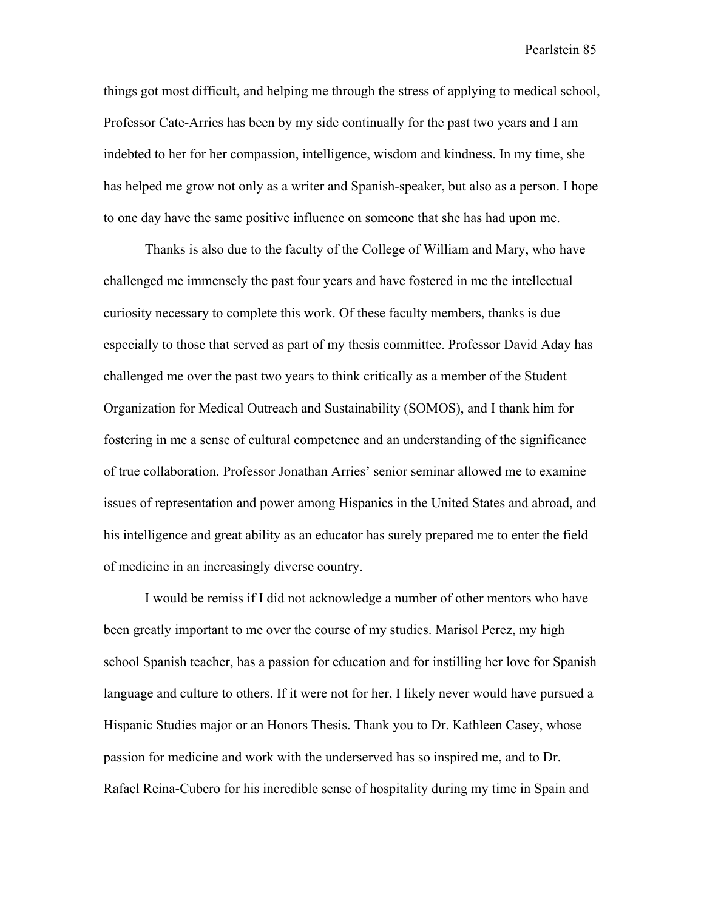things got most difficult, and helping me through the stress of applying to medical school, Professor Cate-Arries has been by my side continually for the past two years and I am indebted to her for her compassion, intelligence, wisdom and kindness. In my time, she has helped me grow not only as a writer and Spanish-speaker, but also as a person. I hope to one day have the same positive influence on someone that she has had upon me.

Thanks is also due to the faculty of the College of William and Mary, who have challenged me immensely the past four years and have fostered in me the intellectual curiosity necessary to complete this work. Of these faculty members, thanks is due especially to those that served as part of my thesis committee. Professor David Aday has challenged me over the past two years to think critically as a member of the Student Organization for Medical Outreach and Sustainability (SOMOS), and I thank him for fostering in me a sense of cultural competence and an understanding of the significance of true collaboration. Professor Jonathan Arries' senior seminar allowed me to examine issues of representation and power among Hispanics in the United States and abroad, and his intelligence and great ability as an educator has surely prepared me to enter the field of medicine in an increasingly diverse country.

I would be remiss if I did not acknowledge a number of other mentors who have been greatly important to me over the course of my studies. Marisol Perez, my high school Spanish teacher, has a passion for education and for instilling her love for Spanish language and culture to others. If it were not for her, I likely never would have pursued a Hispanic Studies major or an Honors Thesis. Thank you to Dr. Kathleen Casey, whose passion for medicine and work with the underserved has so inspired me, and to Dr. Rafael Reina-Cubero for his incredible sense of hospitality during my time in Spain and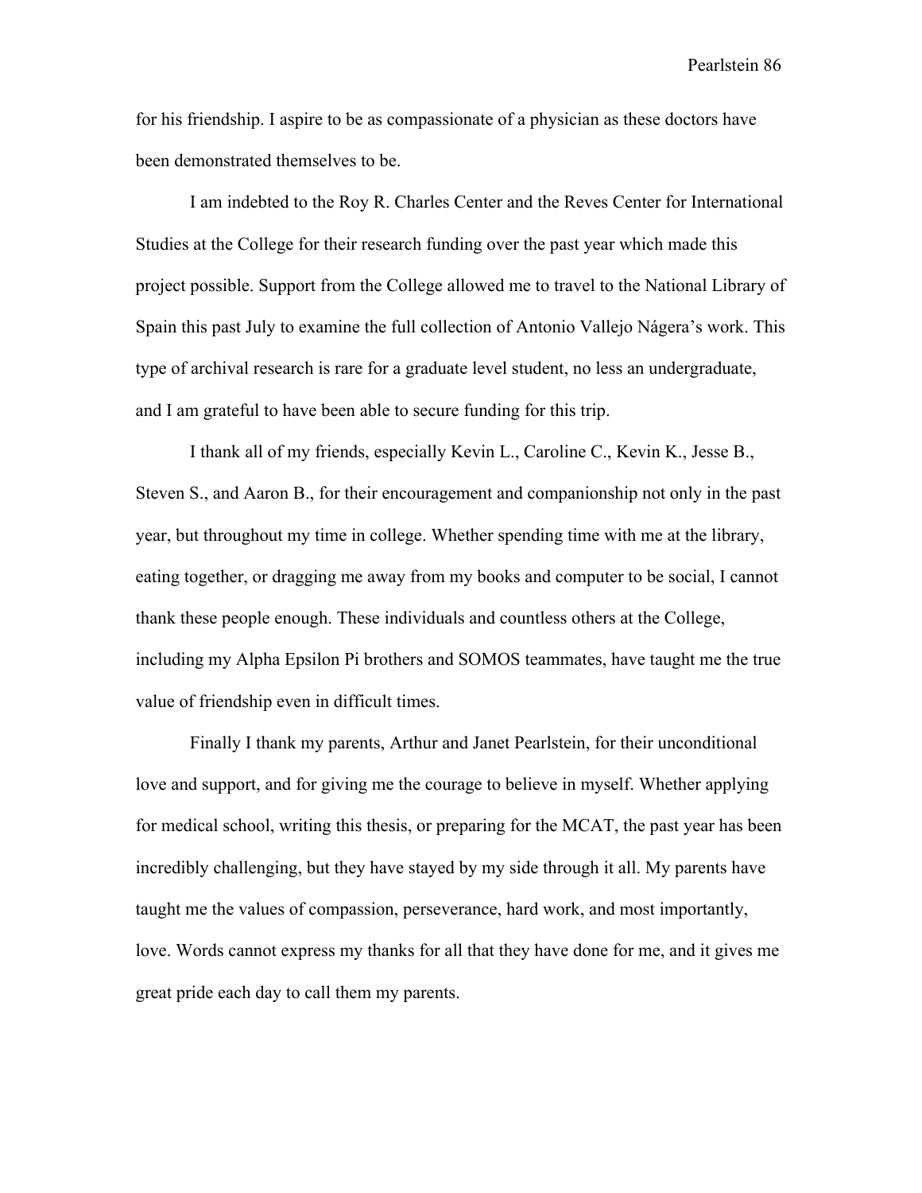for his friendship. I aspire to be as compassionate of a physician as these doctors have been demonstrated themselves to be.

I am indebted to the Roy R. Charles Center and the Reves Center for International Studies at the College for their research funding over the past year which made this project possible. Support from the College allowed me to travel to the National Library of Spain this past July to examine the full collection of Antonio Vallejo Nágera's work. This type of archival research is rare for a graduate level student, no less an undergraduate, and I am grateful to have been able to secure funding for this trip.

I thank all of my friends, especially Kevin L., Caroline C., Kevin K., Jesse B., Steven S., and Aaron B., for their encouragement and companionship not only in the past year, but throughout my time in college. Whether spending time with me at the library, eating together, or dragging me away from my books and computer to be social, I cannot thank these people enough. These individuals and countless others at the College, including my Alpha Epsilon Pi brothers and SOMOS teammates, have taught me the true value of friendship even in difficult times.

Finally I thank my parents, Arthur and Janet Pearlstein, for their unconditional love and support, and for giving me the courage to believe in myself. Whether applying for medical school, writing this thesis, or preparing for the MCAT, the past year has been incredibly challenging, but they have stayed by my side through it all. My parents have taught me the values of compassion, perseverance, hard work, and most importantly, love. Words cannot express my thanks for all that they have done for me, and it gives me great pride each day to call them my parents.